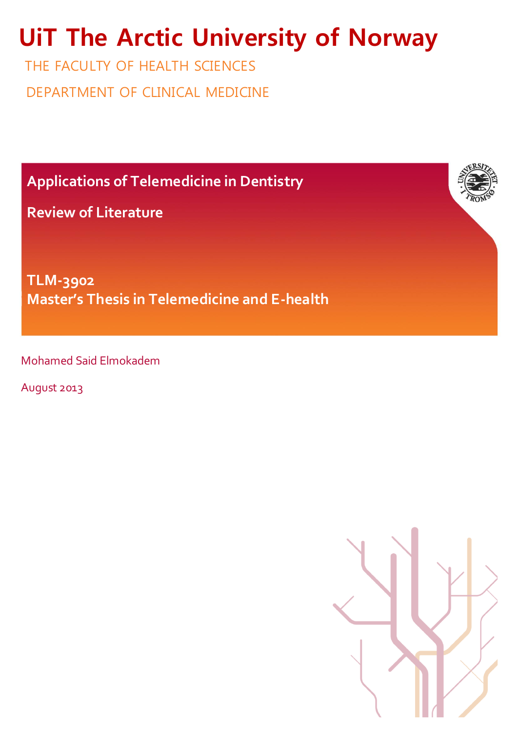# UiT The Arctic University of Norway

THE FACULTY OF HEALTH SCIENCES

DEPARTMENT OF CLINICAL MEDICINE

**Applications of Telemedicine in Dentistry**

**Review of Literature**

**TLM-3902**
**Master's Thesis in Telemedicine and E-health**

Mohamed Said Elmokadem

August 2013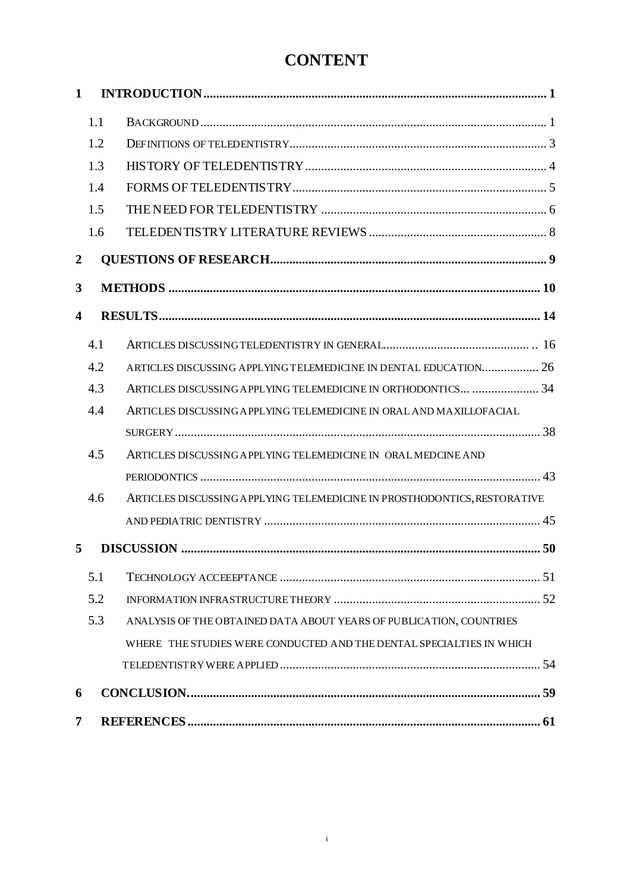# CONTENT

**1 INTRODUCTION ........................................................................................................ 1**

1.1 BACKGROUND ........................................................................................................ 1

1.2 DEFINITIONS OF TELEDENTISTRY ........................................................................ 3

1.3 HISTORY OF TELEDENTISTRY .............................................................................. 4

1.4 FORMS OF TELEDENTISTRY ................................................................................. 5

1.5 THE NEED FOR TELEDENTISTRY ......................................................................... 6

1.6 TELEDENTISTRY LITERATURE REVIEWS ............................................................ 8

**2 QUESTIONS OF RESEARCH ................................................................................... 9**

**3 METHODS .............................................................................................................. 10**

**4 RESULTS ................................................................................................................ 14**

4.1 ARTICLES DISCUSSING TELEDENTISTRY IN GENERAL ............................................ .. 16

4.2 ARTICLES DISCUSSING APPLYING TELEMEDICINE IN DENTAL EDUCATION .................. 26

4.3 ARTICLES DISCUSSING APPLYING TELEMEDICINE IN ORTHODONTICS... ..................... 34

4.4 ARTICLES DISCUSSING APPLYING TELEMEDICINE IN ORAL AND MAXILLOFACIAL SURGERY ........................................................................................................ 38

4.5 ARTICLES DISCUSSING APPLYING TELEMEDICINE IN ORAL MEDCINE AND PERIODONTICS .................................................................................................. 43

4.6 ARTICLES DISCUSSING APPLYING TELEMEDICINE IN PROSTHODONTICS, RESTORATIVE AND PEDIATRIC DENTISTRY ........................................................................... 45

**5 DISCUSSION .......................................................................................................... 50**

5.1 TECHNOLOGY ACCEEPTANCE ............................................................................. 51

5.2 INFORMATION INFRASTRUCTURE THEORY ........................................................... 52

5.3 ANALYSIS OF THE OBTAINED DATA ABOUT YEARS OF PUBLICATION, COUNTRIES WHERE THE STUDIES WERE CONDUCTED AND THE DENTAL SPECIALTIES IN WHICH TELEDENTISTRY WERE APPLIED ................................................................................. 54

**6 CONCLUSION. ........................................................................................................ 59**

**7 REFERENCES .......................................................................................................... 61**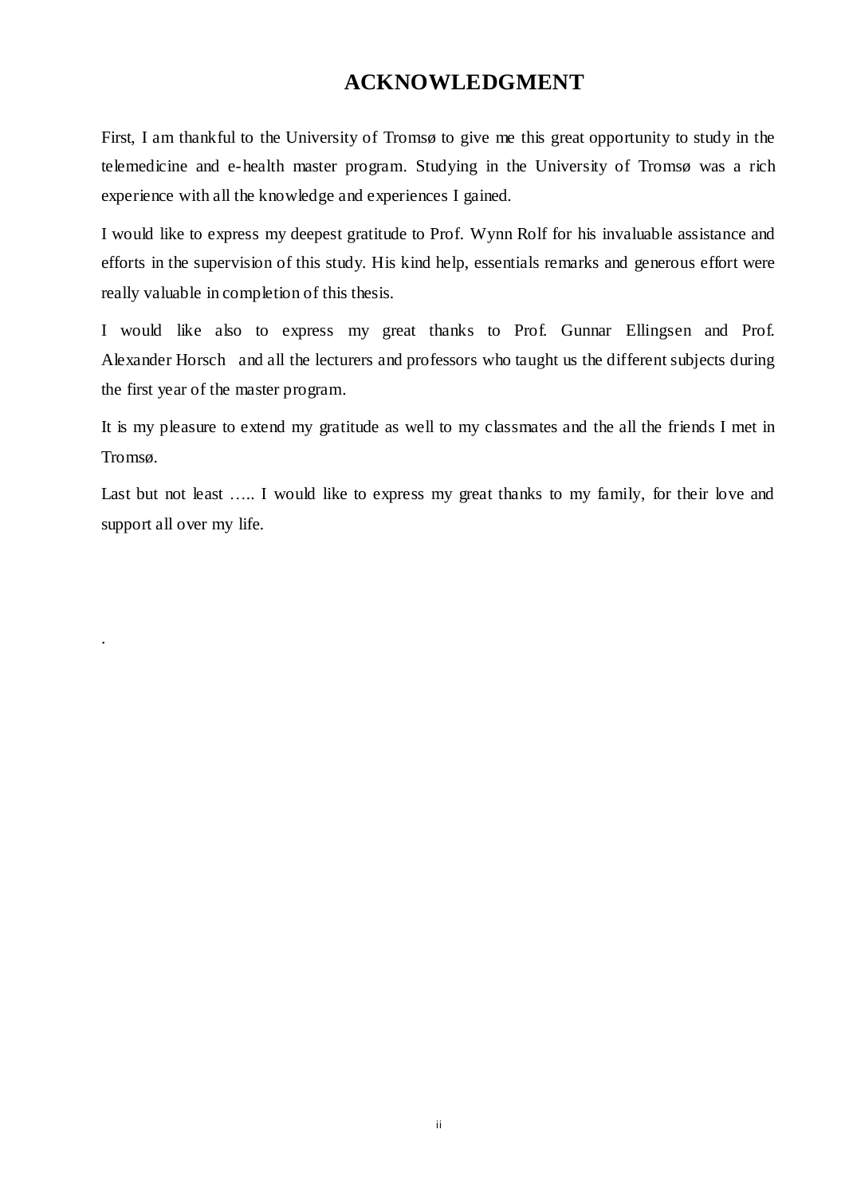# ACKNOWLEDGMENT

First, I am thankful to the University of Tromsø to give me this great opportunity to study in the telemedicine and e-health master program. Studying in the University of Tromsø was a rich experience with all the knowledge and experiences I gained.

I would like to express my deepest gratitude to Prof. Wynn Rolf for his invaluable assistance and efforts in the supervision of this study. His kind help, essentials remarks and generous effort were really valuable in completion of this thesis.

I would like also to express my great thanks to Prof. Gunnar Ellingsen and Prof. Alexander Horsch and all the lecturers and professors who taught us the different subjects during the first year of the master program.

It is my pleasure to extend my gratitude as well to my classmates and the all the friends I met in Tromsø.

Last but not least ….. I would like to express my great thanks to my family, for their love and support all over my life.

.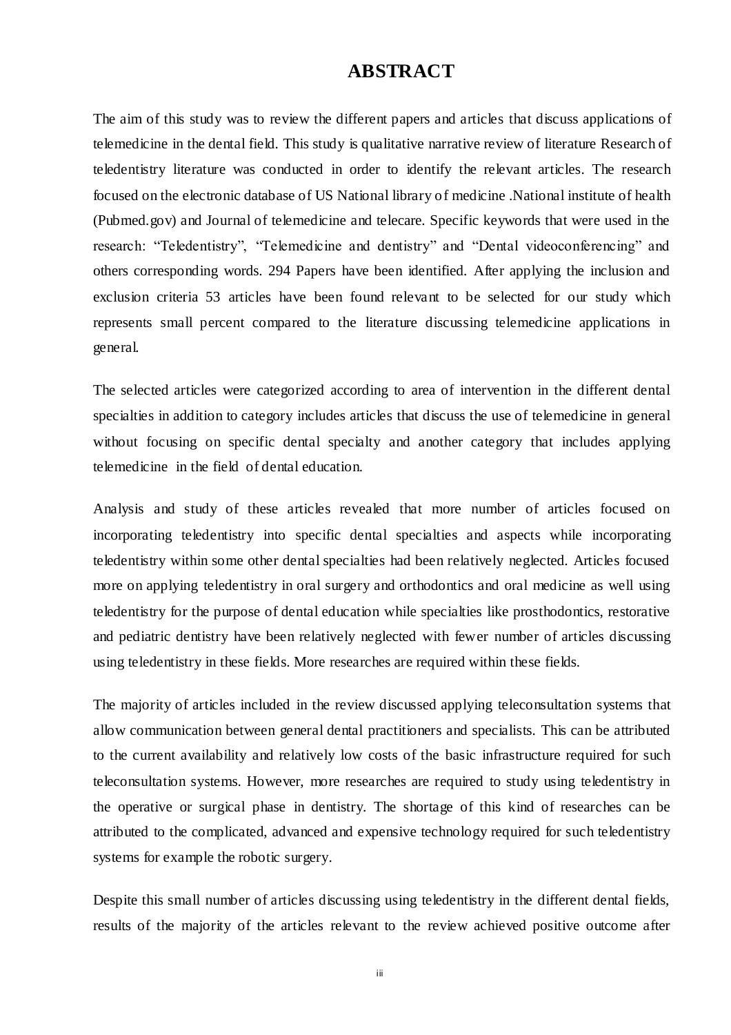# ABSTRACT

The aim of this study was to review the different papers and articles that discuss applications of telemedicine in the dental field. This study is qualitative narrative review of literature Research of teledentistry literature was conducted in order to identify the relevant articles. The research focused on the electronic database of US National library of medicine .National institute of health (Pubmed.gov) and Journal of telemedicine and telecare. Specific keywords that were used in the research: “Teledentistry”, “Telemedicine and dentistry” and “Dental videoconferencing” and others corresponding words. 294 Papers have been identified. After applying the inclusion and exclusion criteria 53 articles have been found relevant to be selected for our study which represents small percent compared to the literature discussing telemedicine applications in general.

The selected articles were categorized according to area of intervention in the different dental specialties in addition to category includes articles that discuss the use of telemedicine in general without focusing on specific dental specialty and another category that includes applying telemedicine in the field of dental education.

Analysis and study of these articles revealed that more number of articles focused on incorporating teledentistry into specific dental specialties and aspects while incorporating teledentistry within some other dental specialties had been relatively neglected. Articles focused more on applying teledentistry in oral surgery and orthodontics and oral medicine as well using teledentistry for the purpose of dental education while specialties like prosthodontics, restorative and pediatric dentistry have been relatively neglected with fewer number of articles discussing using teledentistry in these fields. More researches are required within these fields.

The majority of articles included in the review discussed applying teleconsultation systems that allow communication between general dental practitioners and specialists. This can be attributed to the current availability and relatively low costs of the basic infrastructure required for such teleconsultation systems. However, more researches are required to study using teledentistry in the operative or surgical phase in dentistry. The shortage of this kind of researches can be attributed to the complicated, advanced and expensive technology required for such teledentistry systems for example the robotic surgery.

Despite this small number of articles discussing using teledentistry in the different dental fields, results of the majority of the articles relevant to the review achieved positive outcome after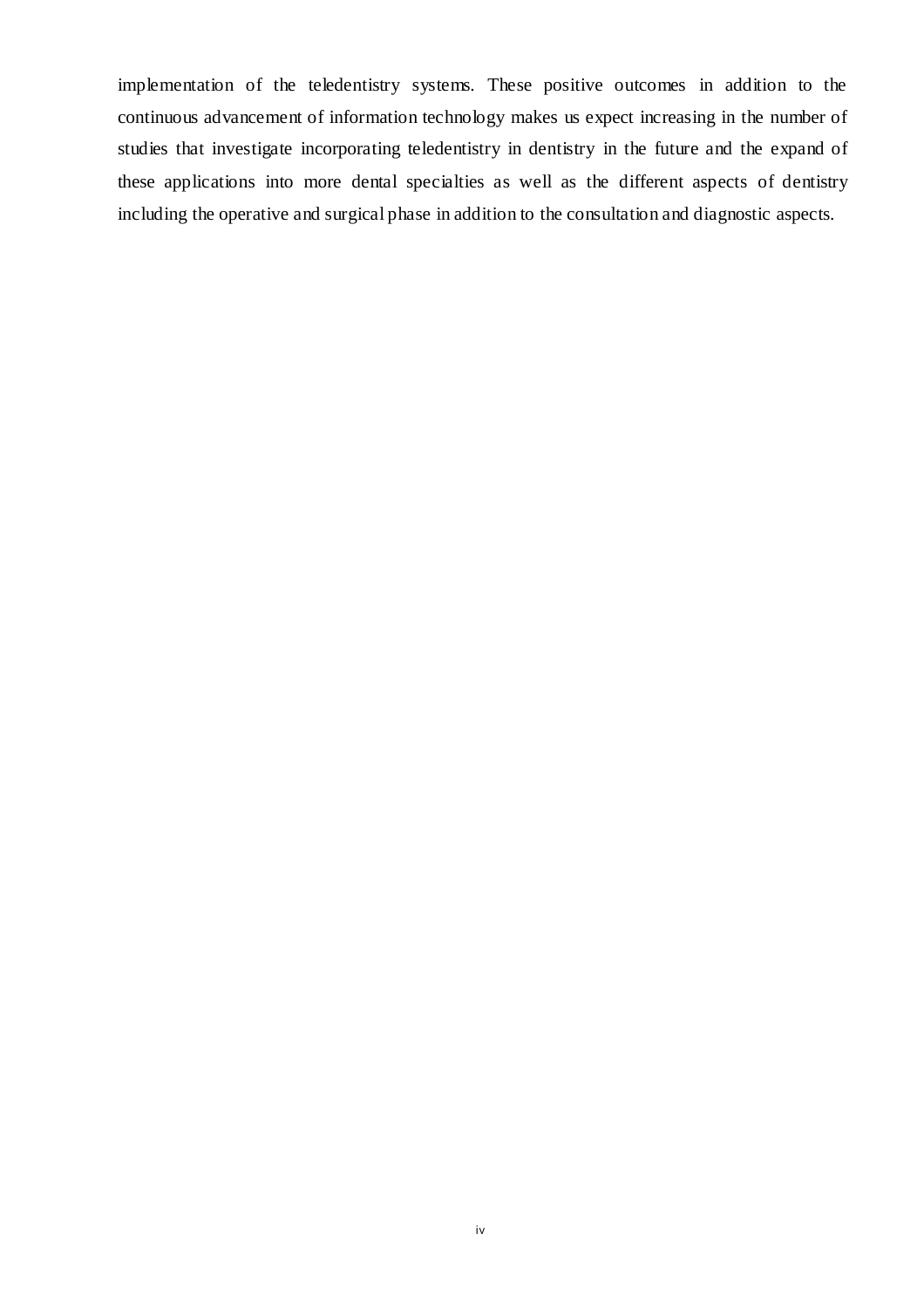implementation of the teledentistry systems. These positive outcomes in addition to the continuous advancement of information technology makes us expect increasing in the number of studies that investigate incorporating teledentistry in dentistry in the future and the expand of these applications into more dental specialties as well as the different aspects of dentistry including the operative and surgical phase in addition to the consultation and diagnostic aspects.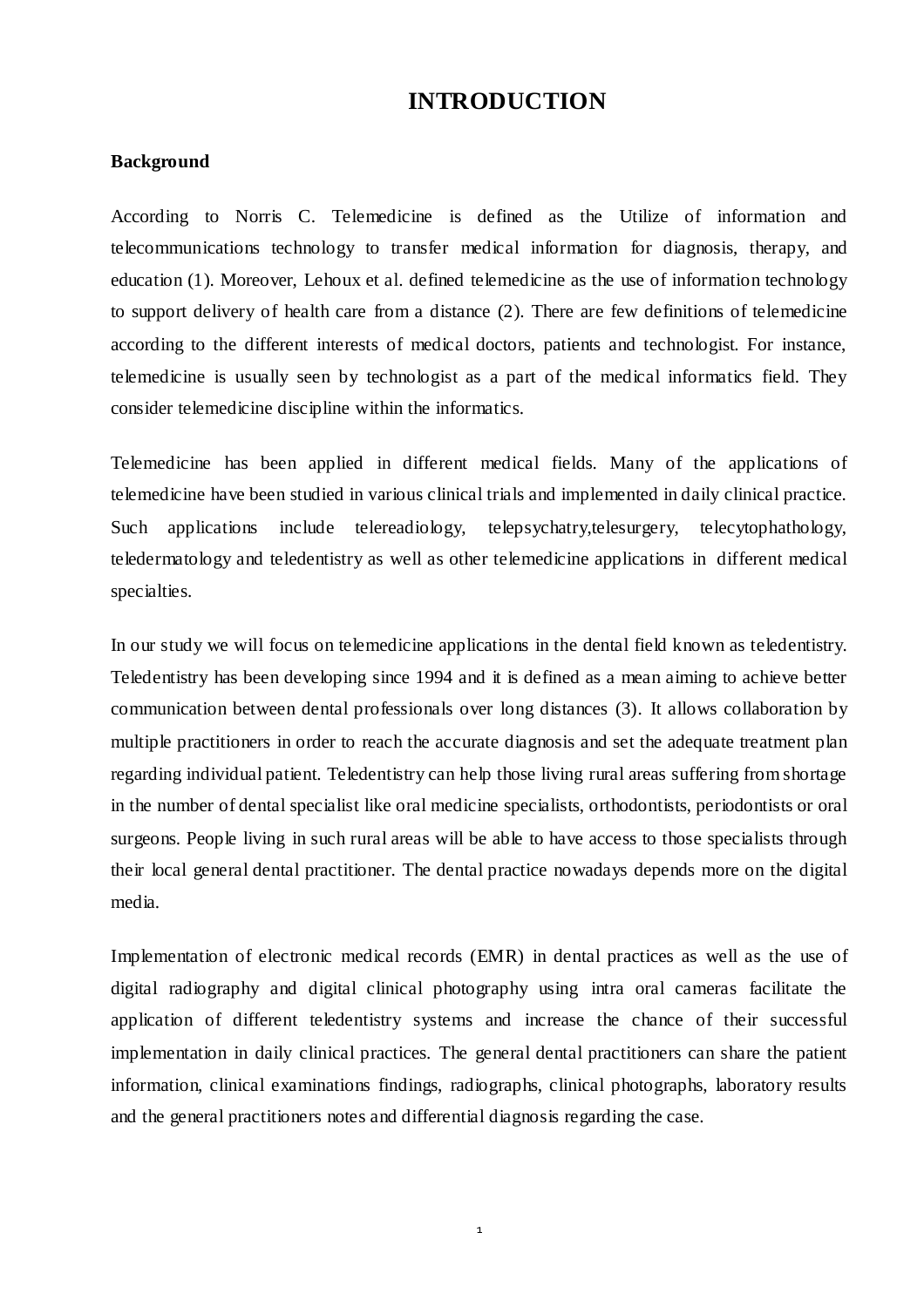# INTRODUCTION

## Background

According to Norris C. Telemedicine is defined as the Utilize of information and telecommunications technology to transfer medical information for diagnosis, therapy, and education (1). Moreover, Lehoux et al. defined telemedicine as the use of information technology to support delivery of health care from a distance (2). There are few definitions of telemedicine according to the different interests of medical doctors, patients and technologist. For instance, telemedicine is usually seen by technologist as a part of the medical informatics field. They consider telemedicine discipline within the informatics.

Telemedicine has been applied in different medical fields. Many of the applications of telemedicine have been studied in various clinical trials and implemented in daily clinical practice. Such applications include telereadiology, telepsychatry,telesurgery, telecytophathology, teledermatology and teledentistry as well as other telemedicine applications in different medical specialties.

In our study we will focus on telemedicine applications in the dental field known as teledentistry. Teledentistry has been developing since 1994 and it is defined as a mean aiming to achieve better communication between dental professionals over long distances (3). It allows collaboration by multiple practitioners in order to reach the accurate diagnosis and set the adequate treatment plan regarding individual patient. Teledentistry can help those living rural areas suffering from shortage in the number of dental specialist like oral medicine specialists, orthodontists, periodontists or oral surgeons. People living in such rural areas will be able to have access to those specialists through their local general dental practitioner. The dental practice nowadays depends more on the digital media.

Implementation of electronic medical records (EMR) in dental practices as well as the use of digital radiography and digital clinical photography using intra oral cameras facilitate the application of different teledentistry systems and increase the chance of their successful implementation in daily clinical practices. The general dental practitioners can share the patient information, clinical examinations findings, radiographs, clinical photographs, laboratory results and the general practitioners notes and differential diagnosis regarding the case.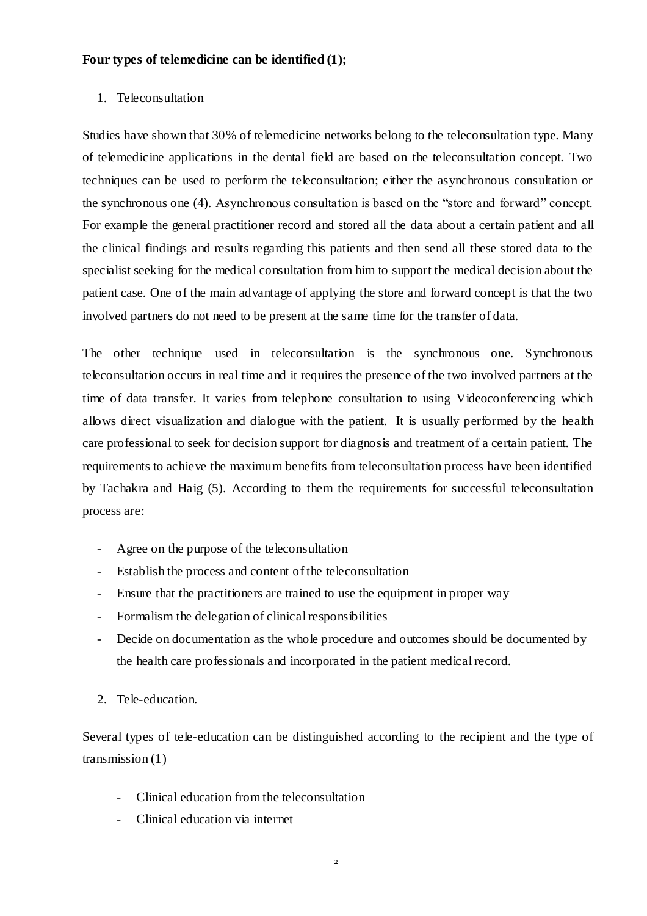**Four types of telemedicine can be identified (1);**

1. Teleconsultation

Studies have shown that 30% of telemedicine networks belong to the teleconsultation type. Many of telemedicine applications in the dental field are based on the teleconsultation concept. Two techniques can be used to perform the teleconsultation; either the asynchronous consultation or the synchronous one (4). Asynchronous consultation is based on the "store and forward" concept. For example the general practitioner record and stored all the data about a certain patient and all the clinical findings and results regarding this patients and then send all these stored data to the specialist seeking for the medical consultation from him to support the medical decision about the patient case. One of the main advantage of applying the store and forward concept is that the two involved partners do not need to be present at the same time for the transfer of data.

The other technique used in teleconsultation is the synchronous one. Synchronous teleconsultation occurs in real time and it requires the presence of the two involved partners at the time of data transfer. It varies from telephone consultation to using Videoconferencing which allows direct visualization and dialogue with the patient. It is usually performed by the health care professional to seek for decision support for diagnosis and treatment of a certain patient. The requirements to achieve the maximum benefits from teleconsultation process have been identified by Tachakra and Haig (5). According to them the requirements for successful teleconsultation process are:

- Agree on the purpose of the teleconsultation
- Establish the process and content of the teleconsultation
- Ensure that the practitioners are trained to use the equipment in proper way
- Formalism the delegation of clinical responsibilities
- Decide on documentation as the whole procedure and outcomes should be documented by the health care professionals and incorporated in the patient medical record.

2. Tele-education.

Several types of tele-education can be distinguished according to the recipient and the type of transmission (1)

- Clinical education from the teleconsultation
- Clinical education via internet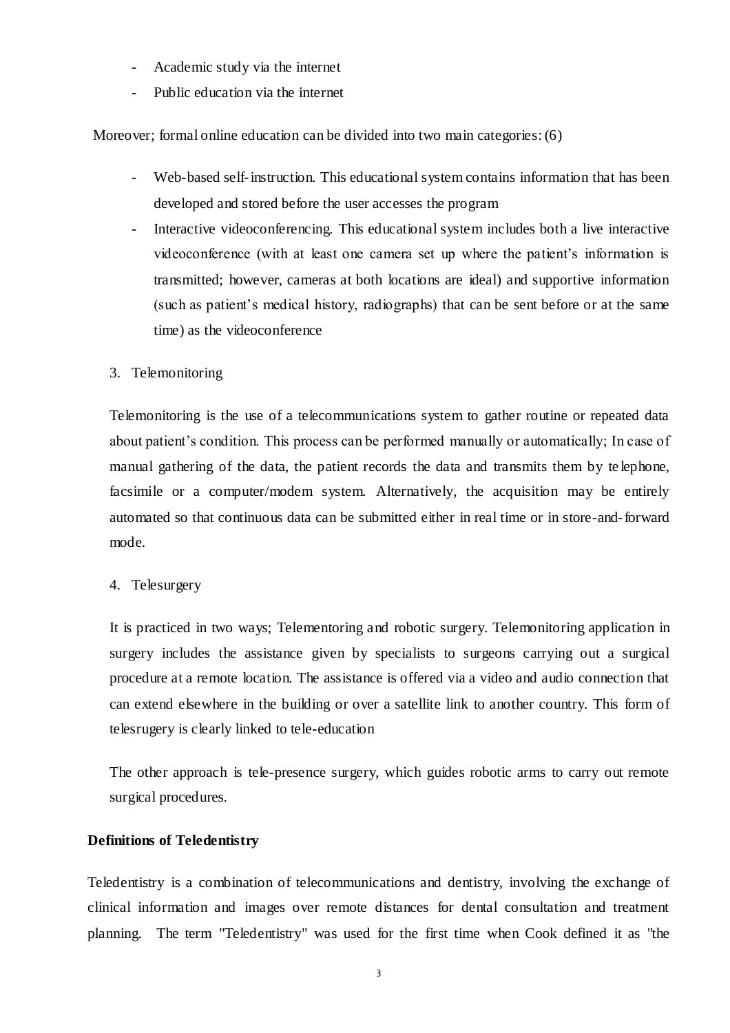- Academic study via the internet
- Public education via the internet

Moreover; formal online education can be divided into two main categories: (6)

- Web-based self-instruction. This educational system contains information that has been developed and stored before the user accesses the program
- Interactive videoconferencing. This educational system includes both a live interactive videoconference (with at least one camera set up where the patient's information is transmitted; however, cameras at both locations are ideal) and supportive information (such as patient's medical history, radiographs) that can be sent before or at the same time) as the videoconference

3. Telemonitoring

Telemonitoring is the use of a telecommunications system to gather routine or repeated data about patient's condition. This process can be performed manually or automatically; In case of manual gathering of the data, the patient records the data and transmits them by telephone, facsimile or a computer/modem system. Alternatively, the acquisition may be entirely automated so that continuous data can be submitted either in real time or in store-and-forward mode.

4. Telesurgery

It is practiced in two ways; Telementoring and robotic surgery. Telemonitoring application in surgery includes the assistance given by specialists to surgeons carrying out a surgical procedure at a remote location. The assistance is offered via a video and audio connection that can extend elsewhere in the building or over a satellite link to another country. This form of telesrugery is clearly linked to tele-education

The other approach is tele-presence surgery, which guides robotic arms to carry out remote surgical procedures.

**Definitions of Teledentistry**

Teledentistry is a combination of telecommunications and dentistry, involving the exchange of clinical information and images over remote distances for dental consultation and treatment planning. The term "Teledentistry" was used for the first time when Cook defined it as "the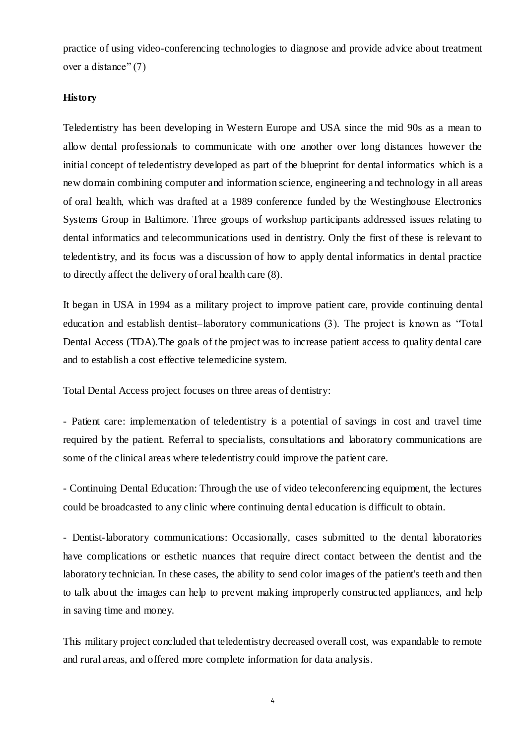practice of using video-conferencing technologies to diagnose and provide advice about treatment over a distance" (7)

**History**

Teledentistry has been developing in Western Europe and USA since the mid 90s as a mean to allow dental professionals to communicate with one another over long distances however the initial concept of teledentistry developed as part of the blueprint for dental informatics which is a new domain combining computer and information science, engineering and technology in all areas of oral health, which was drafted at a 1989 conference funded by the Westinghouse Electronics Systems Group in Baltimore. Three groups of workshop participants addressed issues relating to dental informatics and telecommunications used in dentistry. Only the first of these is relevant to teledentistry, and its focus was a discussion of how to apply dental informatics in dental practice to directly affect the delivery of oral health care (8).

It began in USA in 1994 as a military project to improve patient care, provide continuing dental education and establish dentist–laboratory communications (3). The project is known as "Total Dental Access (TDA).The goals of the project was to increase patient access to quality dental care and to establish a cost effective telemedicine system.

Total Dental Access project focuses on three areas of dentistry:

- Patient care: implementation of teledentistry is a potential of savings in cost and travel time required by the patient. Referral to specialists, consultations and laboratory communications are some of the clinical areas where teledentistry could improve the patient care.

- Continuing Dental Education: Through the use of video teleconferencing equipment, the lectures could be broadcasted to any clinic where continuing dental education is difficult to obtain.

- Dentist-laboratory communications: Occasionally, cases submitted to the dental laboratories have complications or esthetic nuances that require direct contact between the dentist and the laboratory technician. In these cases, the ability to send color images of the patient's teeth and then to talk about the images can help to prevent making improperly constructed appliances, and help in saving time and money.

This military project concluded that teledentistry decreased overall cost, was expandable to remote and rural areas, and offered more complete information for data analysis.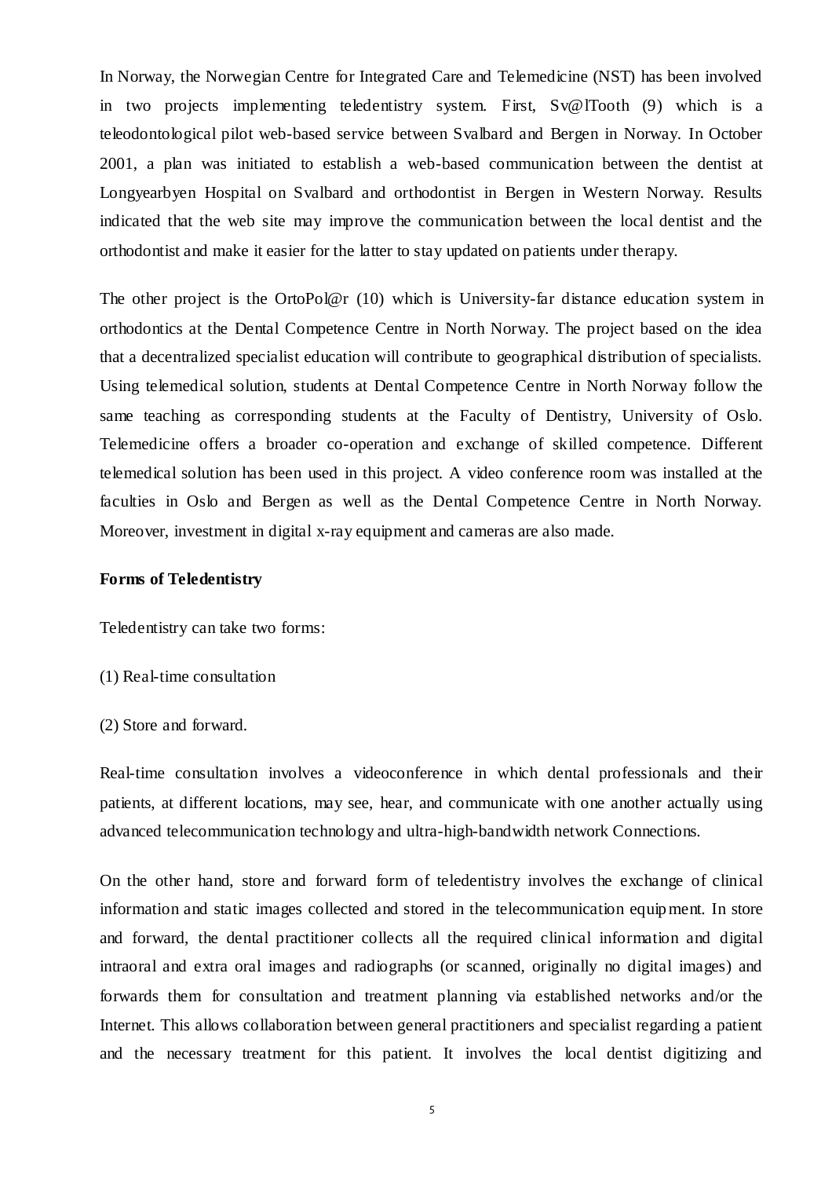In Norway, the Norwegian Centre for Integrated Care and Telemedicine (NST) has been involved in two projects implementing teledentistry system. First, Sv@lTooth (9) which is a teleodontological pilot web-based service between Svalbard and Bergen in Norway. In October 2001, a plan was initiated to establish a web-based communication between the dentist at Longyearbyen Hospital on Svalbard and orthodontist in Bergen in Western Norway. Results indicated that the web site may improve the communication between the local dentist and the orthodontist and make it easier for the latter to stay updated on patients under therapy.

The other project is the OrtoPol@r (10) which is University-far distance education system in orthodontics at the Dental Competence Centre in North Norway. The project based on the idea that a decentralized specialist education will contribute to geographical distribution of specialists. Using telemedical solution, students at Dental Competence Centre in North Norway follow the same teaching as corresponding students at the Faculty of Dentistry, University of Oslo. Telemedicine offers a broader co-operation and exchange of skilled competence. Different telemedical solution has been used in this project. A video conference room was installed at the faculties in Oslo and Bergen as well as the Dental Competence Centre in North Norway. Moreover, investment in digital x-ray equipment and cameras are also made.

**Forms of Teledentistry**

Teledentistry can take two forms:

(1) Real-time consultation

(2) Store and forward.

Real-time consultation involves a videoconference in which dental professionals and their patients, at different locations, may see, hear, and communicate with one another actually using advanced telecommunication technology and ultra-high-bandwidth network Connections.

On the other hand, store and forward form of teledentistry involves the exchange of clinical information and static images collected and stored in the telecommunication equipment. In store and forward, the dental practitioner collects all the required clinical information and digital intraoral and extra oral images and radiographs (or scanned, originally no digital images) and forwards them for consultation and treatment planning via established networks and/or the Internet. This allows collaboration between general practitioners and specialist regarding a patient and the necessary treatment for this patient. It involves the local dentist digitizing and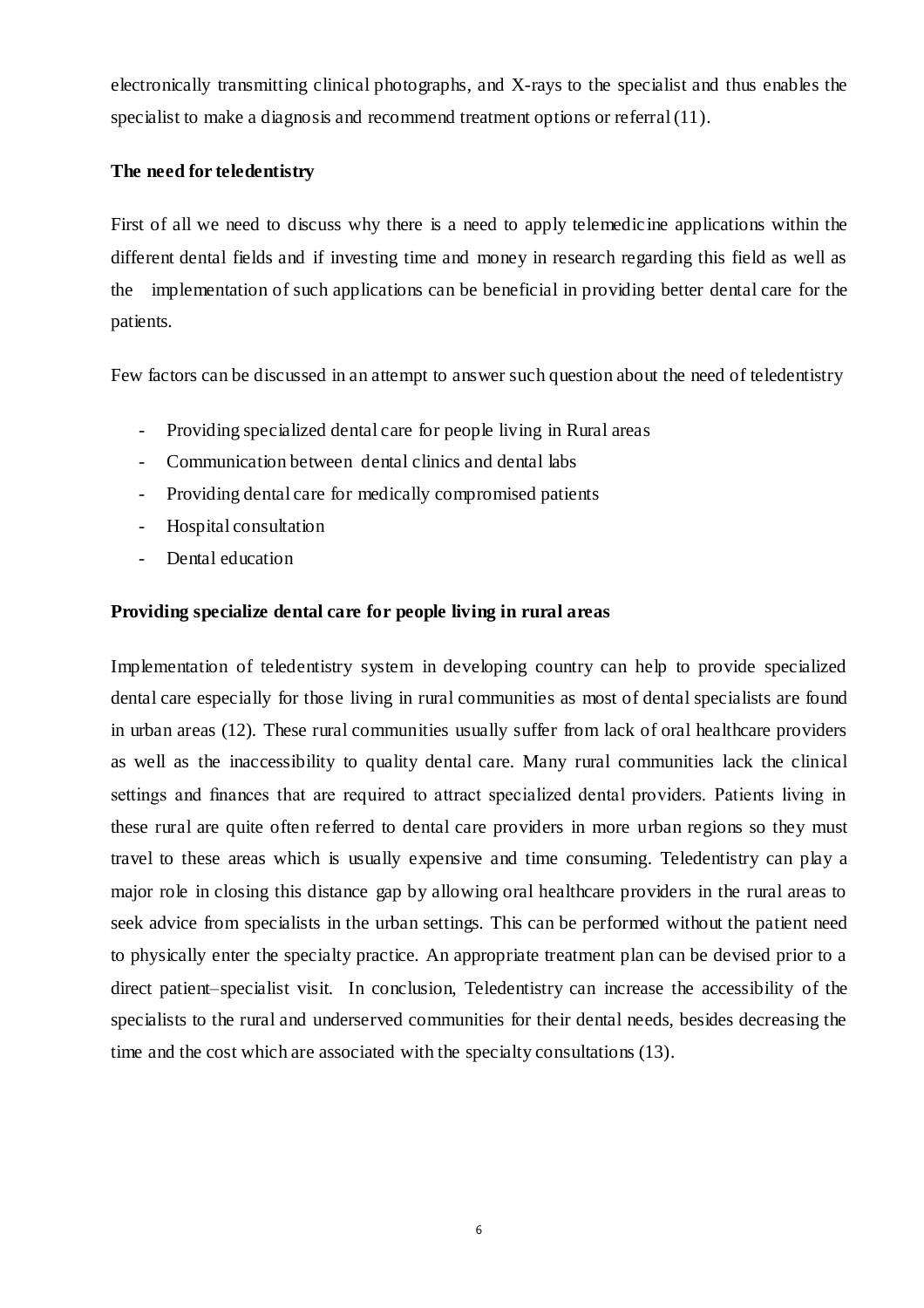electronically transmitting clinical photographs, and X-rays to the specialist and thus enables the specialist to make a diagnosis and recommend treatment options or referral (11).

**The need for teledentistry**

First of all we need to discuss why there is a need to apply telemedicine applications within the different dental fields and if investing time and money in research regarding this field as well as the implementation of such applications can be beneficial in providing better dental care for the patients.

Few factors can be discussed in an attempt to answer such question about the need of teledentistry

- Providing specialized dental care for people living in Rural areas
- Communication between dental clinics and dental labs
- Providing dental care for medically compromised patients
- Hospital consultation
- Dental education

**Providing specialize dental care for people living in rural areas**

Implementation of teledentistry system in developing country can help to provide specialized dental care especially for those living in rural communities as most of dental specialists are found in urban areas (12). These rural communities usually suffer from lack of oral healthcare providers as well as the inaccessibility to quality dental care. Many rural communities lack the clinical settings and finances that are required to attract specialized dental providers. Patients living in these rural are quite often referred to dental care providers in more urban regions so they must travel to these areas which is usually expensive and time consuming. Teledentistry can play a major role in closing this distance gap by allowing oral healthcare providers in the rural areas to seek advice from specialists in the urban settings. This can be performed without the patient need to physically enter the specialty practice. An appropriate treatment plan can be devised prior to a direct patient–specialist visit. In conclusion, Teledentistry can increase the accessibility of the specialists to the rural and underserved communities for their dental needs, besides decreasing the time and the cost which are associated with the specialty consultations (13).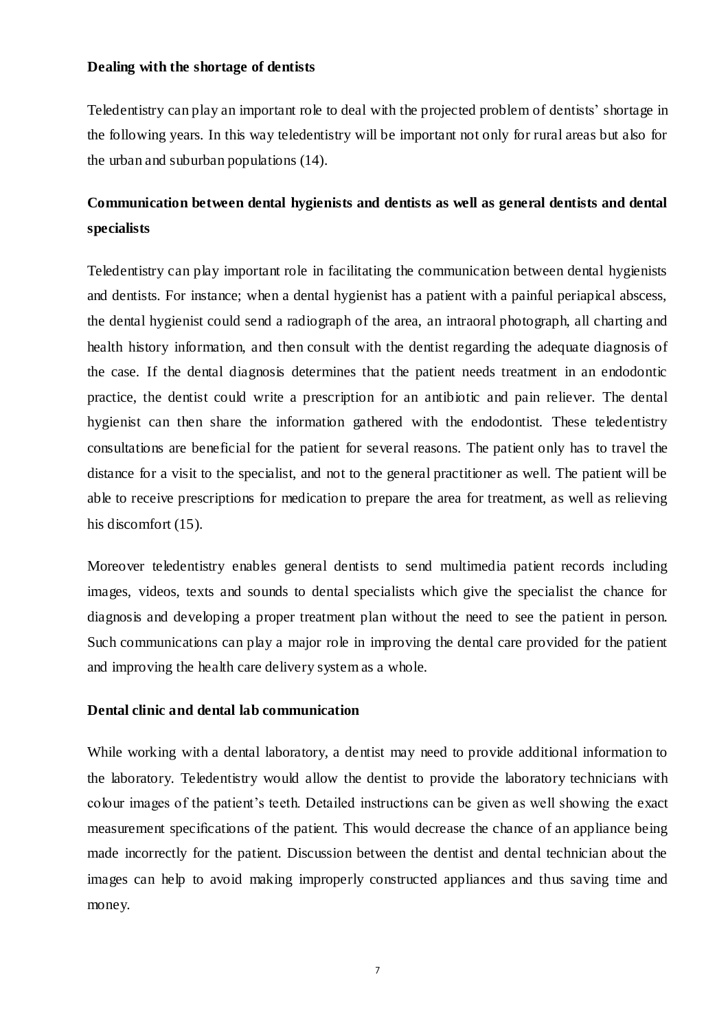**Dealing with the shortage of dentists**

Teledentistry can play an important role to deal with the projected problem of dentists' shortage in the following years. In this way teledentistry will be important not only for rural areas but also for the urban and suburban populations (14).

**Communication between dental hygienists and dentists as well as general dentists and dental specialists**

Teledentistry can play important role in facilitating the communication between dental hygienists and dentists. For instance; when a dental hygienist has a patient with a painful periapical abscess, the dental hygienist could send a radiograph of the area, an intraoral photograph, all charting and health history information, and then consult with the dentist regarding the adequate diagnosis of the case. If the dental diagnosis determines that the patient needs treatment in an endodontic practice, the dentist could write a prescription for an antibiotic and pain reliever. The dental hygienist can then share the information gathered with the endodontist. These teledentistry consultations are beneficial for the patient for several reasons. The patient only has to travel the distance for a visit to the specialist, and not to the general practitioner as well. The patient will be able to receive prescriptions for medication to prepare the area for treatment, as well as relieving his discomfort (15).

Moreover teledentistry enables general dentists to send multimedia patient records including images, videos, texts and sounds to dental specialists which give the specialist the chance for diagnosis and developing a proper treatment plan without the need to see the patient in person. Such communications can play a major role in improving the dental care provided for the patient and improving the health care delivery system as a whole.

**Dental clinic and dental lab communication**

While working with a dental laboratory, a dentist may need to provide additional information to the laboratory. Teledentistry would allow the dentist to provide the laboratory technicians with colour images of the patient's teeth. Detailed instructions can be given as well showing the exact measurement specifications of the patient. This would decrease the chance of an appliance being made incorrectly for the patient. Discussion between the dentist and dental technician about the images can help to avoid making improperly constructed appliances and thus saving time and money.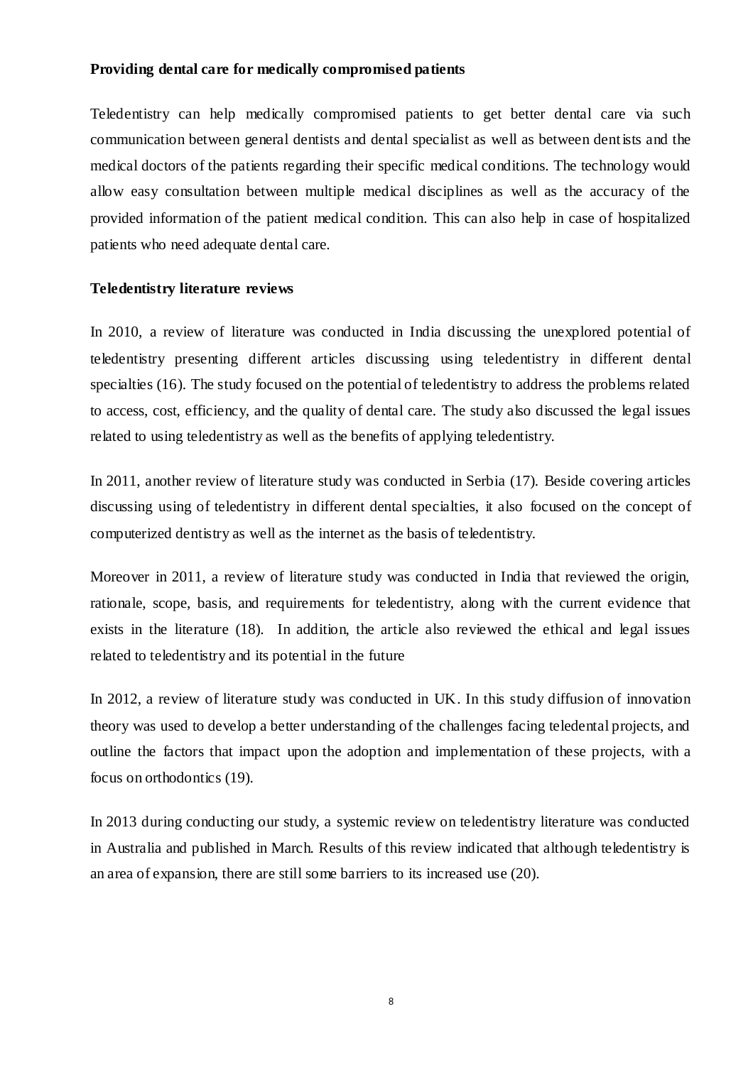**Providing dental care for medically compromised patients**

Teledentistry can help medically compromised patients to get better dental care via such communication between general dentists and dental specialist as well as between dentists and the medical doctors of the patients regarding their specific medical conditions. The technology would allow easy consultation between multiple medical disciplines as well as the accuracy of the provided information of the patient medical condition. This can also help in case of hospitalized patients who need adequate dental care.

**Teledentistry literature reviews**

In 2010, a review of literature was conducted in India discussing the unexplored potential of teledentistry presenting different articles discussing using teledentistry in different dental specialties (16). The study focused on the potential of teledentistry to address the problems related to access, cost, efficiency, and the quality of dental care. The study also discussed the legal issues related to using teledentistry as well as the benefits of applying teledentistry.

In 2011, another review of literature study was conducted in Serbia (17). Beside covering articles discussing using of teledentistry in different dental specialties, it also focused on the concept of computerized dentistry as well as the internet as the basis of teledentistry.

Moreover in 2011, a review of literature study was conducted in India that reviewed the origin, rationale, scope, basis, and requirements for teledentistry, along with the current evidence that exists in the literature (18). In addition, the article also reviewed the ethical and legal issues related to teledentistry and its potential in the future

In 2012, a review of literature study was conducted in UK. In this study diffusion of innovation theory was used to develop a better understanding of the challenges facing teledental projects, and outline the factors that impact upon the adoption and implementation of these projects, with a focus on orthodontics (19).

In 2013 during conducting our study, a systemic review on teledentistry literature was conducted in Australia and published in March. Results of this review indicated that although teledentistry is an area of expansion, there are still some barriers to its increased use (20).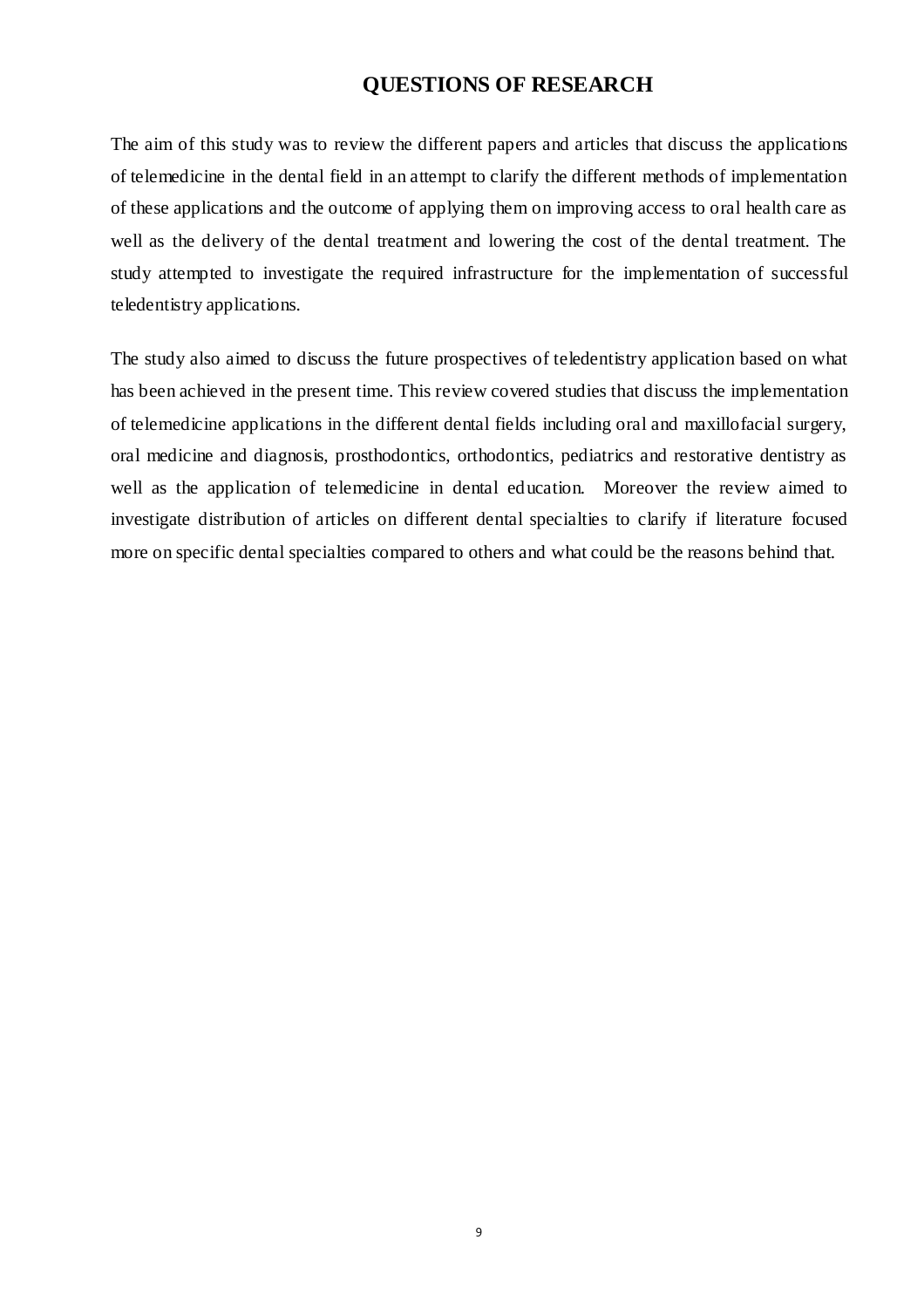# QUESTIONS OF RESEARCH

The aim of this study was to review the different papers and articles that discuss the applications of telemedicine in the dental field in an attempt to clarify the different methods of implementation of these applications and the outcome of applying them on improving access to oral health care as well as the delivery of the dental treatment and lowering the cost of the dental treatment. The study attempted to investigate the required infrastructure for the implementation of successful teledentistry applications.

The study also aimed to discuss the future prospectives of teledentistry application based on what has been achieved in the present time. This review covered studies that discuss the implementation of telemedicine applications in the different dental fields including oral and maxillofacial surgery, oral medicine and diagnosis, prosthodontics, orthodontics, pediatrics and restorative dentistry as well as the application of telemedicine in dental education. Moreover the review aimed to investigate distribution of articles on different dental specialties to clarify if literature focused more on specific dental specialties compared to others and what could be the reasons behind that.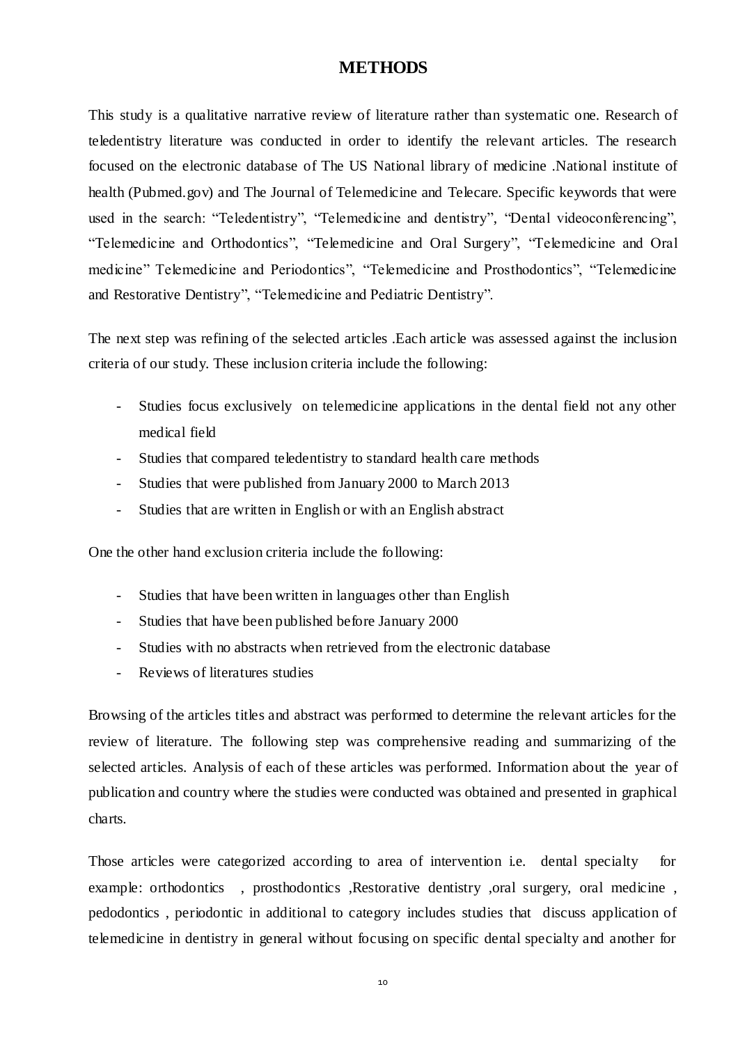# METHODS

This study is a qualitative narrative review of literature rather than systematic one. Research of teledentistry literature was conducted in order to identify the relevant articles. The research focused on the electronic database of The US National library of medicine .National institute of health (Pubmed.gov) and The Journal of Telemedicine and Telecare. Specific keywords that were used in the search: "Teledentistry", "Telemedicine and dentistry", "Dental videoconferencing", "Telemedicine and Orthodontics", "Telemedicine and Oral Surgery", "Telemedicine and Oral medicine" Telemedicine and Periodontics", "Telemedicine and Prosthodontics", "Telemedicine and Restorative Dentistry", "Telemedicine and Pediatric Dentistry".

The next step was refining of the selected articles .Each article was assessed against the inclusion criteria of our study. These inclusion criteria include the following:

- Studies focus exclusively on telemedicine applications in the dental field not any other medical field
- Studies that compared teledentistry to standard health care methods
- Studies that were published from January 2000 to March 2013
- Studies that are written in English or with an English abstract

One the other hand exclusion criteria include the following:

- Studies that have been written in languages other than English
- Studies that have been published before January 2000
- Studies with no abstracts when retrieved from the electronic database
- Reviews of literatures studies

Browsing of the articles titles and abstract was performed to determine the relevant articles for the review of literature. The following step was comprehensive reading and summarizing of the selected articles. Analysis of each of these articles was performed. Information about the year of publication and country where the studies were conducted was obtained and presented in graphical charts.

Those articles were categorized according to area of intervention i.e. dental specialty for example: orthodontics , prosthodontics ,Restorative dentistry ,oral surgery, oral medicine , pedodontics , periodontic in additional to category includes studies that discuss application of telemedicine in dentistry in general without focusing on specific dental specialty and another for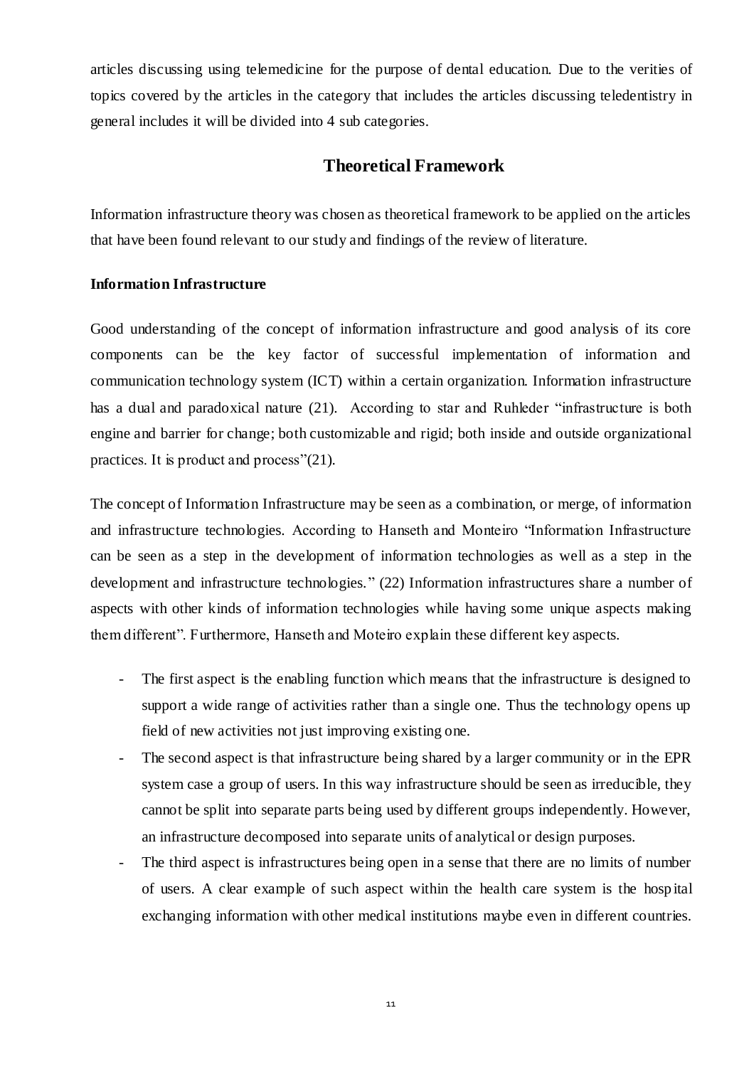articles discussing using telemedicine for the purpose of dental education. Due to the verities of topics covered by the articles in the category that includes the articles discussing teledentistry in general includes it will be divided into 4 sub categories.

## Theoretical Framework

Information infrastructure theory was chosen as theoretical framework to be applied on the articles that have been found relevant to our study and findings of the review of literature.

### Information Infrastructure

Good understanding of the concept of information infrastructure and good analysis of its core components can be the key factor of successful implementation of information and communication technology system (ICT) within a certain organization. Information infrastructure has a dual and paradoxical nature (21). According to star and Ruhleder "infrastructure is both engine and barrier for change; both customizable and rigid; both inside and outside organizational practices. It is product and process"(21).

The concept of Information Infrastructure may be seen as a combination, or merge, of information and infrastructure technologies. According to Hanseth and Monteiro "Information Infrastructure can be seen as a step in the development of information technologies as well as a step in the development and infrastructure technologies." (22) Information infrastructures share a number of aspects with other kinds of information technologies while having some unique aspects making them different". Furthermore, Hanseth and Moteiro explain these different key aspects.

- The first aspect is the enabling function which means that the infrastructure is designed to support a wide range of activities rather than a single one. Thus the technology opens up field of new activities not just improving existing one.
- The second aspect is that infrastructure being shared by a larger community or in the EPR system case a group of users. In this way infrastructure should be seen as irreducible, they cannot be split into separate parts being used by different groups independently. However, an infrastructure decomposed into separate units of analytical or design purposes.
- The third aspect is infrastructures being open in a sense that there are no limits of number of users. A clear example of such aspect within the health care system is the hospital exchanging information with other medical institutions maybe even in different countries.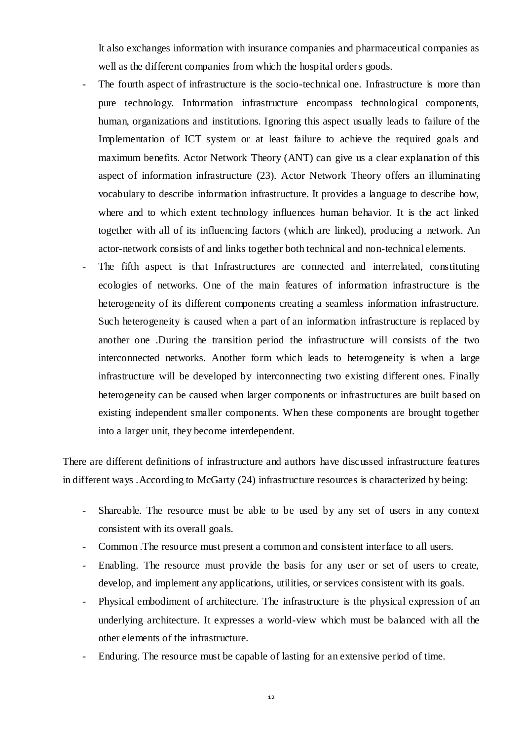It also exchanges information with insurance companies and pharmaceutical companies as well as the different companies from which the hospital orders goods.

- The fourth aspect of infrastructure is the socio-technical one. Infrastructure is more than pure technology. Information infrastructure encompass technological components, human, organizations and institutions. Ignoring this aspect usually leads to failure of the Implementation of ICT system or at least failure to achieve the required goals and maximum benefits. Actor Network Theory (ANT) can give us a clear explanation of this aspect of information infrastructure (23). Actor Network Theory offers an illuminating vocabulary to describe information infrastructure. It provides a language to describe how, where and to which extent technology influences human behavior. It is the act linked together with all of its influencing factors (which are linked), producing a network. An actor-network consists of and links together both technical and non-technical elements.
- The fifth aspect is that Infrastructures are connected and interrelated, constituting ecologies of networks. One of the main features of information infrastructure is the heterogeneity of its different components creating a seamless information infrastructure. Such heterogeneity is caused when a part of an information infrastructure is replaced by another one .During the transition period the infrastructure will consists of the two interconnected networks. Another form which leads to heterogeneity is when a large infrastructure will be developed by interconnecting two existing different ones. Finally heterogeneity can be caused when larger components or infrastructures are built based on existing independent smaller components. When these components are brought together into a larger unit, they become interdependent.

There are different definitions of infrastructure and authors have discussed infrastructure features in different ways .According to McGarty (24) infrastructure resources is characterized by being:

- Shareable. The resource must be able to be used by any set of users in any context consistent with its overall goals.
- Common .The resource must present a common and consistent interface to all users.
- Enabling. The resource must provide the basis for any user or set of users to create, develop, and implement any applications, utilities, or services consistent with its goals.
- Physical embodiment of architecture. The infrastructure is the physical expression of an underlying architecture. It expresses a world-view which must be balanced with all the other elements of the infrastructure.
- Enduring. The resource must be capable of lasting for an extensive period of time.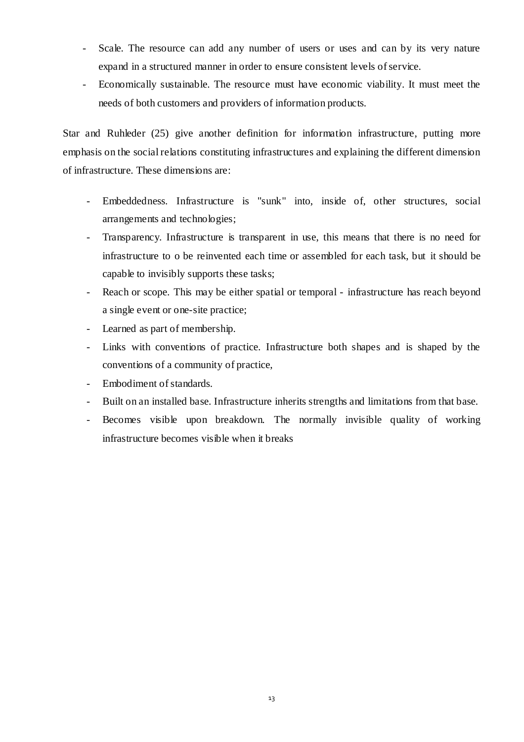- Scale. The resource can add any number of users or uses and can by its very nature expand in a structured manner in order to ensure consistent levels of service.
- Economically sustainable. The resource must have economic viability. It must meet the needs of both customers and providers of information products.

Star and Ruhleder (25) give another definition for information infrastructure, putting more emphasis on the social relations constituting infrastructures and explaining the different dimension of infrastructure. These dimensions are:

- Embeddedness. Infrastructure is "sunk" into, inside of, other structures, social arrangements and technologies;
- Transparency. Infrastructure is transparent in use, this means that there is no need for infrastructure to o be reinvented each time or assembled for each task, but it should be capable to invisibly supports these tasks;
- Reach or scope. This may be either spatial or temporal - infrastructure has reach beyond a single event or one-site practice;
- Learned as part of membership.
- Links with conventions of practice. Infrastructure both shapes and is shaped by the conventions of a community of practice,
- Embodiment of standards.
- Built on an installed base. Infrastructure inherits strengths and limitations from that base.
- Becomes visible upon breakdown. The normally invisible quality of working infrastructure becomes visible when it breaks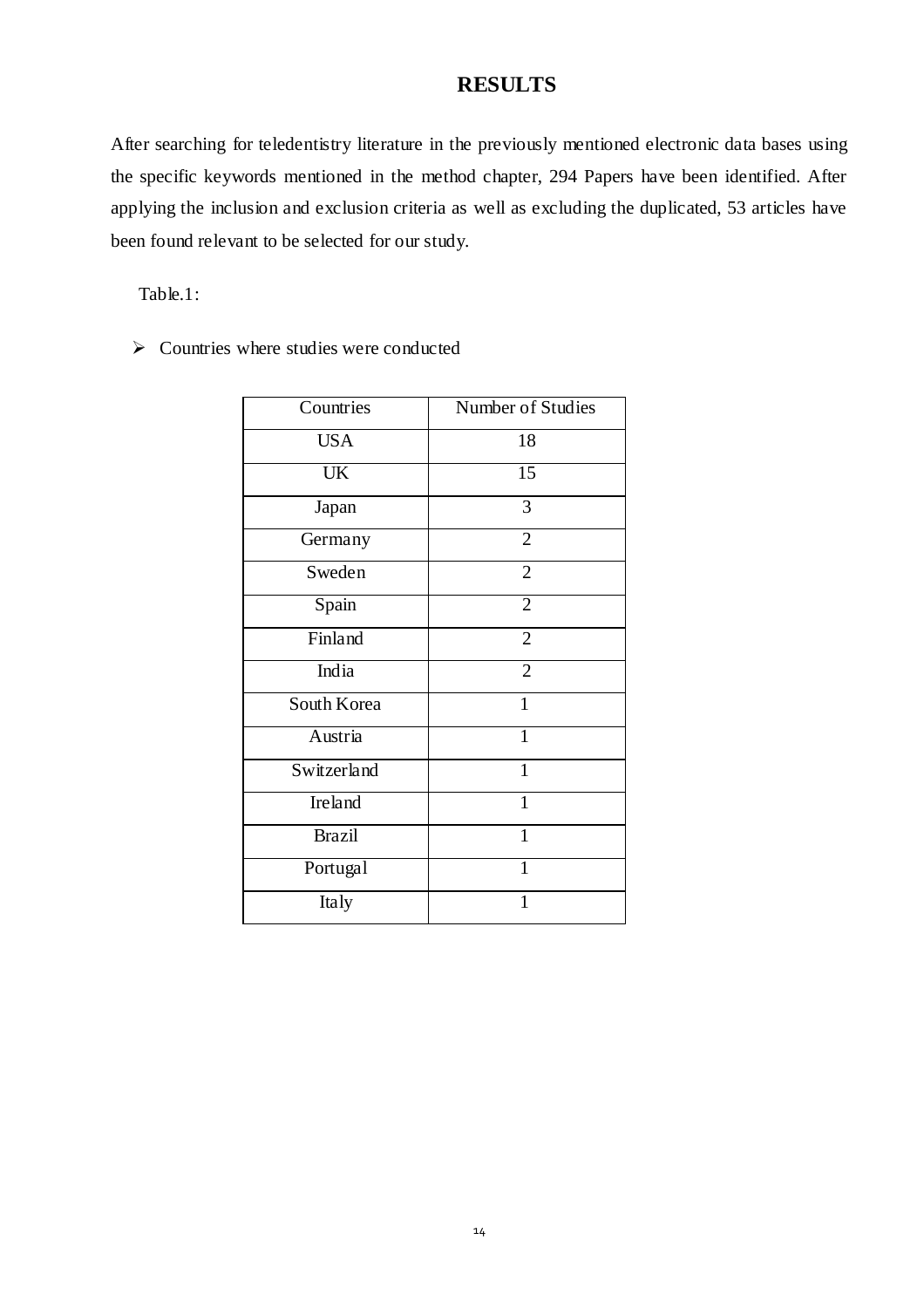# RESULTS

After searching for teledentistry literature in the previously mentioned electronic data bases using the specific keywords mentioned in the method chapter, 294 Papers have been identified. After applying the inclusion and exclusion criteria as well as excluding the duplicated, 53 articles have been found relevant to be selected for our study.

Table.1:

- Countries where studies were conducted

| Countries | Number of Studies |
| --- | --- |
| USA | 18 |
| UK | 15 |
| Japan | 3 |
| Germany | 2 |
| Sweden | 2 |
| Spain | 2 |
| Finland | 2 |
| India | 2 |
| South Korea | 1 |
| Austria | 1 |
| Switzerland | 1 |
| Ireland | 1 |
| Brazil | 1 |
| Portugal | 1 |
| Italy | 1 |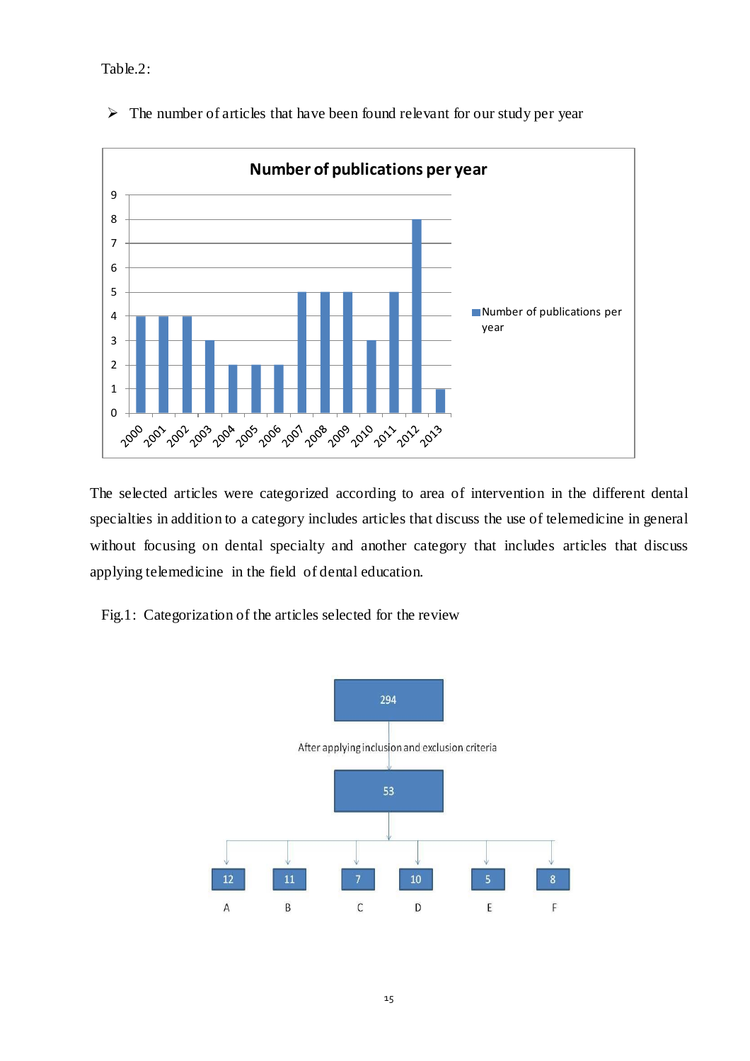Table.2:

- The number of articles that have been found relevant for our study per year

**Number of publications per year**

| Year | Number of publications per year |
|---|---|
| 2000 | 4 |
| 2001 | 4 |
| 2002 | 4 |
| 2003 | 3 |
| 2004 | 2 |
| 2005 | 2 |
| 2006 | 2 |
| 2007 | 5 |
| 2008 | 5 |
| 2009 | 5 |
| 2010 | 3 |
| 2011 | 5 |
| 2012 | 8 |
| 2013 | 1 |

The selected articles were categorized according to area of intervention in the different dental specialties in addition to a category includes articles that discuss the use of telemedicine in general without focusing on dental specialty and another category that includes articles that discuss applying telemedicine in the field of dental education.

Fig.1: Categorization of the articles selected for the review

294

After applying inclusion and exclusion criteria

53

| A | B | C | D | E | F |
|---|---|---|---|---|---|
| 12 | 11 | 7 | 10 | 5 | 8 |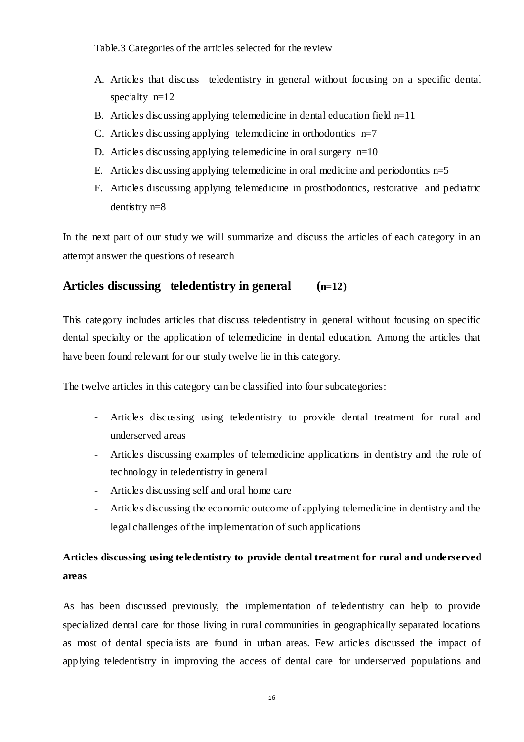Table.3 Categories of the articles selected for the review

A. Articles that discuss teledentistry in general without focusing on a specific dental specialty n=12
B. Articles discussing applying telemedicine in dental education field n=11
C. Articles discussing applying telemedicine in orthodontics n=7
D. Articles discussing applying telemedicine in oral surgery n=10
E. Articles discussing applying telemedicine in oral medicine and periodontics n=5
F. Articles discussing applying telemedicine in prosthodontics, restorative and pediatric dentistry n=8

In the next part of our study we will summarize and discuss the articles of each category in an attempt answer the questions of research

## Articles discussing teledentistry in general (n=12)

This category includes articles that discuss teledentistry in general without focusing on specific dental specialty or the application of telemedicine in dental education. Among the articles that have been found relevant for our study twelve lie in this category.

The twelve articles in this category can be classified into four subcategories:

- Articles discussing using teledentistry to provide dental treatment for rural and underserved areas
- Articles discussing examples of telemedicine applications in dentistry and the role of technology in teledentistry in general
- Articles discussing self and oral home care
- Articles discussing the economic outcome of applying telemedicine in dentistry and the legal challenges of the implementation of such applications

### Articles discussing using teledentistry to provide dental treatment for rural and underserved areas

As has been discussed previously, the implementation of teledentistry can help to provide specialized dental care for those living in rural communities in geographically separated locations as most of dental specialists are found in urban areas. Few articles discussed the impact of applying teledentistry in improving the access of dental care for underserved populations and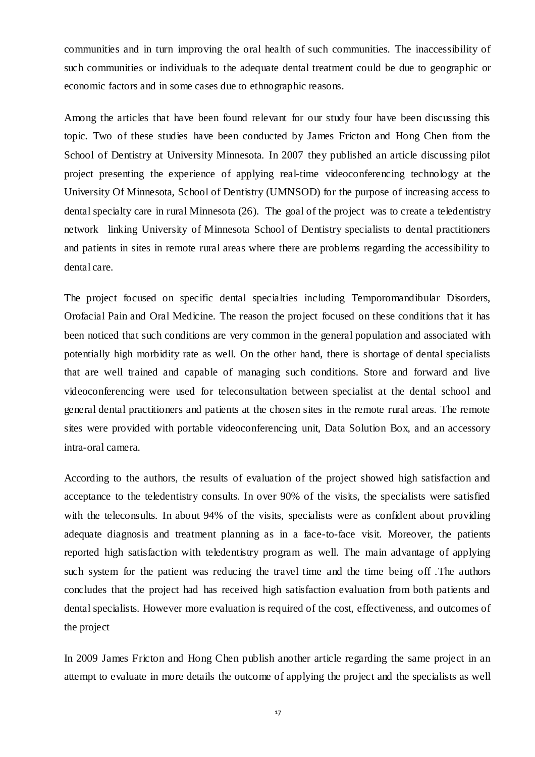communities and in turn improving the oral health of such communities. The inaccessibility of such communities or individuals to the adequate dental treatment could be due to geographic or economic factors and in some cases due to ethnographic reasons.

Among the articles that have been found relevant for our study four have been discussing this topic. Two of these studies have been conducted by James Fricton and Hong Chen from the School of Dentistry at University Minnesota. In 2007 they published an article discussing pilot project presenting the experience of applying real-time videoconferencing technology at the University Of Minnesota, School of Dentistry (UMNSOD) for the purpose of increasing access to dental specialty care in rural Minnesota (26). The goal of the project was to create a teledentistry network linking University of Minnesota School of Dentistry specialists to dental practitioners and patients in sites in remote rural areas where there are problems regarding the accessibility to dental care.

The project focused on specific dental specialties including Temporomandibular Disorders, Orofacial Pain and Oral Medicine. The reason the project focused on these conditions that it has been noticed that such conditions are very common in the general population and associated with potentially high morbidity rate as well. On the other hand, there is shortage of dental specialists that are well trained and capable of managing such conditions. Store and forward and live videoconferencing were used for teleconsultation between specialist at the dental school and general dental practitioners and patients at the chosen sites in the remote rural areas. The remote sites were provided with portable videoconferencing unit, Data Solution Box, and an accessory intra-oral camera.

According to the authors, the results of evaluation of the project showed high satisfaction and acceptance to the teledentistry consults. In over 90% of the visits, the specialists were satisfied with the teleconsults. In about 94% of the visits, specialists were as confident about providing adequate diagnosis and treatment planning as in a face-to-face visit. Moreover, the patients reported high satisfaction with teledentistry program as well. The main advantage of applying such system for the patient was reducing the travel time and the time being off .The authors concludes that the project had has received high satisfaction evaluation from both patients and dental specialists. However more evaluation is required of the cost, effectiveness, and outcomes of the project

In 2009 James Fricton and Hong Chen publish another article regarding the same project in an attempt to evaluate in more details the outcome of applying the project and the specialists as well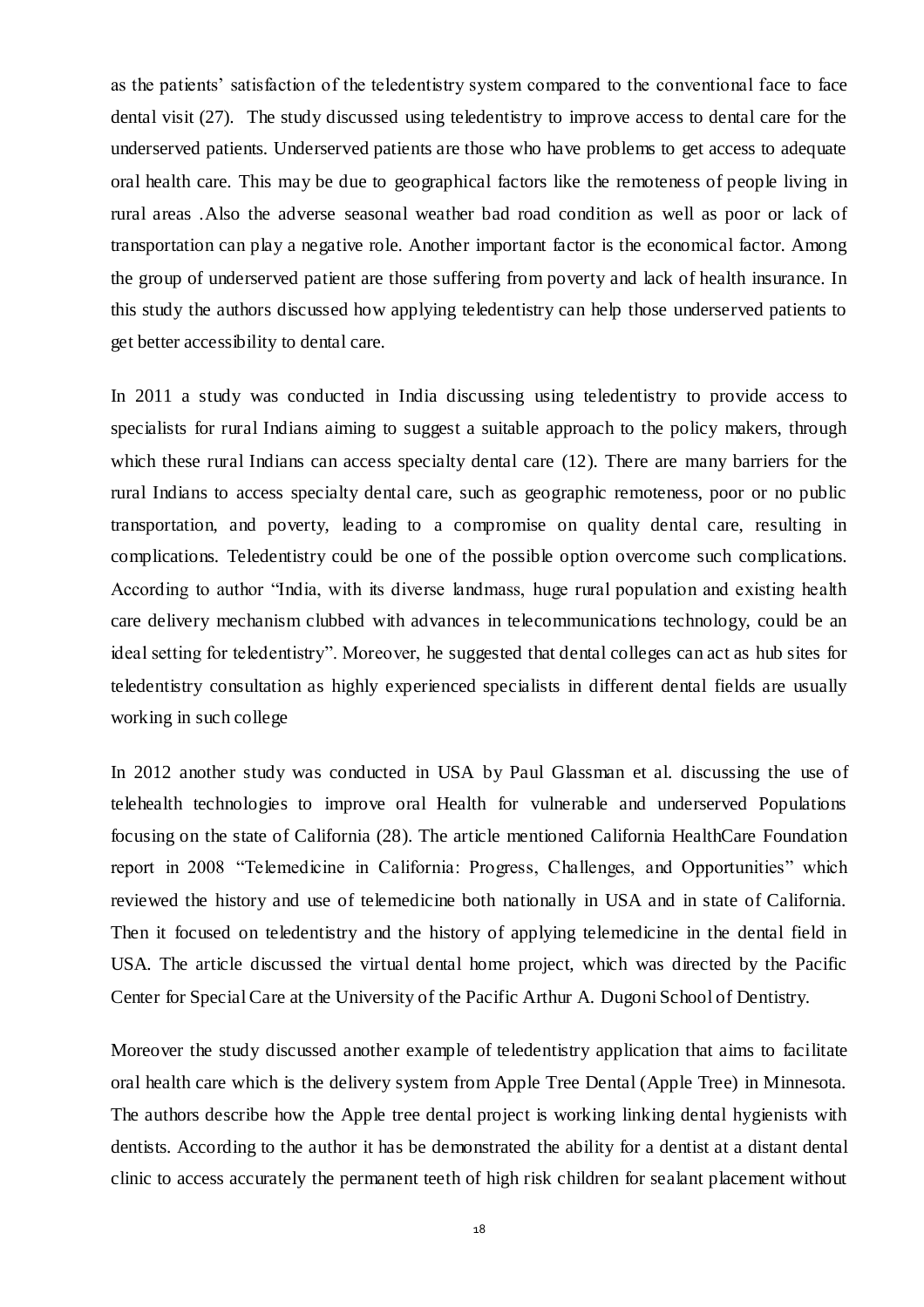as the patients' satisfaction of the teledentistry system compared to the conventional face to face dental visit (27). The study discussed using teledentistry to improve access to dental care for the underserved patients. Underserved patients are those who have problems to get access to adequate oral health care. This may be due to geographical factors like the remoteness of people living in rural areas .Also the adverse seasonal weather bad road condition as well as poor or lack of transportation can play a negative role. Another important factor is the economical factor. Among the group of underserved patient are those suffering from poverty and lack of health insurance. In this study the authors discussed how applying teledentistry can help those underserved patients to get better accessibility to dental care.

In 2011 a study was conducted in India discussing using teledentistry to provide access to specialists for rural Indians aiming to suggest a suitable approach to the policy makers, through which these rural Indians can access specialty dental care (12). There are many barriers for the rural Indians to access specialty dental care, such as geographic remoteness, poor or no public transportation, and poverty, leading to a compromise on quality dental care, resulting in complications. Teledentistry could be one of the possible option overcome such complications. According to author "India, with its diverse landmass, huge rural population and existing health care delivery mechanism clubbed with advances in telecommunications technology, could be an ideal setting for teledentistry". Moreover, he suggested that dental colleges can act as hub sites for teledentistry consultation as highly experienced specialists in different dental fields are usually working in such college

In 2012 another study was conducted in USA by Paul Glassman et al. discussing the use of telehealth technologies to improve oral Health for vulnerable and underserved Populations focusing on the state of California (28). The article mentioned California HealthCare Foundation report in 2008 "Telemedicine in California: Progress, Challenges, and Opportunities" which reviewed the history and use of telemedicine both nationally in USA and in state of California. Then it focused on teledentistry and the history of applying telemedicine in the dental field in USA. The article discussed the virtual dental home project, which was directed by the Pacific Center for Special Care at the University of the Pacific Arthur A. Dugoni School of Dentistry.

Moreover the study discussed another example of teledentistry application that aims to facilitate oral health care which is the delivery system from Apple Tree Dental (Apple Tree) in Minnesota. The authors describe how the Apple tree dental project is working linking dental hygienists with dentists. According to the author it has be demonstrated the ability for a dentist at a distant dental clinic to access accurately the permanent teeth of high risk children for sealant placement without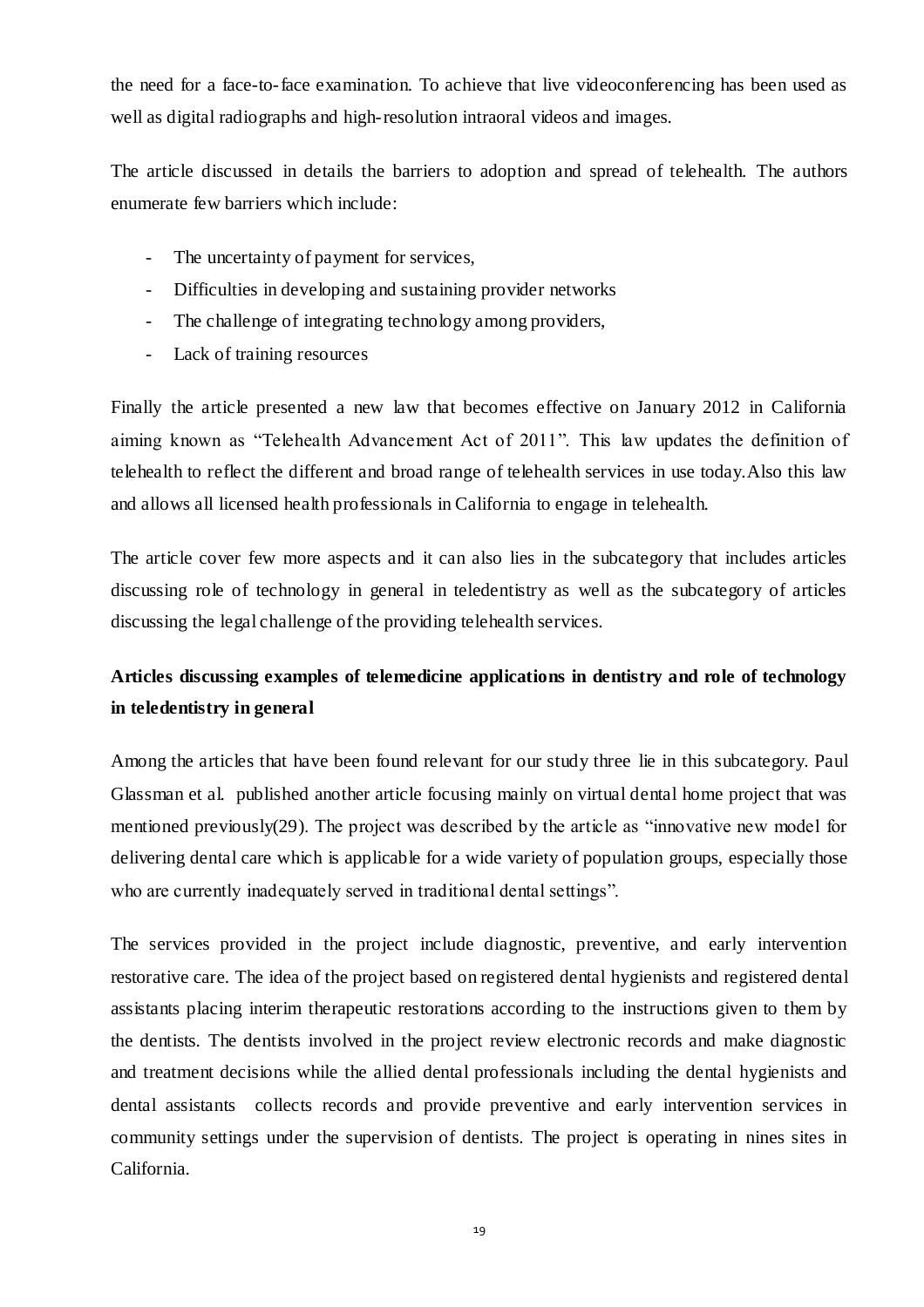the need for a face-to-face examination. To achieve that live videoconferencing has been used as well as digital radiographs and high-resolution intraoral videos and images.

The article discussed in details the barriers to adoption and spread of telehealth. The authors enumerate few barriers which include:

- The uncertainty of payment for services,
- Difficulties in developing and sustaining provider networks
- The challenge of integrating technology among providers,
- Lack of training resources

Finally the article presented a new law that becomes effective on January 2012 in California aiming known as "Telehealth Advancement Act of 2011". This law updates the definition of telehealth to reflect the different and broad range of telehealth services in use today.Also this law and allows all licensed health professionals in California to engage in telehealth.

The article cover few more aspects and it can also lies in the subcategory that includes articles discussing role of technology in general in teledentistry as well as the subcategory of articles discussing the legal challenge of the providing telehealth services.

**Articles discussing examples of telemedicine applications in dentistry and role of technology in teledentistry in general**

Among the articles that have been found relevant for our study three lie in this subcategory. Paul Glassman et al. published another article focusing mainly on virtual dental home project that was mentioned previously(29). The project was described by the article as "innovative new model for delivering dental care which is applicable for a wide variety of population groups, especially those who are currently inadequately served in traditional dental settings".

The services provided in the project include diagnostic, preventive, and early intervention restorative care. The idea of the project based on registered dental hygienists and registered dental assistants placing interim therapeutic restorations according to the instructions given to them by the dentists. The dentists involved in the project review electronic records and make diagnostic and treatment decisions while the allied dental professionals including the dental hygienists and dental assistants collects records and provide preventive and early intervention services in community settings under the supervision of dentists. The project is operating in nines sites in California.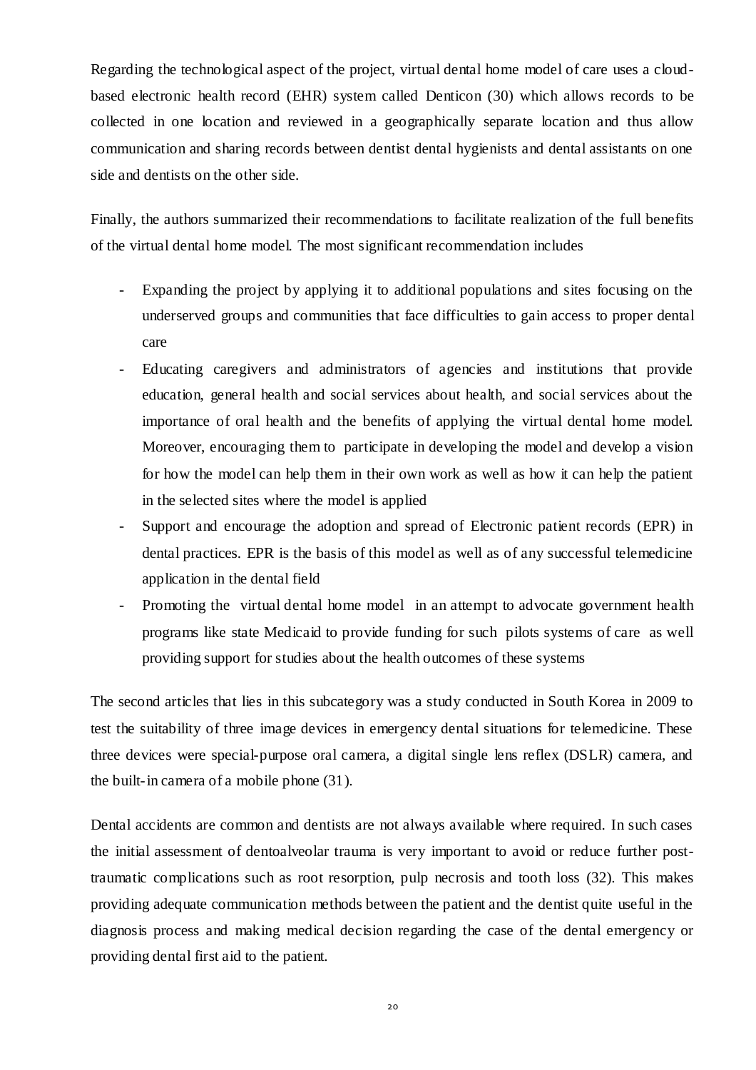Regarding the technological aspect of the project, virtual dental home model of care uses a cloud-based electronic health record (EHR) system called Denticon (30) which allows records to be collected in one location and reviewed in a geographically separate location and thus allow communication and sharing records between dentist dental hygienists and dental assistants on one side and dentists on the other side.

Finally, the authors summarized their recommendations to facilitate realization of the full benefits of the virtual dental home model. The most significant recommendation includes

- Expanding the project by applying it to additional populations and sites focusing on the underserved groups and communities that face difficulties to gain access to proper dental care
- Educating caregivers and administrators of agencies and institutions that provide education, general health and social services about health, and social services about the importance of oral health and the benefits of applying the virtual dental home model. Moreover, encouraging them to participate in developing the model and develop a vision for how the model can help them in their own work as well as how it can help the patient in the selected sites where the model is applied
- Support and encourage the adoption and spread of Electronic patient records (EPR) in dental practices. EPR is the basis of this model as well as of any successful telemedicine application in the dental field
- Promoting the virtual dental home model in an attempt to advocate government health programs like state Medicaid to provide funding for such pilots systems of care as well providing support for studies about the health outcomes of these systems

The second articles that lies in this subcategory was a study conducted in South Korea in 2009 to test the suitability of three image devices in emergency dental situations for telemedicine. These three devices were special-purpose oral camera, a digital single lens reflex (DSLR) camera, and the built-in camera of a mobile phone (31).

Dental accidents are common and dentists are not always available where required. In such cases the initial assessment of dentoalveolar trauma is very important to avoid or reduce further post-traumatic complications such as root resorption, pulp necrosis and tooth loss (32). This makes providing adequate communication methods between the patient and the dentist quite useful in the diagnosis process and making medical decision regarding the case of the dental emergency or providing dental first aid to the patient.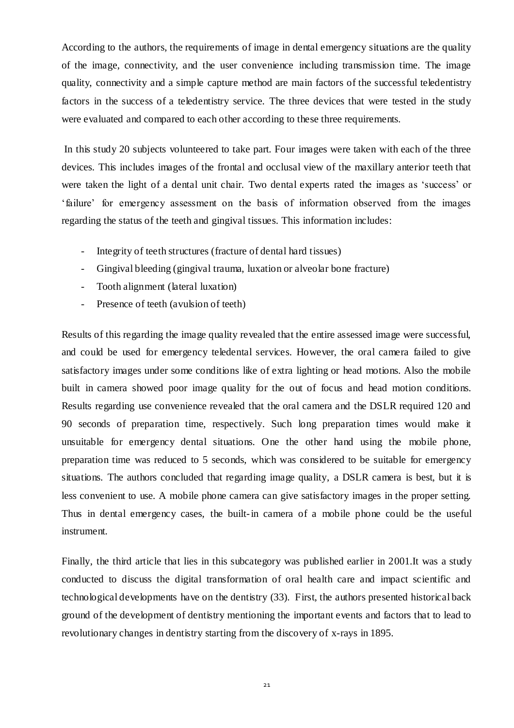According to the authors, the requirements of image in dental emergency situations are the quality of the image, connectivity, and the user convenience including transmission time. The image quality, connectivity and a simple capture method are main factors of the successful teledentistry factors in the success of a teledentistry service. The three devices that were tested in the study were evaluated and compared to each other according to these three requirements.

In this study 20 subjects volunteered to take part. Four images were taken with each of the three devices. This includes images of the frontal and occlusal view of the maxillary anterior teeth that were taken the light of a dental unit chair. Two dental experts rated the images as 'success' or 'failure' for emergency assessment on the basis of information observed from the images regarding the status of the teeth and gingival tissues. This information includes:

- Integrity of teeth structures (fracture of dental hard tissues)
- Gingival bleeding (gingival trauma, luxation or alveolar bone fracture)
- Tooth alignment (lateral luxation)
- Presence of teeth (avulsion of teeth)

Results of this regarding the image quality revealed that the entire assessed image were successful, and could be used for emergency teledental services. However, the oral camera failed to give satisfactory images under some conditions like of extra lighting or head motions. Also the mobile built in camera showed poor image quality for the out of focus and head motion conditions. Results regarding use convenience revealed that the oral camera and the DSLR required 120 and 90 seconds of preparation time, respectively. Such long preparation times would make it unsuitable for emergency dental situations. One the other hand using the mobile phone, preparation time was reduced to 5 seconds, which was considered to be suitable for emergency situations. The authors concluded that regarding image quality, a DSLR camera is best, but it is less convenient to use. A mobile phone camera can give satisfactory images in the proper setting. Thus in dental emergency cases, the built-in camera of a mobile phone could be the useful instrument.

Finally, the third article that lies in this subcategory was published earlier in 2001.It was a study conducted to discuss the digital transformation of oral health care and impact scientific and technological developments have on the dentistry (33). First, the authors presented historical back ground of the development of dentistry mentioning the important events and factors that to lead to revolutionary changes in dentistry starting from the discovery of x-rays in 1895.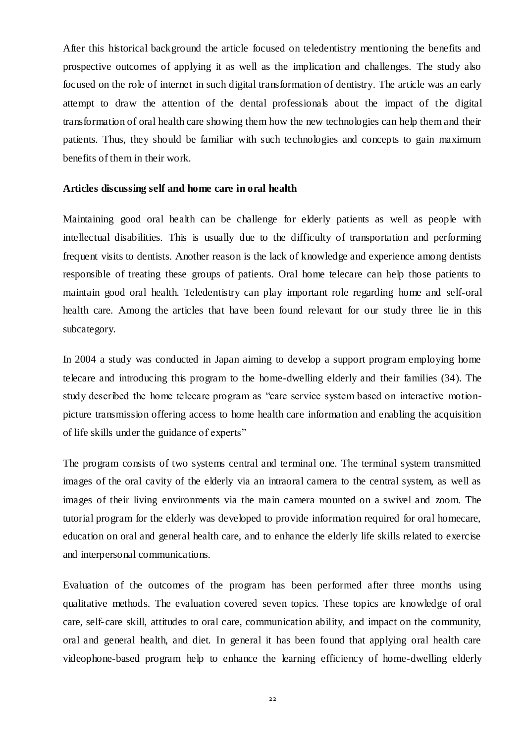After this historical background the article focused on teledentistry mentioning the benefits and prospective outcomes of applying it as well as the implication and challenges. The study also focused on the role of internet in such digital transformation of dentistry. The article was an early attempt to draw the attention of the dental professionals about the impact of the digital transformation of oral health care showing them how the new technologies can help them and their patients. Thus, they should be familiar with such technologies and concepts to gain maximum benefits of them in their work.

**Articles discussing self and home care in oral health**

Maintaining good oral health can be challenge for elderly patients as well as people with intellectual disabilities. This is usually due to the difficulty of transportation and performing frequent visits to dentists. Another reason is the lack of knowledge and experience among dentists responsible of treating these groups of patients. Oral home telecare can help those patients to maintain good oral health. Teledentistry can play important role regarding home and self-oral health care. Among the articles that have been found relevant for our study three lie in this subcategory.

In 2004 a study was conducted in Japan aiming to develop a support program employing home telecare and introducing this program to the home-dwelling elderly and their families (34). The study described the home telecare program as "care service system based on interactive motion-picture transmission offering access to home health care information and enabling the acquisition of life skills under the guidance of experts"

The program consists of two systems central and terminal one. The terminal system transmitted images of the oral cavity of the elderly via an intraoral camera to the central system, as well as images of their living environments via the main camera mounted on a swivel and zoom. The tutorial program for the elderly was developed to provide information required for oral homecare, education on oral and general health care, and to enhance the elderly life skills related to exercise and interpersonal communications.

Evaluation of the outcomes of the program has been performed after three months using qualitative methods. The evaluation covered seven topics. These topics are knowledge of oral care, self-care skill, attitudes to oral care, communication ability, and impact on the community, oral and general health, and diet. In general it has been found that applying oral health care videophone-based program help to enhance the learning efficiency of home-dwelling elderly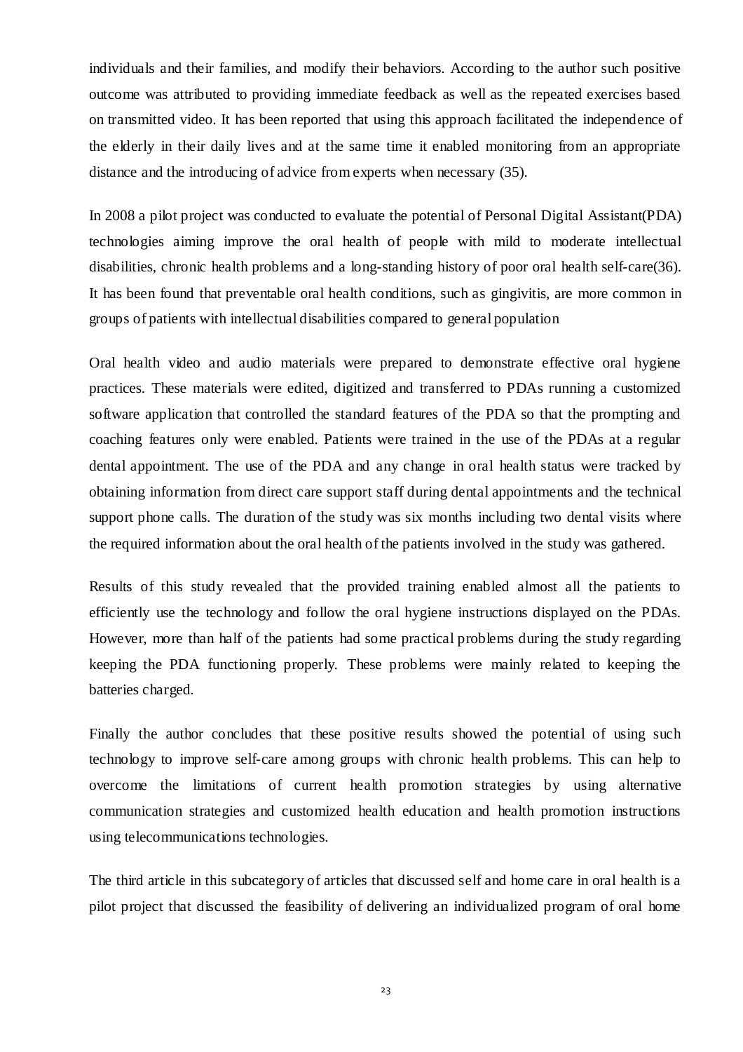individuals and their families, and modify their behaviors. According to the author such positive outcome was attributed to providing immediate feedback as well as the repeated exercises based on transmitted video. It has been reported that using this approach facilitated the independence of the elderly in their daily lives and at the same time it enabled monitoring from an appropriate distance and the introducing of advice from experts when necessary (35).

In 2008 a pilot project was conducted to evaluate the potential of Personal Digital Assistant(PDA) technologies aiming improve the oral health of people with mild to moderate intellectual disabilities, chronic health problems and a long-standing history of poor oral health self-care(36). It has been found that preventable oral health conditions, such as gingivitis, are more common in groups of patients with intellectual disabilities compared to general population

Oral health video and audio materials were prepared to demonstrate effective oral hygiene practices. These materials were edited, digitized and transferred to PDAs running a customized software application that controlled the standard features of the PDA so that the prompting and coaching features only were enabled. Patients were trained in the use of the PDAs at a regular dental appointment. The use of the PDA and any change in oral health status were tracked by obtaining information from direct care support staff during dental appointments and the technical support phone calls. The duration of the study was six months including two dental visits where the required information about the oral health of the patients involved in the study was gathered.

Results of this study revealed that the provided training enabled almost all the patients to efficiently use the technology and follow the oral hygiene instructions displayed on the PDAs. However, more than half of the patients had some practical problems during the study regarding keeping the PDA functioning properly. These problems were mainly related to keeping the batteries charged.

Finally the author concludes that these positive results showed the potential of using such technology to improve self-care among groups with chronic health problems. This can help to overcome the limitations of current health promotion strategies by using alternative communication strategies and customized health education and health promotion instructions using telecommunications technologies.

The third article in this subcategory of articles that discussed self and home care in oral health is a pilot project that discussed the feasibility of delivering an individualized program of oral home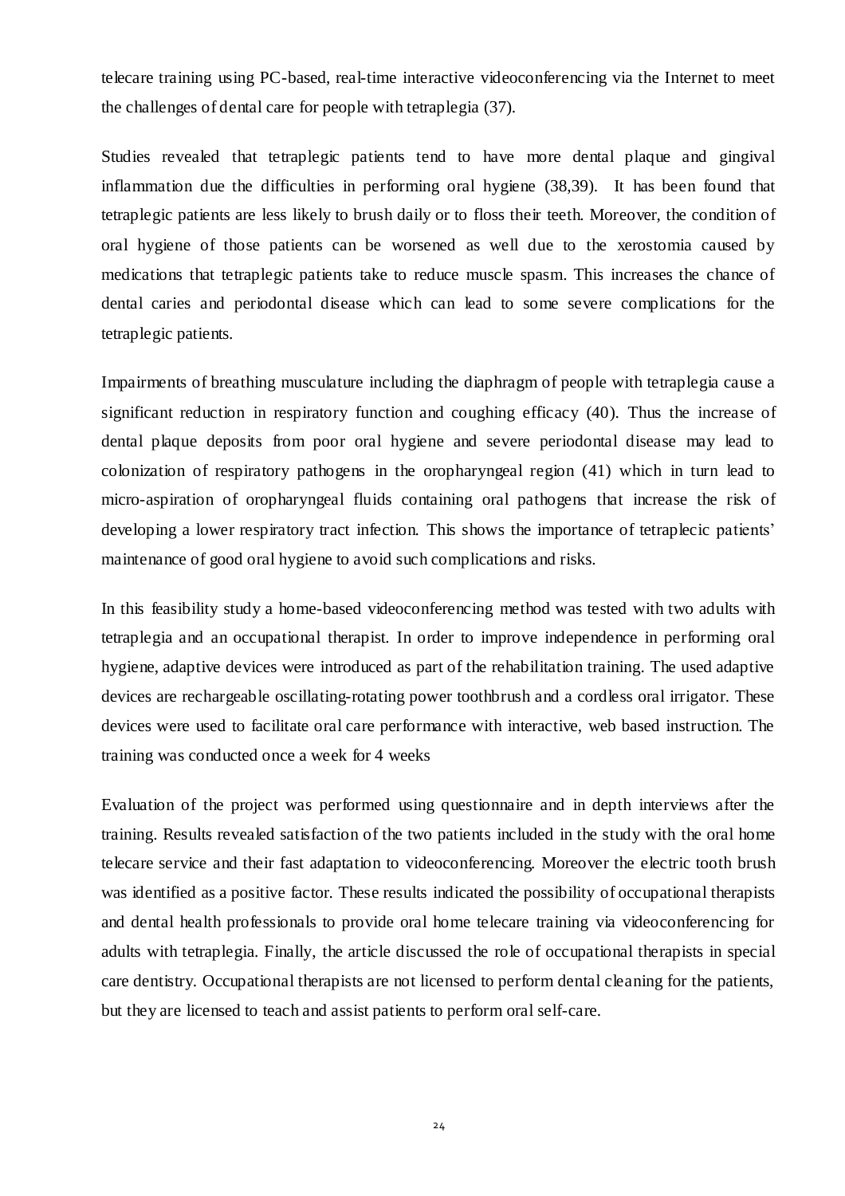telecare training using PC-based, real-time interactive videoconferencing via the Internet to meet the challenges of dental care for people with tetraplegia (37).

Studies revealed that tetraplegic patients tend to have more dental plaque and gingival inflammation due the difficulties in performing oral hygiene (38,39). It has been found that tetraplegic patients are less likely to brush daily or to floss their teeth. Moreover, the condition of oral hygiene of those patients can be worsened as well due to the xerostomia caused by medications that tetraplegic patients take to reduce muscle spasm. This increases the chance of dental caries and periodontal disease which can lead to some severe complications for the tetraplegic patients.

Impairments of breathing musculature including the diaphragm of people with tetraplegia cause a significant reduction in respiratory function and coughing efficacy (40). Thus the increase of dental plaque deposits from poor oral hygiene and severe periodontal disease may lead to colonization of respiratory pathogens in the oropharyngeal region (41) which in turn lead to micro-aspiration of oropharyngeal fluids containing oral pathogens that increase the risk of developing a lower respiratory tract infection. This shows the importance of tetraplecic patients' maintenance of good oral hygiene to avoid such complications and risks.

In this feasibility study a home-based videoconferencing method was tested with two adults with tetraplegia and an occupational therapist. In order to improve independence in performing oral hygiene, adaptive devices were introduced as part of the rehabilitation training. The used adaptive devices are rechargeable oscillating-rotating power toothbrush and a cordless oral irrigator. These devices were used to facilitate oral care performance with interactive, web based instruction. The training was conducted once a week for 4 weeks

Evaluation of the project was performed using questionnaire and in depth interviews after the training. Results revealed satisfaction of the two patients included in the study with the oral home telecare service and their fast adaptation to videoconferencing. Moreover the electric tooth brush was identified as a positive factor. These results indicated the possibility of occupational therapists and dental health professionals to provide oral home telecare training via videoconferencing for adults with tetraplegia. Finally, the article discussed the role of occupational therapists in special care dentistry. Occupational therapists are not licensed to perform dental cleaning for the patients, but they are licensed to teach and assist patients to perform oral self-care.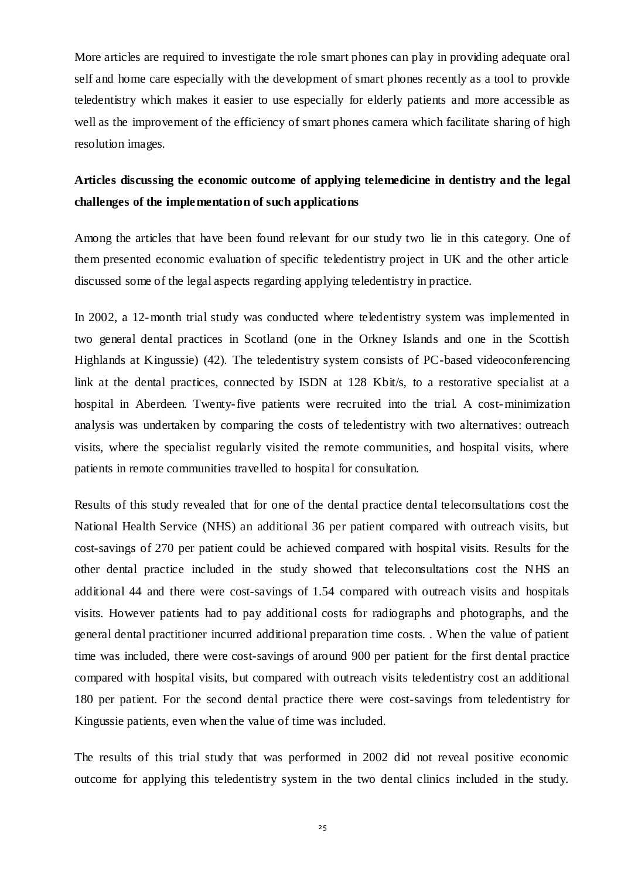More articles are required to investigate the role smart phones can play in providing adequate oral self and home care especially with the development of smart phones recently as a tool to provide teledentistry which makes it easier to use especially for elderly patients and more accessible as well as the improvement of the efficiency of smart phones camera which facilitate sharing of high resolution images.

**Articles discussing the economic outcome of applying telemedicine in dentistry and the legal challenges of the implementation of such applications**

Among the articles that have been found relevant for our study two lie in this category. One of them presented economic evaluation of specific teledentistry project in UK and the other article discussed some of the legal aspects regarding applying teledentistry in practice.

In 2002, a 12-month trial study was conducted where teledentistry system was implemented in two general dental practices in Scotland (one in the Orkney Islands and one in the Scottish Highlands at Kingussie) (42). The teledentistry system consists of PC-based videoconferencing link at the dental practices, connected by ISDN at 128 Kbit/s, to a restorative specialist at a hospital in Aberdeen. Twenty-five patients were recruited into the trial. A cost-minimization analysis was undertaken by comparing the costs of teledentistry with two alternatives: outreach visits, where the specialist regularly visited the remote communities, and hospital visits, where patients in remote communities travelled to hospital for consultation.

Results of this study revealed that for one of the dental practice dental teleconsultations cost the National Health Service (NHS) an additional 36 per patient compared with outreach visits, but cost-savings of 270 per patient could be achieved compared with hospital visits. Results for the other dental practice included in the study showed that teleconsultations cost the NHS an additional 44 and there were cost-savings of 1.54 compared with outreach visits and hospitals visits. However patients had to pay additional costs for radiographs and photographs, and the general dental practitioner incurred additional preparation time costs. . When the value of patient time was included, there were cost-savings of around 900 per patient for the first dental practice compared with hospital visits, but compared with outreach visits teledentistry cost an additional 180 per patient. For the second dental practice there were cost-savings from teledentistry for Kingussie patients, even when the value of time was included.

The results of this trial study that was performed in 2002 did not reveal positive economic outcome for applying this teledentistry system in the two dental clinics included in the study.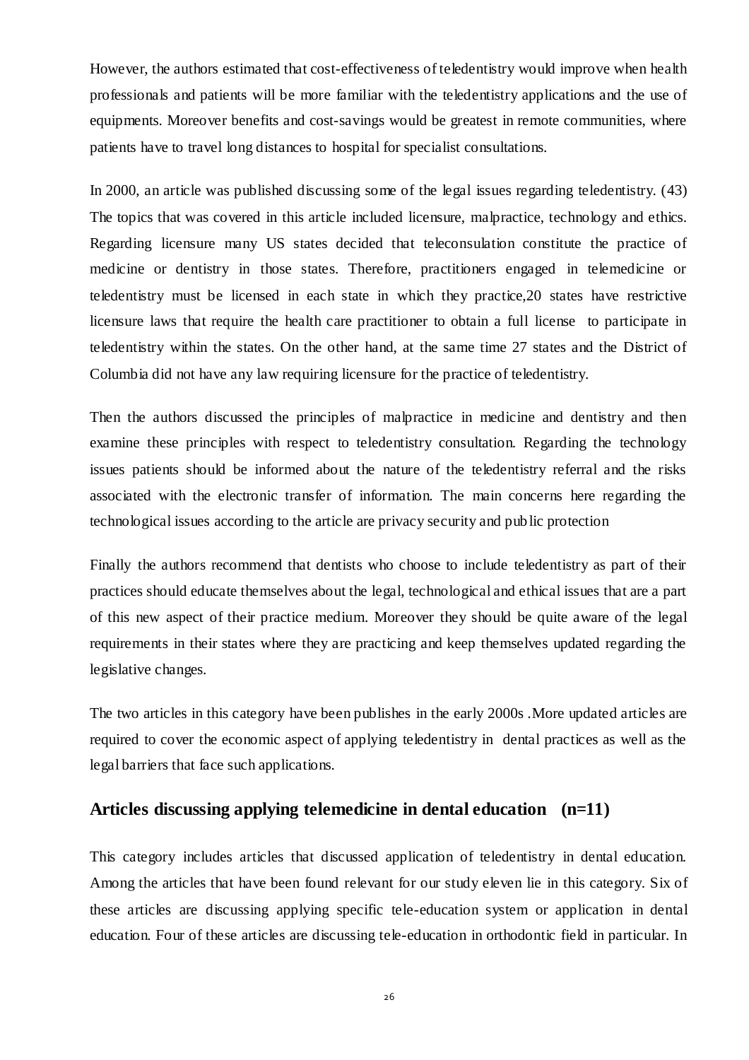However, the authors estimated that cost-effectiveness of teledentistry would improve when health professionals and patients will be more familiar with the teledentistry applications and the use of equipments. Moreover benefits and cost-savings would be greatest in remote communities, where patients have to travel long distances to hospital for specialist consultations.

In 2000, an article was published discussing some of the legal issues regarding teledentistry. (43) The topics that was covered in this article included licensure, malpractice, technology and ethics. Regarding licensure many US states decided that teleconsulation constitute the practice of medicine or dentistry in those states. Therefore, practitioners engaged in telemedicine or teledentistry must be licensed in each state in which they practice,20 states have restrictive licensure laws that require the health care practitioner to obtain a full license to participate in teledentistry within the states. On the other hand, at the same time 27 states and the District of Columbia did not have any law requiring licensure for the practice of teledentistry.

Then the authors discussed the principles of malpractice in medicine and dentistry and then examine these principles with respect to teledentistry consultation. Regarding the technology issues patients should be informed about the nature of the teledentistry referral and the risks associated with the electronic transfer of information. The main concerns here regarding the technological issues according to the article are privacy security and public protection

Finally the authors recommend that dentists who choose to include teledentistry as part of their practices should educate themselves about the legal, technological and ethical issues that are a part of this new aspect of their practice medium. Moreover they should be quite aware of the legal requirements in their states where they are practicing and keep themselves updated regarding the legislative changes.

The two articles in this category have been publishes in the early 2000s .More updated articles are required to cover the economic aspect of applying teledentistry in dental practices as well as the legal barriers that face such applications.

## Articles discussing applying telemedicine in dental education (n=11)

This category includes articles that discussed application of teledentistry in dental education. Among the articles that have been found relevant for our study eleven lie in this category. Six of these articles are discussing applying specific tele-education system or application in dental education. Four of these articles are discussing tele-education in orthodontic field in particular. In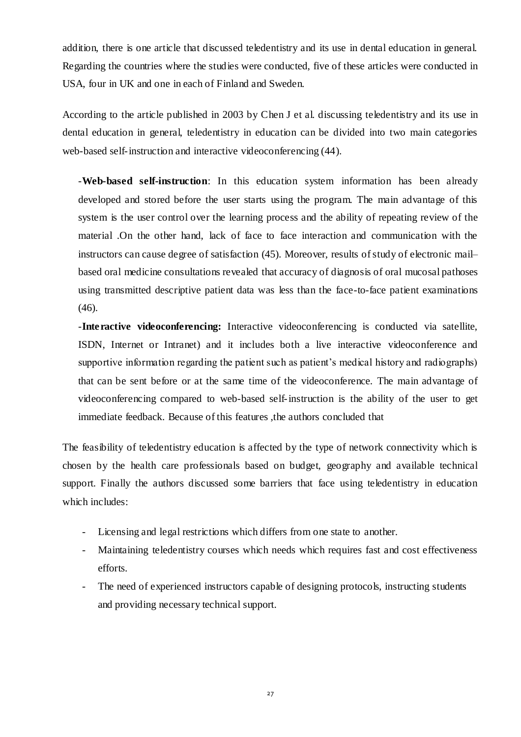addition, there is one article that discussed teledentistry and its use in dental education in general. Regarding the countries where the studies were conducted, five of these articles were conducted in USA, four in UK and one in each of Finland and Sweden.

According to the article published in 2003 by Chen J et al. discussing teledentistry and its use in dental education in general, teledentistry in education can be divided into two main categories web-based self-instruction and interactive videoconferencing (44).

-**Web-based self-instruction**: In this education system information has been already developed and stored before the user starts using the program. The main advantage of this system is the user control over the learning process and the ability of repeating review of the material .On the other hand, lack of face to face interaction and communication with the instructors can cause degree of satisfaction (45). Moreover, results of study of electronic mail–based oral medicine consultations revealed that accuracy of diagnosis of oral mucosal pathoses using transmitted descriptive patient data was less than the face-to-face patient examinations (46).

-**Interactive videoconferencing:** Interactive videoconferencing is conducted via satellite, ISDN, Internet or Intranet) and it includes both a live interactive videoconference and supportive information regarding the patient such as patient's medical history and radiographs) that can be sent before or at the same time of the videoconference. The main advantage of videoconferencing compared to web-based self-instruction is the ability of the user to get immediate feedback. Because of this features ,the authors concluded that

The feasibility of teledentistry education is affected by the type of network connectivity which is chosen by the health care professionals based on budget, geography and available technical support. Finally the authors discussed some barriers that face using teledentistry in education which includes:

- Licensing and legal restrictions which differs from one state to another.
- Maintaining teledentistry courses which needs which requires fast and cost effectiveness efforts.
- The need of experienced instructors capable of designing protocols, instructing students and providing necessary technical support.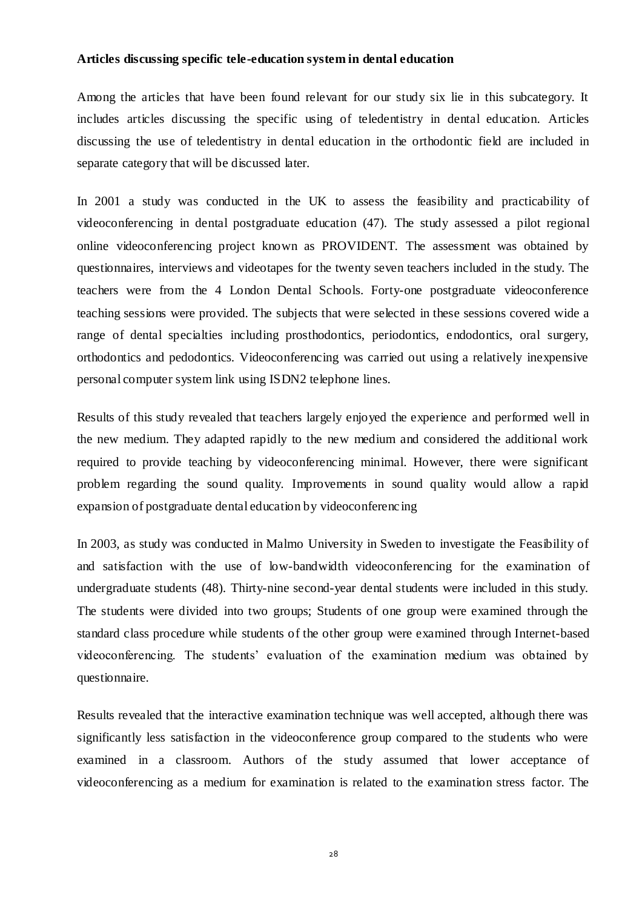**Articles discussing specific tele-education system in dental education**

Among the articles that have been found relevant for our study six lie in this subcategory. It includes articles discussing the specific using of teledentistry in dental education. Articles discussing the use of teledentistry in dental education in the orthodontic field are included in separate category that will be discussed later.

In 2001 a study was conducted in the UK to assess the feasibility and practicability of videoconferencing in dental postgraduate education (47). The study assessed a pilot regional online videoconferencing project known as PROVIDENT. The assessment was obtained by questionnaires, interviews and videotapes for the twenty seven teachers included in the study. The teachers were from the 4 London Dental Schools. Forty-one postgraduate videoconference teaching sessions were provided. The subjects that were selected in these sessions covered wide a range of dental specialties including prosthodontics, periodontics, endodontics, oral surgery, orthodontics and pedodontics. Videoconferencing was carried out using a relatively inexpensive personal computer system link using ISDN2 telephone lines.

Results of this study revealed that teachers largely enjoyed the experience and performed well in the new medium. They adapted rapidly to the new medium and considered the additional work required to provide teaching by videoconferencing minimal. However, there were significant problem regarding the sound quality. Improvements in sound quality would allow a rapid expansion of postgraduate dental education by videoconferencing

In 2003, as study was conducted in Malmo University in Sweden to investigate the Feasibility of and satisfaction with the use of low-bandwidth videoconferencing for the examination of undergraduate students (48). Thirty-nine second-year dental students were included in this study. The students were divided into two groups; Students of one group were examined through the standard class procedure while students of the other group were examined through Internet-based videoconferencing. The students' evaluation of the examination medium was obtained by questionnaire.

Results revealed that the interactive examination technique was well accepted, although there was significantly less satisfaction in the videoconference group compared to the students who were examined in a classroom. Authors of the study assumed that lower acceptance of videoconferencing as a medium for examination is related to the examination stress factor. The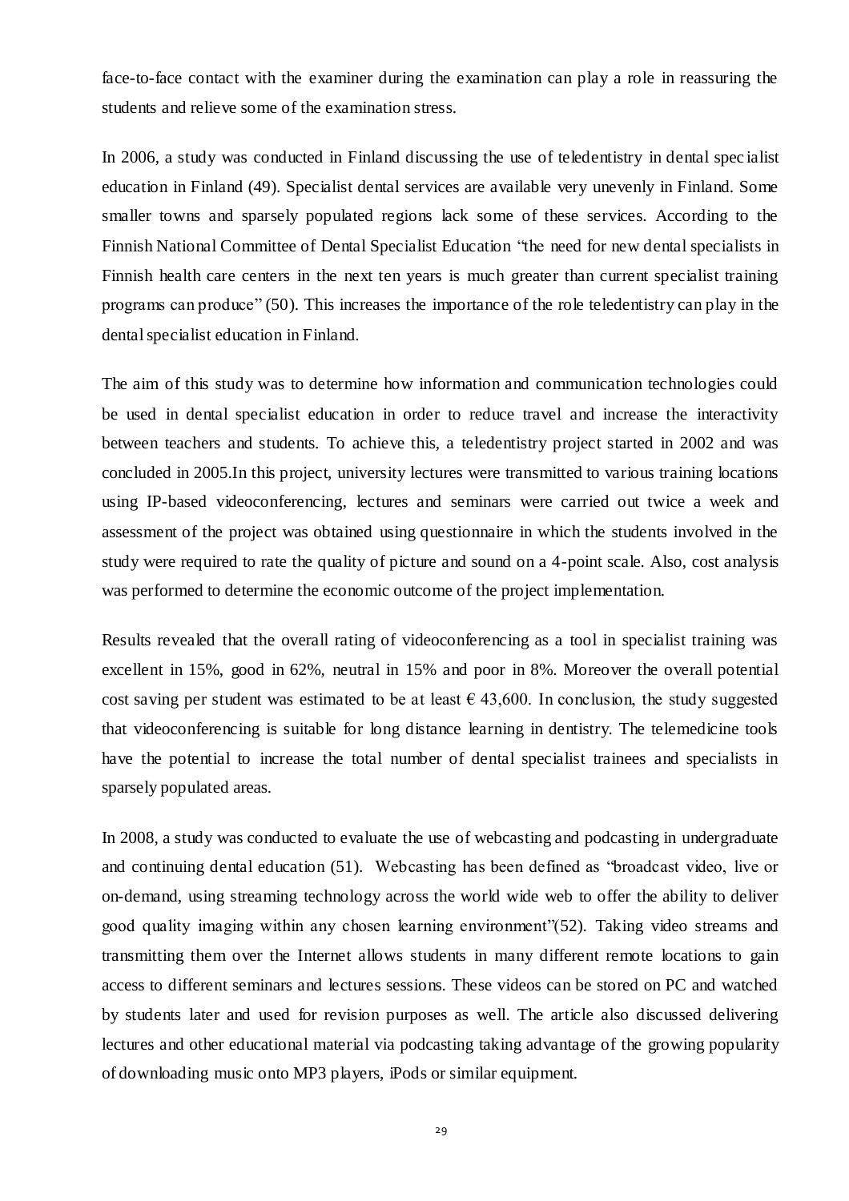face-to-face contact with the examiner during the examination can play a role in reassuring the students and relieve some of the examination stress.

In 2006, a study was conducted in Finland discussing the use of teledentistry in dental specialist education in Finland (49). Specialist dental services are available very unevenly in Finland. Some smaller towns and sparsely populated regions lack some of these services. According to the Finnish National Committee of Dental Specialist Education "the need for new dental specialists in Finnish health care centers in the next ten years is much greater than current specialist training programs can produce" (50). This increases the importance of the role teledentistry can play in the dental specialist education in Finland.

The aim of this study was to determine how information and communication technologies could be used in dental specialist education in order to reduce travel and increase the interactivity between teachers and students. To achieve this, a teledentistry project started in 2002 and was concluded in 2005.In this project, university lectures were transmitted to various training locations using IP-based videoconferencing, lectures and seminars were carried out twice a week and assessment of the project was obtained using questionnaire in which the students involved in the study were required to rate the quality of picture and sound on a 4-point scale. Also, cost analysis was performed to determine the economic outcome of the project implementation.

Results revealed that the overall rating of videoconferencing as a tool in specialist training was excellent in 15%, good in 62%, neutral in 15% and poor in 8%. Moreover the overall potential cost saving per student was estimated to be at least € 43,600. In conclusion, the study suggested that videoconferencing is suitable for long distance learning in dentistry. The telemedicine tools have the potential to increase the total number of dental specialist trainees and specialists in sparsely populated areas.

In 2008, a study was conducted to evaluate the use of webcasting and podcasting in undergraduate and continuing dental education (51). Webcasting has been defined as "broadcast video, live or on-demand, using streaming technology across the world wide web to offer the ability to deliver good quality imaging within any chosen learning environment"(52). Taking video streams and transmitting them over the Internet allows students in many different remote locations to gain access to different seminars and lectures sessions. These videos can be stored on PC and watched by students later and used for revision purposes as well. The article also discussed delivering lectures and other educational material via podcasting taking advantage of the growing popularity of downloading music onto MP3 players, iPods or similar equipment.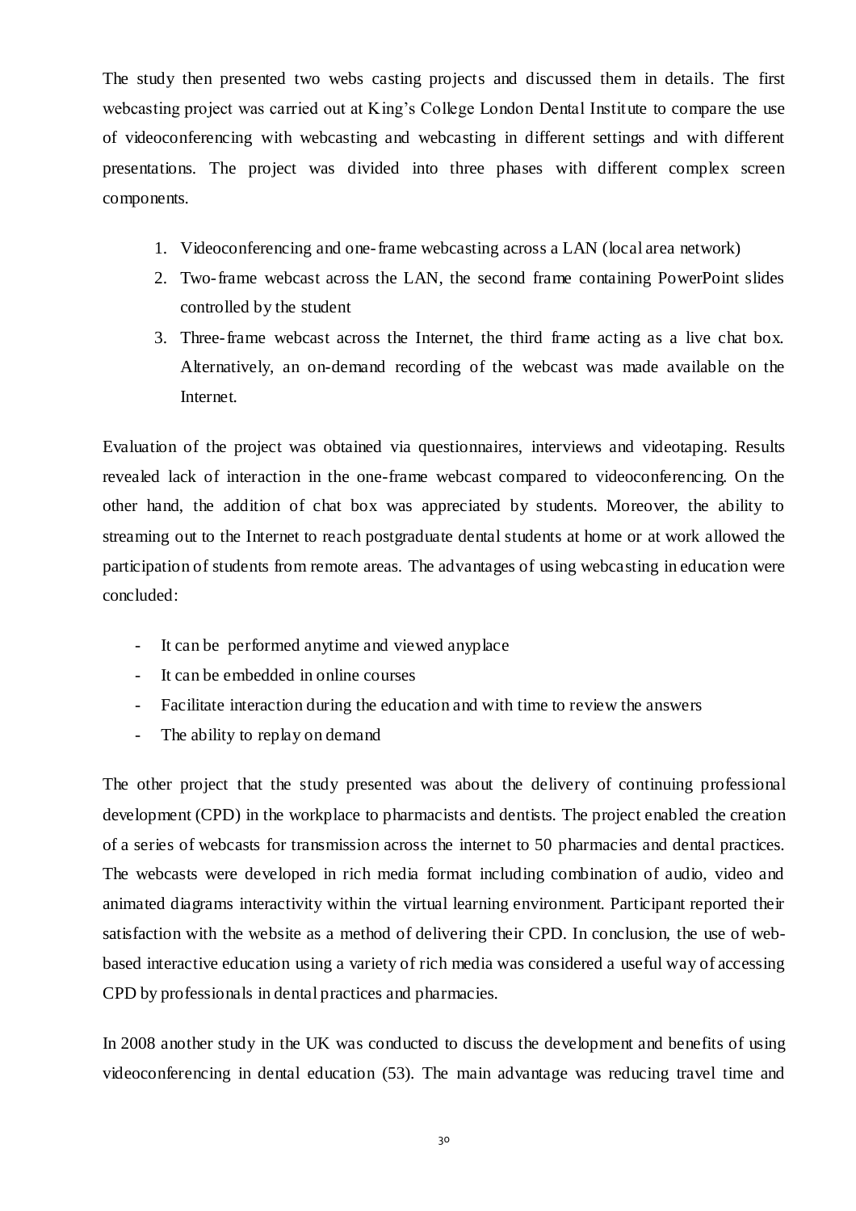The study then presented two webs casting projects and discussed them in details. The first webcasting project was carried out at King's College London Dental Institute to compare the use of videoconferencing with webcasting and webcasting in different settings and with different presentations. The project was divided into three phases with different complex screen components.

1. Videoconferencing and one-frame webcasting across a LAN (local area network)
2. Two-frame webcast across the LAN, the second frame containing PowerPoint slides controlled by the student
3. Three-frame webcast across the Internet, the third frame acting as a live chat box. Alternatively, an on-demand recording of the webcast was made available on the Internet.

Evaluation of the project was obtained via questionnaires, interviews and videotaping. Results revealed lack of interaction in the one-frame webcast compared to videoconferencing. On the other hand, the addition of chat box was appreciated by students. Moreover, the ability to streaming out to the Internet to reach postgraduate dental students at home or at work allowed the participation of students from remote areas. The advantages of using webcasting in education were concluded:

- It can be performed anytime and viewed anyplace
- It can be embedded in online courses
- Facilitate interaction during the education and with time to review the answers
- The ability to replay on demand

The other project that the study presented was about the delivery of continuing professional development (CPD) in the workplace to pharmacists and dentists. The project enabled the creation of a series of webcasts for transmission across the internet to 50 pharmacies and dental practices. The webcasts were developed in rich media format including combination of audio, video and animated diagrams interactivity within the virtual learning environment. Participant reported their satisfaction with the website as a method of delivering their CPD. In conclusion, the use of web-based interactive education using a variety of rich media was considered a useful way of accessing CPD by professionals in dental practices and pharmacies.

In 2008 another study in the UK was conducted to discuss the development and benefits of using videoconferencing in dental education (53). The main advantage was reducing travel time and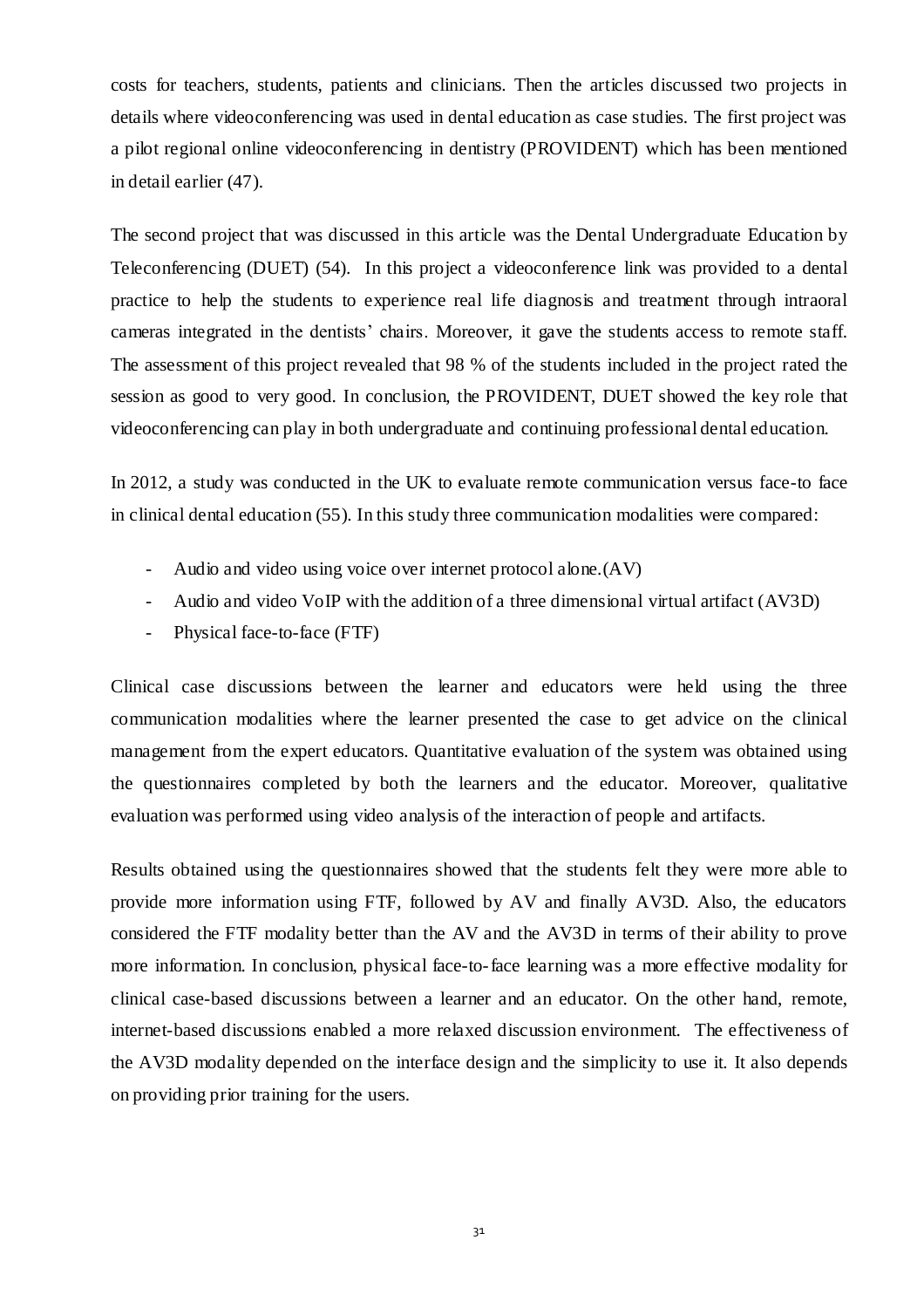costs for teachers, students, patients and clinicians. Then the articles discussed two projects in details where videoconferencing was used in dental education as case studies. The first project was a pilot regional online videoconferencing in dentistry (PROVIDENT) which has been mentioned in detail earlier (47).

The second project that was discussed in this article was the Dental Undergraduate Education by Teleconferencing (DUET) (54). In this project a videoconference link was provided to a dental practice to help the students to experience real life diagnosis and treatment through intraoral cameras integrated in the dentists' chairs. Moreover, it gave the students access to remote staff. The assessment of this project revealed that 98 % of the students included in the project rated the session as good to very good. In conclusion, the PROVIDENT, DUET showed the key role that videoconferencing can play in both undergraduate and continuing professional dental education.

In 2012, a study was conducted in the UK to evaluate remote communication versus face-to face in clinical dental education (55). In this study three communication modalities were compared:

- Audio and video using voice over internet protocol alone.(AV)
- Audio and video VoIP with the addition of a three dimensional virtual artifact (AV3D)
- Physical face-to-face (FTF)

Clinical case discussions between the learner and educators were held using the three communication modalities where the learner presented the case to get advice on the clinical management from the expert educators. Quantitative evaluation of the system was obtained using the questionnaires completed by both the learners and the educator. Moreover, qualitative evaluation was performed using video analysis of the interaction of people and artifacts.

Results obtained using the questionnaires showed that the students felt they were more able to provide more information using FTF, followed by AV and finally AV3D. Also, the educators considered the FTF modality better than the AV and the AV3D in terms of their ability to prove more information. In conclusion, physical face-to-face learning was a more effective modality for clinical case-based discussions between a learner and an educator. On the other hand, remote, internet-based discussions enabled a more relaxed discussion environment. The effectiveness of the AV3D modality depended on the interface design and the simplicity to use it. It also depends on providing prior training for the users.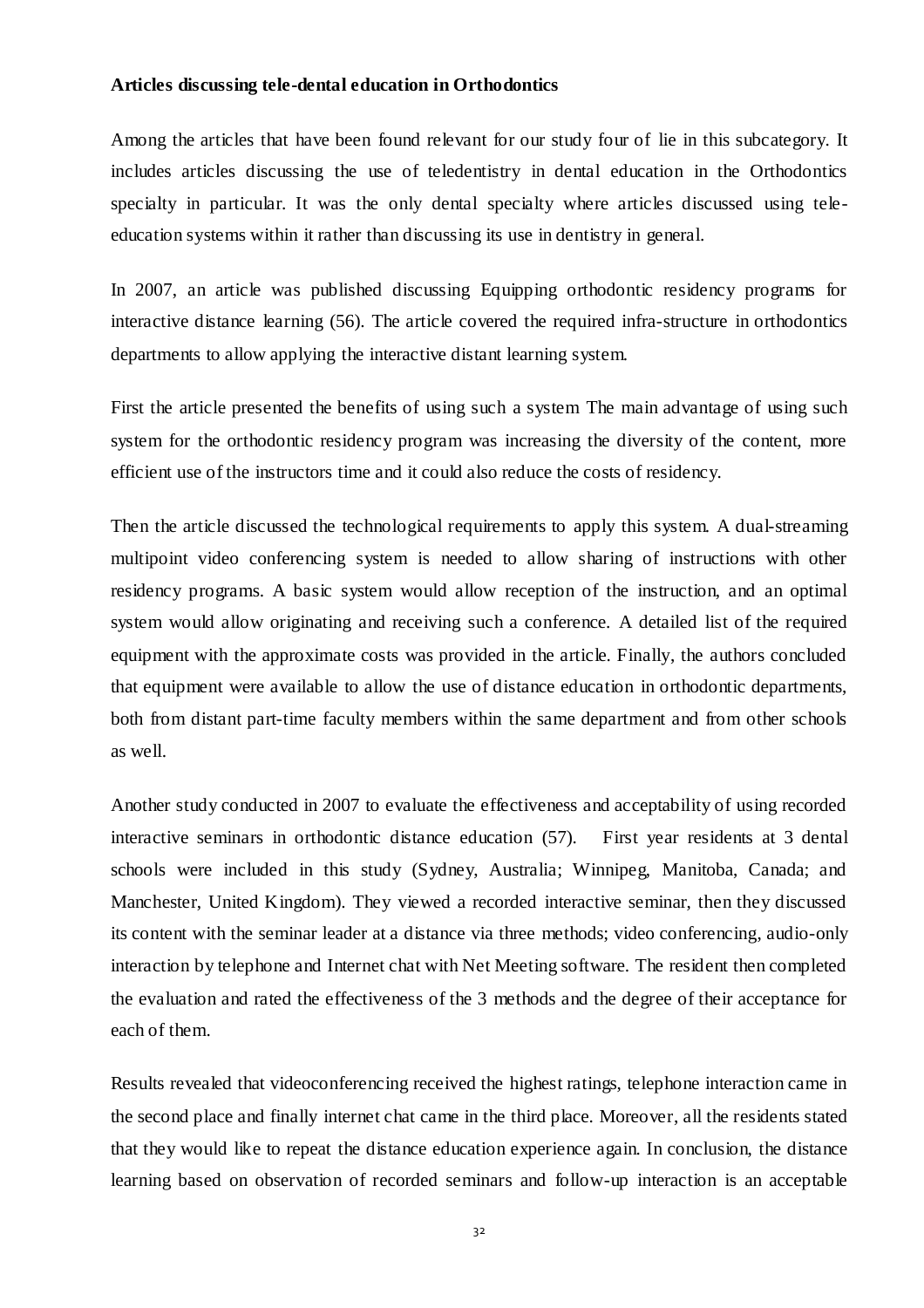**Articles discussing tele-dental education in Orthodontics**

Among the articles that have been found relevant for our study four of lie in this subcategory. It includes articles discussing the use of teledentistry in dental education in the Orthodontics specialty in particular. It was the only dental specialty where articles discussed using tele-education systems within it rather than discussing its use in dentistry in general.

In 2007, an article was published discussing Equipping orthodontic residency programs for interactive distance learning (56). The article covered the required infra-structure in orthodontics departments to allow applying the interactive distant learning system.

First the article presented the benefits of using such a system The main advantage of using such system for the orthodontic residency program was increasing the diversity of the content, more efficient use of the instructors time and it could also reduce the costs of residency.

Then the article discussed the technological requirements to apply this system. A dual-streaming multipoint video conferencing system is needed to allow sharing of instructions with other residency programs. A basic system would allow reception of the instruction, and an optimal system would allow originating and receiving such a conference. A detailed list of the required equipment with the approximate costs was provided in the article. Finally, the authors concluded that equipment were available to allow the use of distance education in orthodontic departments, both from distant part-time faculty members within the same department and from other schools as well.

Another study conducted in 2007 to evaluate the effectiveness and acceptability of using recorded interactive seminars in orthodontic distance education (57). First year residents at 3 dental schools were included in this study (Sydney, Australia; Winnipeg, Manitoba, Canada; and Manchester, United Kingdom). They viewed a recorded interactive seminar, then they discussed its content with the seminar leader at a distance via three methods; video conferencing, audio-only interaction by telephone and Internet chat with Net Meeting software. The resident then completed the evaluation and rated the effectiveness of the 3 methods and the degree of their acceptance for each of them.

Results revealed that videoconferencing received the highest ratings, telephone interaction came in the second place and finally internet chat came in the third place. Moreover, all the residents stated that they would like to repeat the distance education experience again. In conclusion, the distance learning based on observation of recorded seminars and follow-up interaction is an acceptable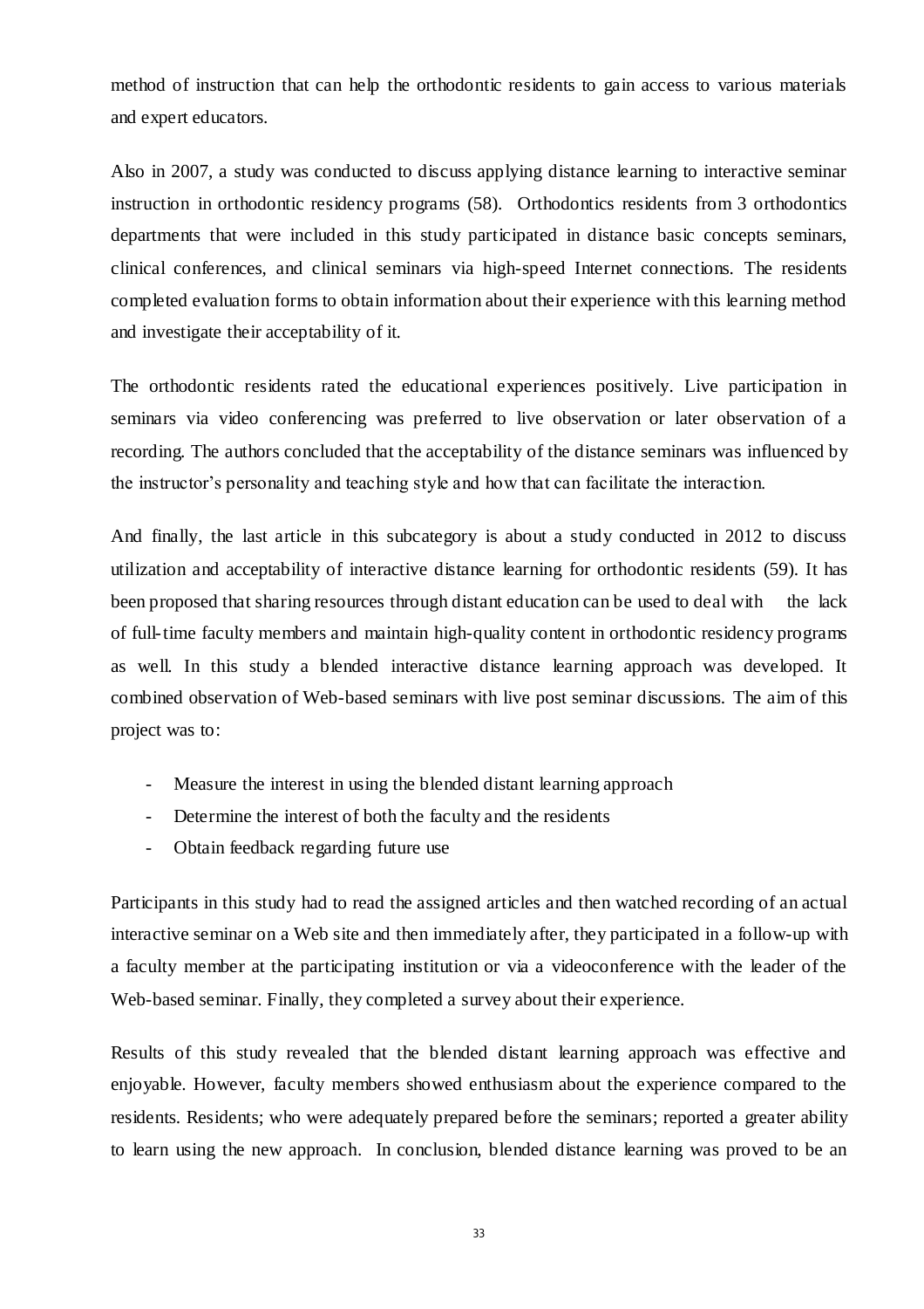method of instruction that can help the orthodontic residents to gain access to various materials and expert educators.

Also in 2007, a study was conducted to discuss applying distance learning to interactive seminar instruction in orthodontic residency programs (58). Orthodontics residents from 3 orthodontics departments that were included in this study participated in distance basic concepts seminars, clinical conferences, and clinical seminars via high-speed Internet connections. The residents completed evaluation forms to obtain information about their experience with this learning method and investigate their acceptability of it.

The orthodontic residents rated the educational experiences positively. Live participation in seminars via video conferencing was preferred to live observation or later observation of a recording. The authors concluded that the acceptability of the distance seminars was influenced by the instructor's personality and teaching style and how that can facilitate the interaction.

And finally, the last article in this subcategory is about a study conducted in 2012 to discuss utilization and acceptability of interactive distance learning for orthodontic residents (59). It has been proposed that sharing resources through distant education can be used to deal with the lack of full-time faculty members and maintain high-quality content in orthodontic residency programs as well. In this study a blended interactive distance learning approach was developed. It combined observation of Web-based seminars with live post seminar discussions. The aim of this project was to:

- Measure the interest in using the blended distant learning approach
- Determine the interest of both the faculty and the residents
- Obtain feedback regarding future use

Participants in this study had to read the assigned articles and then watched recording of an actual interactive seminar on a Web site and then immediately after, they participated in a follow-up with a faculty member at the participating institution or via a videoconference with the leader of the Web-based seminar. Finally, they completed a survey about their experience.

Results of this study revealed that the blended distant learning approach was effective and enjoyable. However, faculty members showed enthusiasm about the experience compared to the residents. Residents; who were adequately prepared before the seminars; reported a greater ability to learn using the new approach. In conclusion, blended distance learning was proved to be an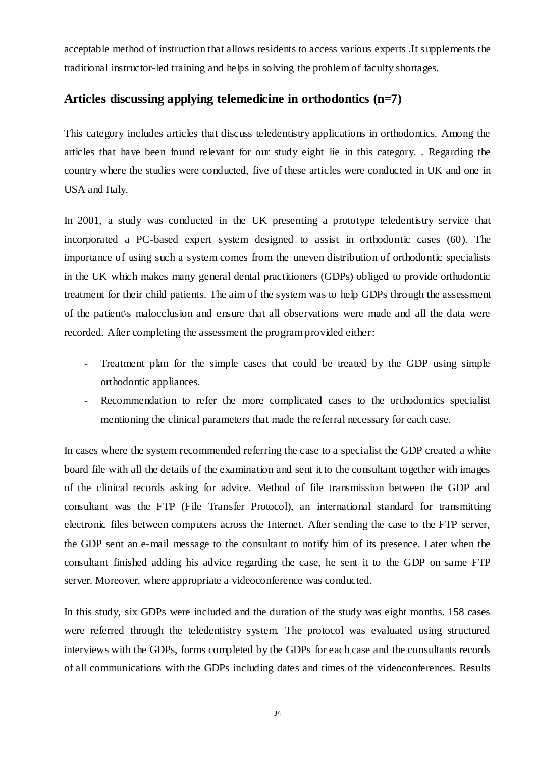acceptable method of instruction that allows residents to access various experts .It supplements the traditional instructor-led training and helps in solving the problem of faculty shortages.

## Articles discussing applying telemedicine in orthodontics (n=7)

This category includes articles that discuss teledentistry applications in orthodontics. Among the articles that have been found relevant for our study eight lie in this category. . Regarding the country where the studies were conducted, five of these articles were conducted in UK and one in USA and Italy.

In 2001, a study was conducted in the UK presenting a prototype teledentistry service that incorporated a PC-based expert system designed to assist in orthodontic cases (60). The importance of using such a system comes from the uneven distribution of orthodontic specialists in the UK which makes many general dental practitioners (GDPs) obliged to provide orthodontic treatment for their child patients. The aim of the system was to help GDPs through the assessment of the patient\s malocclusion and ensure that all observations were made and all the data were recorded. After completing the assessment the program provided either:

- Treatment plan for the simple cases that could be treated by the GDP using simple orthodontic appliances.
- Recommendation to refer the more complicated cases to the orthodontics specialist mentioning the clinical parameters that made the referral necessary for each case.

In cases where the system recommended referring the case to a specialist the GDP created a white board file with all the details of the examination and sent it to the consultant together with images of the clinical records asking for advice. Method of file transmission between the GDP and consultant was the FTP (File Transfer Protocol), an international standard for transmitting electronic files between computers across the Internet. After sending the case to the FTP server, the GDP sent an e-mail message to the consultant to notify him of its presence. Later when the consultant finished adding his advice regarding the case, he sent it to the GDP on same FTP server. Moreover, where appropriate a videoconference was conducted.

In this study, six GDPs were included and the duration of the study was eight months. 158 cases were referred through the teledentistry system. The protocol was evaluated using structured interviews with the GDPs, forms completed by the GDPs for each case and the consultants records of all communications with the GDPs including dates and times of the videoconferences. Results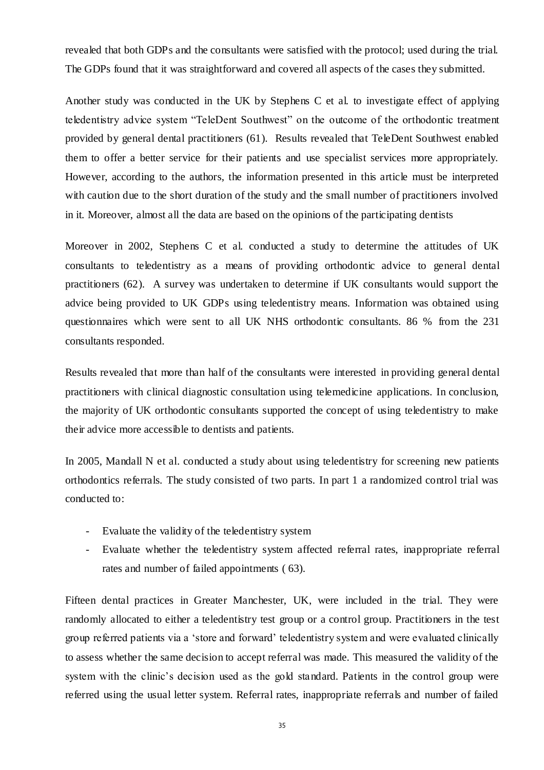revealed that both GDPs and the consultants were satisfied with the protocol; used during the trial. The GDPs found that it was straightforward and covered all aspects of the cases they submitted.

Another study was conducted in the UK by Stephens C et al. to investigate effect of applying teledentistry advice system "TeleDent Southwest" on the outcome of the orthodontic treatment provided by general dental practitioners (61). Results revealed that TeleDent Southwest enabled them to offer a better service for their patients and use specialist services more appropriately. However, according to the authors, the information presented in this article must be interpreted with caution due to the short duration of the study and the small number of practitioners involved in it. Moreover, almost all the data are based on the opinions of the participating dentists

Moreover in 2002, Stephens C et al. conducted a study to determine the attitudes of UK consultants to teledentistry as a means of providing orthodontic advice to general dental practitioners (62). A survey was undertaken to determine if UK consultants would support the advice being provided to UK GDPs using teledentistry means. Information was obtained using questionnaires which were sent to all UK NHS orthodontic consultants. 86 % from the 231 consultants responded.

Results revealed that more than half of the consultants were interested in providing general dental practitioners with clinical diagnostic consultation using telemedicine applications. In conclusion, the majority of UK orthodontic consultants supported the concept of using teledentistry to make their advice more accessible to dentists and patients.

In 2005, Mandall N et al. conducted a study about using teledentistry for screening new patients orthodontics referrals. The study consisted of two parts. In part 1 a randomized control trial was conducted to:

- Evaluate the validity of the teledentistry system
- Evaluate whether the teledentistry system affected referral rates, inappropriate referral rates and number of failed appointments ( 63).

Fifteen dental practices in Greater Manchester, UK, were included in the trial. They were randomly allocated to either a teledentistry test group or a control group. Practitioners in the test group referred patients via a 'store and forward' teledentistry system and were evaluated clinically to assess whether the same decision to accept referral was made. This measured the validity of the system with the clinic's decision used as the gold standard. Patients in the control group were referred using the usual letter system. Referral rates, inappropriate referrals and number of failed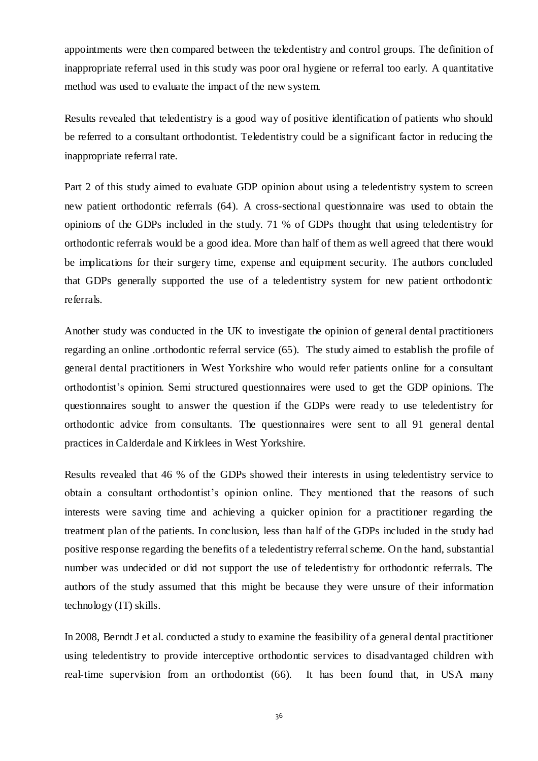appointments were then compared between the teledentistry and control groups. The definition of inappropriate referral used in this study was poor oral hygiene or referral too early. A quantitative method was used to evaluate the impact of the new system.

Results revealed that teledentistry is a good way of positive identification of patients who should be referred to a consultant orthodontist. Teledentistry could be a significant factor in reducing the inappropriate referral rate.

Part 2 of this study aimed to evaluate GDP opinion about using a teledentistry system to screen new patient orthodontic referrals (64). A cross-sectional questionnaire was used to obtain the opinions of the GDPs included in the study. 71 % of GDPs thought that using teledentistry for orthodontic referrals would be a good idea. More than half of them as well agreed that there would be implications for their surgery time, expense and equipment security. The authors concluded that GDPs generally supported the use of a teledentistry system for new patient orthodontic referrals.

Another study was conducted in the UK to investigate the opinion of general dental practitioners regarding an online .orthodontic referral service (65). The study aimed to establish the profile of general dental practitioners in West Yorkshire who would refer patients online for a consultant orthodontist's opinion. Semi structured questionnaires were used to get the GDP opinions. The questionnaires sought to answer the question if the GDPs were ready to use teledentistry for orthodontic advice from consultants. The questionnaires were sent to all 91 general dental practices in Calderdale and Kirklees in West Yorkshire.

Results revealed that 46 % of the GDPs showed their interests in using teledentistry service to obtain a consultant orthodontist's opinion online. They mentioned that the reasons of such interests were saving time and achieving a quicker opinion for a practitioner regarding the treatment plan of the patients. In conclusion, less than half of the GDPs included in the study had positive response regarding the benefits of a teledentistry referral scheme. On the hand, substantial number was undecided or did not support the use of teledentistry for orthodontic referrals. The authors of the study assumed that this might be because they were unsure of their information technology (IT) skills.

In 2008, Berndt J et al. conducted a study to examine the feasibility of a general dental practitioner using teledentistry to provide interceptive orthodontic services to disadvantaged children with real-time supervision from an orthodontist (66). It has been found that, in USA many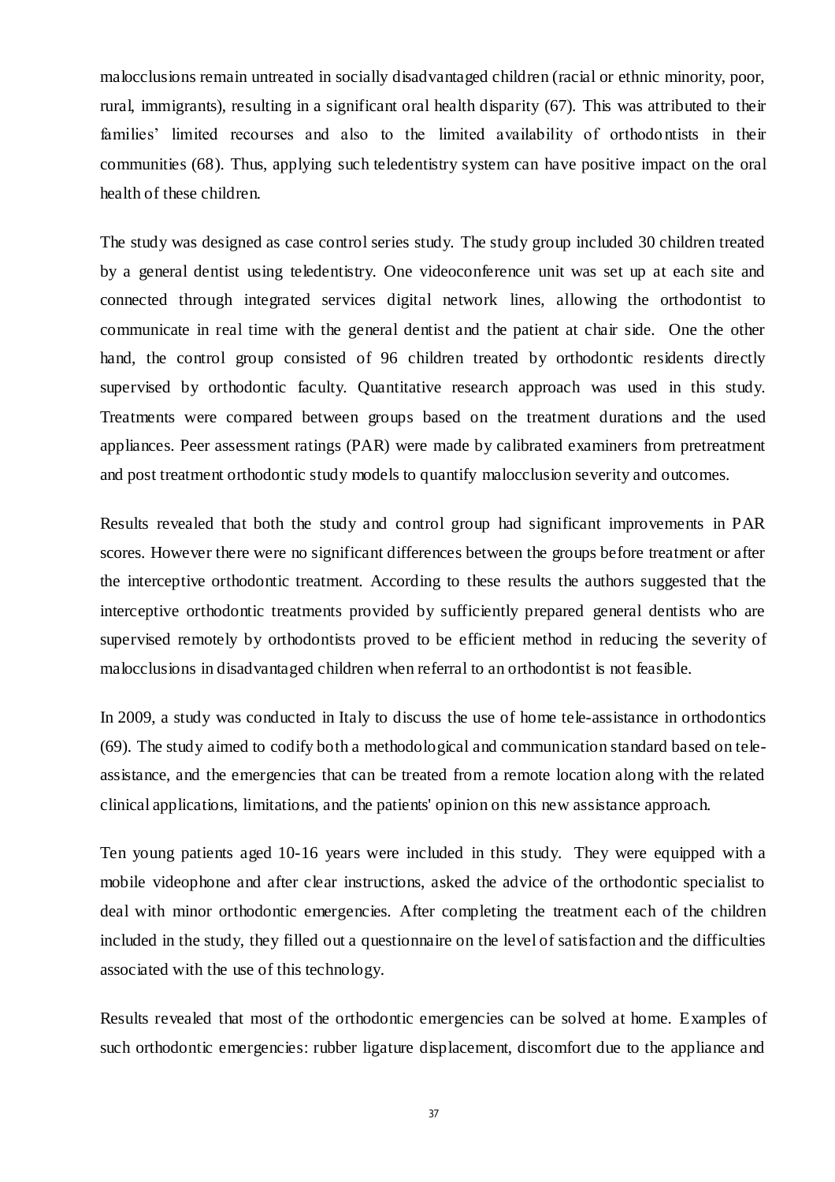malocclusions remain untreated in socially disadvantaged children (racial or ethnic minority, poor, rural, immigrants), resulting in a significant oral health disparity (67). This was attributed to their families' limited recourses and also to the limited availability of orthodontists in their communities (68). Thus, applying such teledentistry system can have positive impact on the oral health of these children.

The study was designed as case control series study. The study group included 30 children treated by a general dentist using teledentistry. One videoconference unit was set up at each site and connected through integrated services digital network lines, allowing the orthodontist to communicate in real time with the general dentist and the patient at chair side. One the other hand, the control group consisted of 96 children treated by orthodontic residents directly supervised by orthodontic faculty. Quantitative research approach was used in this study. Treatments were compared between groups based on the treatment durations and the used appliances. Peer assessment ratings (PAR) were made by calibrated examiners from pretreatment and post treatment orthodontic study models to quantify malocclusion severity and outcomes.

Results revealed that both the study and control group had significant improvements in PAR scores. However there were no significant differences between the groups before treatment or after the interceptive orthodontic treatment. According to these results the authors suggested that the interceptive orthodontic treatments provided by sufficiently prepared general dentists who are supervised remotely by orthodontists proved to be efficient method in reducing the severity of malocclusions in disadvantaged children when referral to an orthodontist is not feasible.

In 2009, a study was conducted in Italy to discuss the use of home tele-assistance in orthodontics (69). The study aimed to codify both a methodological and communication standard based on tele-assistance, and the emergencies that can be treated from a remote location along with the related clinical applications, limitations, and the patients' opinion on this new assistance approach.

Ten young patients aged 10-16 years were included in this study. They were equipped with a mobile videophone and after clear instructions, asked the advice of the orthodontic specialist to deal with minor orthodontic emergencies. After completing the treatment each of the children included in the study, they filled out a questionnaire on the level of satisfaction and the difficulties associated with the use of this technology.

Results revealed that most of the orthodontic emergencies can be solved at home. Examples of such orthodontic emergencies: rubber ligature displacement, discomfort due to the appliance and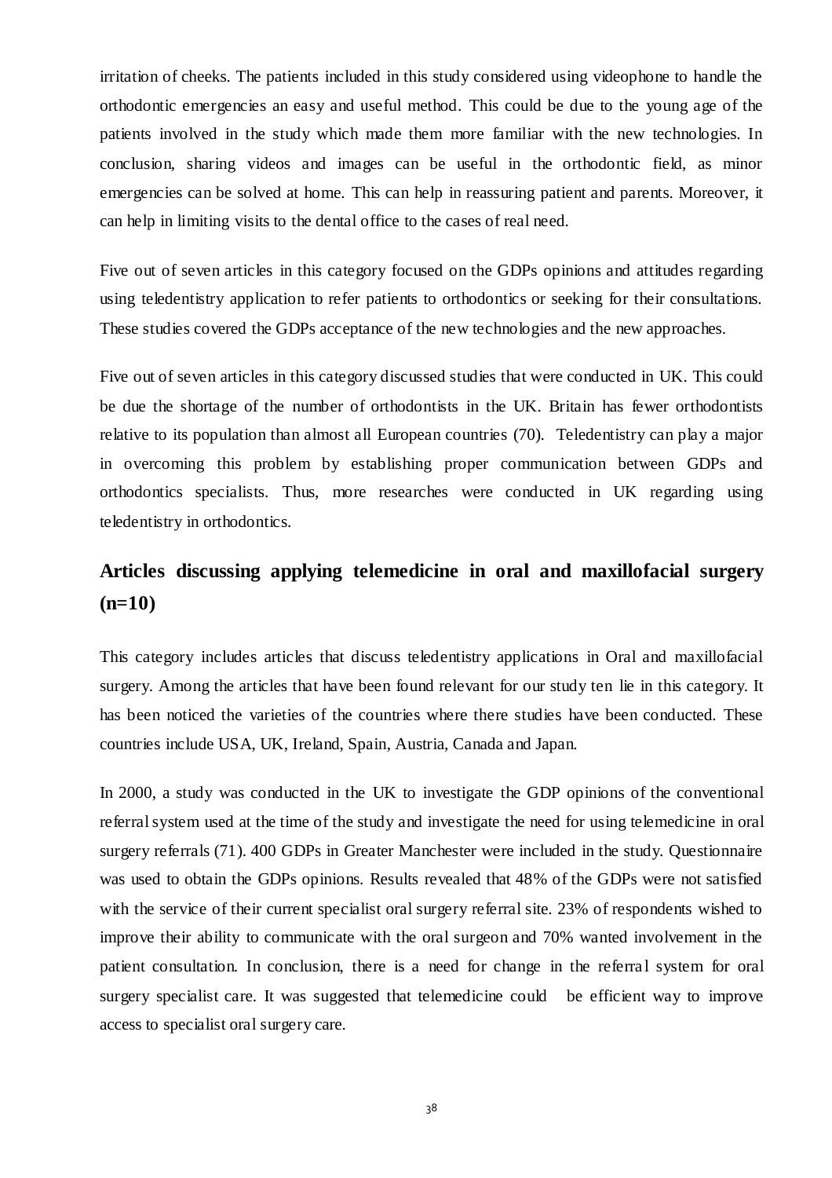irritation of cheeks. The patients included in this study considered using videophone to handle the orthodontic emergencies an easy and useful method. This could be due to the young age of the patients involved in the study which made them more familiar with the new technologies. In conclusion, sharing videos and images can be useful in the orthodontic field, as minor emergencies can be solved at home. This can help in reassuring patient and parents. Moreover, it can help in limiting visits to the dental office to the cases of real need.

Five out of seven articles in this category focused on the GDPs opinions and attitudes regarding using teledentistry application to refer patients to orthodontics or seeking for their consultations. These studies covered the GDPs acceptance of the new technologies and the new approaches.

Five out of seven articles in this category discussed studies that were conducted in UK. This could be due the shortage of the number of orthodontists in the UK. Britain has fewer orthodontists relative to its population than almost all European countries (70). Teledentistry can play a major in overcoming this problem by establishing proper communication between GDPs and orthodontics specialists. Thus, more researches were conducted in UK regarding using teledentistry in orthodontics.

## Articles discussing applying telemedicine in oral and maxillofacial surgery (n=10)

This category includes articles that discuss teledentistry applications in Oral and maxillofacial surgery. Among the articles that have been found relevant for our study ten lie in this category. It has been noticed the varieties of the countries where there studies have been conducted. These countries include USA, UK, Ireland, Spain, Austria, Canada and Japan.

In 2000, a study was conducted in the UK to investigate the GDP opinions of the conventional referral system used at the time of the study and investigate the need for using telemedicine in oral surgery referrals (71). 400 GDPs in Greater Manchester were included in the study. Questionnaire was used to obtain the GDPs opinions. Results revealed that 48% of the GDPs were not satisfied with the service of their current specialist oral surgery referral site. 23% of respondents wished to improve their ability to communicate with the oral surgeon and 70% wanted involvement in the patient consultation. In conclusion, there is a need for change in the referral system for oral surgery specialist care. It was suggested that telemedicine could be efficient way to improve access to specialist oral surgery care.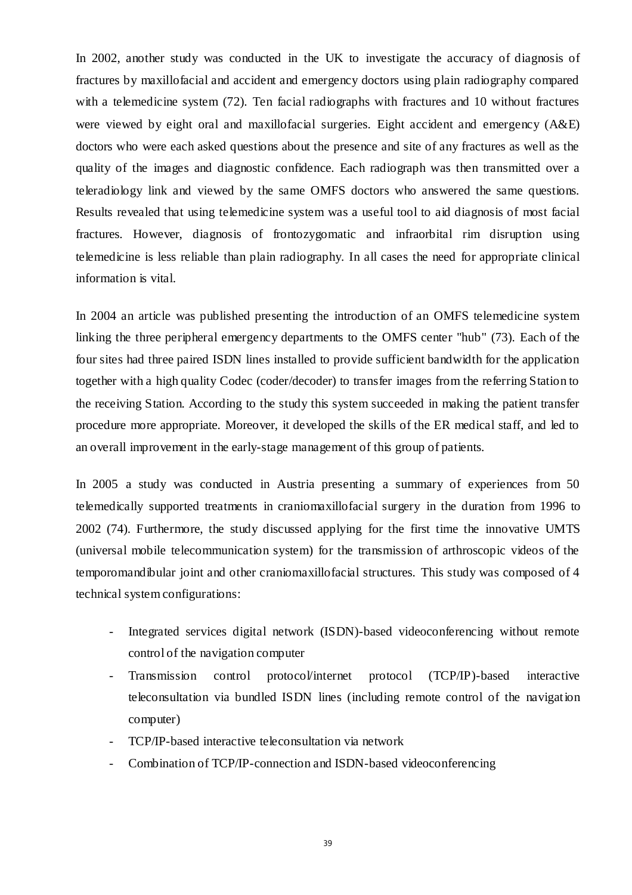In 2002, another study was conducted in the UK to investigate the accuracy of diagnosis of fractures by maxillofacial and accident and emergency doctors using plain radiography compared with a telemedicine system (72). Ten facial radiographs with fractures and 10 without fractures were viewed by eight oral and maxillofacial surgeries. Eight accident and emergency (A&E) doctors who were each asked questions about the presence and site of any fractures as well as the quality of the images and diagnostic confidence. Each radiograph was then transmitted over a teleradiology link and viewed by the same OMFS doctors who answered the same questions. Results revealed that using telemedicine system was a useful tool to aid diagnosis of most facial fractures. However, diagnosis of frontozygomatic and infraorbital rim disruption using telemedicine is less reliable than plain radiography. In all cases the need for appropriate clinical information is vital.

In 2004 an article was published presenting the introduction of an OMFS telemedicine system linking the three peripheral emergency departments to the OMFS center "hub" (73). Each of the four sites had three paired ISDN lines installed to provide sufficient bandwidth for the application together with a high quality Codec (coder/decoder) to transfer images from the referring Station to the receiving Station. According to the study this system succeeded in making the patient transfer procedure more appropriate. Moreover, it developed the skills of the ER medical staff, and led to an overall improvement in the early-stage management of this group of patients.

In 2005 a study was conducted in Austria presenting a summary of experiences from 50 telemedically supported treatments in craniomaxillofacial surgery in the duration from 1996 to 2002 (74). Furthermore, the study discussed applying for the first time the innovative UMTS (universal mobile telecommunication system) for the transmission of arthroscopic videos of the temporomandibular joint and other craniomaxillofacial structures. This study was composed of 4 technical system configurations:

- Integrated services digital network (ISDN)-based videoconferencing without remote control of the navigation computer
- Transmission control protocol/internet protocol (TCP/IP)-based interactive teleconsultation via bundled ISDN lines (including remote control of the navigation computer)
- TCP/IP-based interactive teleconsultation via network
- Combination of TCP/IP-connection and ISDN-based videoconferencing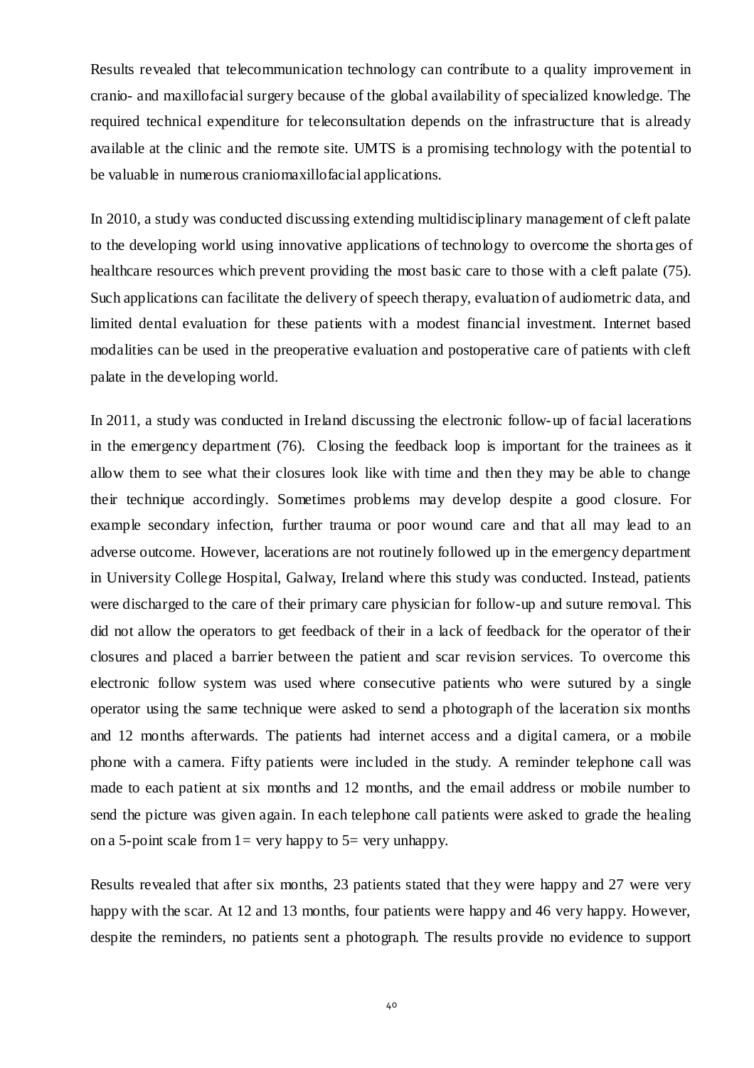Results revealed that telecommunication technology can contribute to a quality improvement in cranio- and maxillofacial surgery because of the global availability of specialized knowledge. The required technical expenditure for teleconsultation depends on the infrastructure that is already available at the clinic and the remote site. UMTS is a promising technology with the potential to be valuable in numerous craniomaxillofacial applications.

In 2010, a study was conducted discussing extending multidisciplinary management of cleft palate to the developing world using innovative applications of technology to overcome the shortages of healthcare resources which prevent providing the most basic care to those with a cleft palate (75). Such applications can facilitate the delivery of speech therapy, evaluation of audiometric data, and limited dental evaluation for these patients with a modest financial investment. Internet based modalities can be used in the preoperative evaluation and postoperative care of patients with cleft palate in the developing world.

In 2011, a study was conducted in Ireland discussing the electronic follow-up of facial lacerations in the emergency department (76). Closing the feedback loop is important for the trainees as it allow them to see what their closures look like with time and then they may be able to change their technique accordingly. Sometimes problems may develop despite a good closure. For example secondary infection, further trauma or poor wound care and that all may lead to an adverse outcome. However, lacerations are not routinely followed up in the emergency department in University College Hospital, Galway, Ireland where this study was conducted. Instead, patients were discharged to the care of their primary care physician for follow-up and suture removal. This did not allow the operators to get feedback of their in a lack of feedback for the operator of their closures and placed a barrier between the patient and scar revision services. To overcome this electronic follow system was used where consecutive patients who were sutured by a single operator using the same technique were asked to send a photograph of the laceration six months and 12 months afterwards. The patients had internet access and a digital camera, or a mobile phone with a camera. Fifty patients were included in the study. A reminder telephone call was made to each patient at six months and 12 months, and the email address or mobile number to send the picture was given again. In each telephone call patients were asked to grade the healing on a 5-point scale from 1= very happy to 5= very unhappy.

Results revealed that after six months, 23 patients stated that they were happy and 27 were very happy with the scar. At 12 and 13 months, four patients were happy and 46 very happy. However, despite the reminders, no patients sent a photograph. The results provide no evidence to support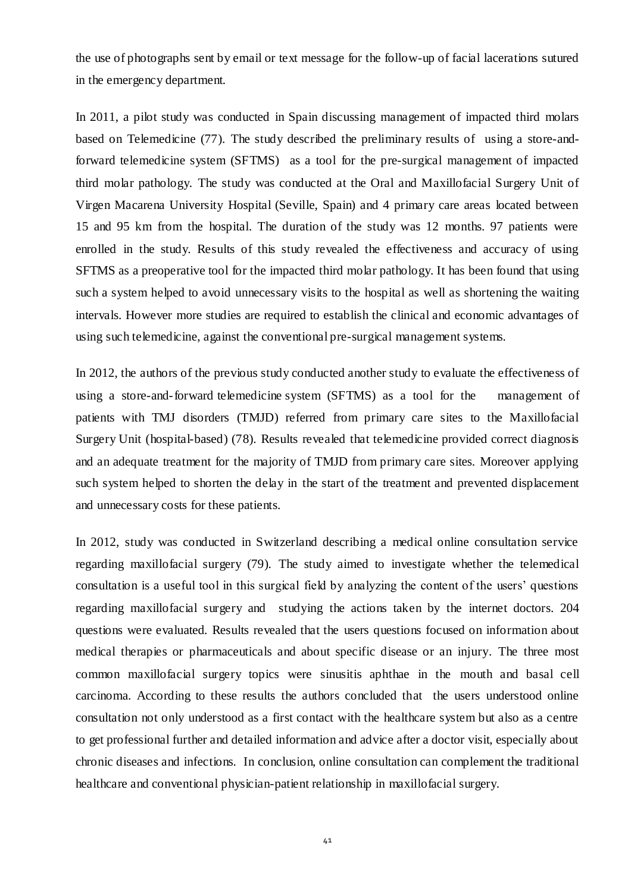the use of photographs sent by email or text message for the follow-up of facial lacerations sutured in the emergency department.

In 2011, a pilot study was conducted in Spain discussing management of impacted third molars based on Telemedicine (77). The study described the preliminary results of using a store-and-forward telemedicine system (SFTMS) as a tool for the pre-surgical management of impacted third molar pathology. The study was conducted at the Oral and Maxillofacial Surgery Unit of Virgen Macarena University Hospital (Seville, Spain) and 4 primary care areas located between 15 and 95 km from the hospital. The duration of the study was 12 months. 97 patients were enrolled in the study. Results of this study revealed the effectiveness and accuracy of using SFTMS as a preoperative tool for the impacted third molar pathology. It has been found that using such a system helped to avoid unnecessary visits to the hospital as well as shortening the waiting intervals. However more studies are required to establish the clinical and economic advantages of using such telemedicine, against the conventional pre-surgical management systems.

In 2012, the authors of the previous study conducted another study to evaluate the effectiveness of using a store-and-forward telemedicine system (SFTMS) as a tool for the management of patients with TMJ disorders (TMJD) referred from primary care sites to the Maxillofacial Surgery Unit (hospital-based) (78). Results revealed that telemedicine provided correct diagnosis and an adequate treatment for the majority of TMJD from primary care sites. Moreover applying such system helped to shorten the delay in the start of the treatment and prevented displacement and unnecessary costs for these patients.

In 2012, study was conducted in Switzerland describing a medical online consultation service regarding maxillofacial surgery (79). The study aimed to investigate whether the telemedical consultation is a useful tool in this surgical field by analyzing the content of the users' questions regarding maxillofacial surgery and studying the actions taken by the internet doctors. 204 questions were evaluated. Results revealed that the users questions focused on information about medical therapies or pharmaceuticals and about specific disease or an injury. The three most common maxillofacial surgery topics were sinusitis aphthae in the mouth and basal cell carcinoma. According to these results the authors concluded that the users understood online consultation not only understood as a first contact with the healthcare system but also as a centre to get professional further and detailed information and advice after a doctor visit, especially about chronic diseases and infections. In conclusion, online consultation can complement the traditional healthcare and conventional physician-patient relationship in maxillofacial surgery.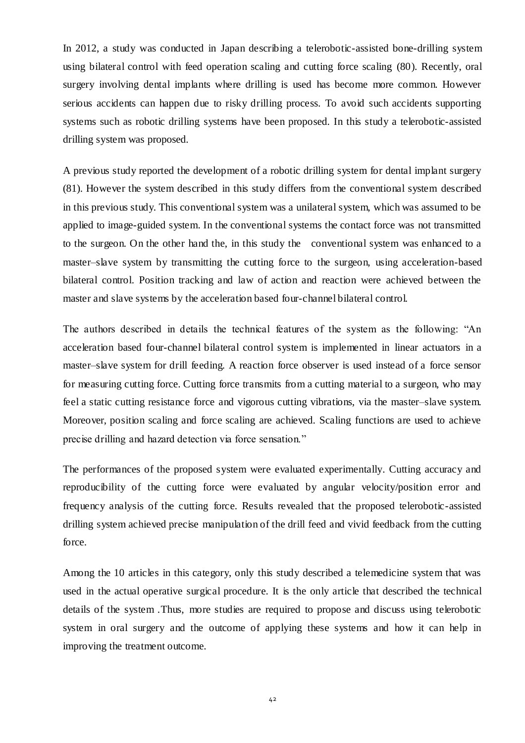In 2012, a study was conducted in Japan describing a telerobotic-assisted bone-drilling system using bilateral control with feed operation scaling and cutting force scaling (80). Recently, oral surgery involving dental implants where drilling is used has become more common. However serious accidents can happen due to risky drilling process. To avoid such accidents supporting systems such as robotic drilling systems have been proposed. In this study a telerobotic-assisted drilling system was proposed.

A previous study reported the development of a robotic drilling system for dental implant surgery (81). However the system described in this study differs from the conventional system described in this previous study. This conventional system was a unilateral system, which was assumed to be applied to image-guided system. In the conventional systems the contact force was not transmitted to the surgeon. On the other hand the, in this study the conventional system was enhanced to a master–slave system by transmitting the cutting force to the surgeon, using acceleration-based bilateral control. Position tracking and law of action and reaction were achieved between the master and slave systems by the acceleration based four-channel bilateral control.

The authors described in details the technical features of the system as the following: "An acceleration based four-channel bilateral control system is implemented in linear actuators in a master–slave system for drill feeding. A reaction force observer is used instead of a force sensor for measuring cutting force. Cutting force transmits from a cutting material to a surgeon, who may feel a static cutting resistance force and vigorous cutting vibrations, via the master–slave system. Moreover, position scaling and force scaling are achieved. Scaling functions are used to achieve precise drilling and hazard detection via force sensation."

The performances of the proposed system were evaluated experimentally. Cutting accuracy and reproducibility of the cutting force were evaluated by angular velocity/position error and frequency analysis of the cutting force. Results revealed that the proposed telerobotic-assisted drilling system achieved precise manipulation of the drill feed and vivid feedback from the cutting force.

Among the 10 articles in this category, only this study described a telemedicine system that was used in the actual operative surgical procedure. It is the only article that described the technical details of the system .Thus, more studies are required to propose and discuss using telerobotic system in oral surgery and the outcome of applying these systems and how it can help in improving the treatment outcome.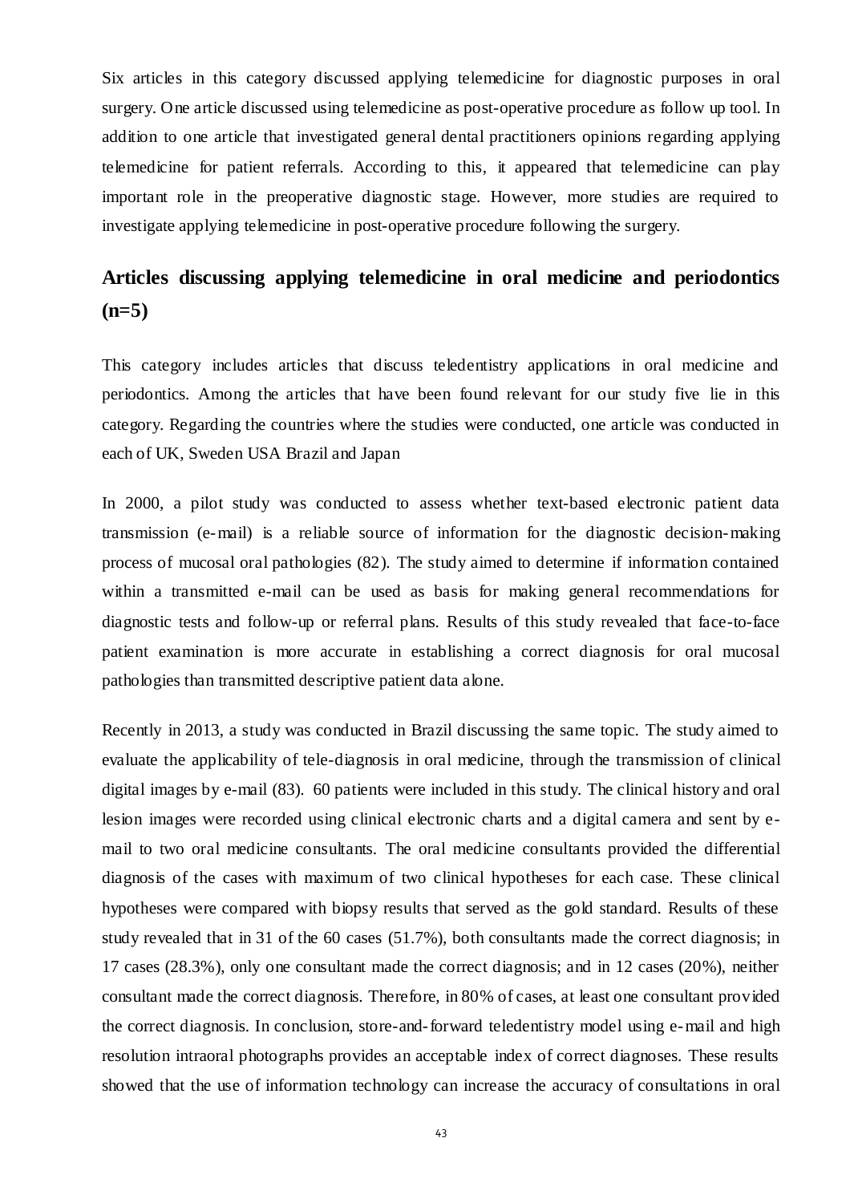Six articles in this category discussed applying telemedicine for diagnostic purposes in oral surgery. One article discussed using telemedicine as post-operative procedure as follow up tool. In addition to one article that investigated general dental practitioners opinions regarding applying telemedicine for patient referrals. According to this, it appeared that telemedicine can play important role in the preoperative diagnostic stage. However, more studies are required to investigate applying telemedicine in post-operative procedure following the surgery.

## Articles discussing applying telemedicine in oral medicine and periodontics (n=5)

This category includes articles that discuss teledentistry applications in oral medicine and periodontics. Among the articles that have been found relevant for our study five lie in this category. Regarding the countries where the studies were conducted, one article was conducted in each of UK, Sweden USA Brazil and Japan

In 2000, a pilot study was conducted to assess whether text-based electronic patient data transmission (e-mail) is a reliable source of information for the diagnostic decision-making process of mucosal oral pathologies (82). The study aimed to determine if information contained within a transmitted e-mail can be used as basis for making general recommendations for diagnostic tests and follow-up or referral plans. Results of this study revealed that face-to-face patient examination is more accurate in establishing a correct diagnosis for oral mucosal pathologies than transmitted descriptive patient data alone.

Recently in 2013, a study was conducted in Brazil discussing the same topic. The study aimed to evaluate the applicability of tele-diagnosis in oral medicine, through the transmission of clinical digital images by e-mail (83). 60 patients were included in this study. The clinical history and oral lesion images were recorded using clinical electronic charts and a digital camera and sent by e-mail to two oral medicine consultants. The oral medicine consultants provided the differential diagnosis of the cases with maximum of two clinical hypotheses for each case. These clinical hypotheses were compared with biopsy results that served as the gold standard. Results of these study revealed that in 31 of the 60 cases (51.7%), both consultants made the correct diagnosis; in 17 cases (28.3%), only one consultant made the correct diagnosis; and in 12 cases (20%), neither consultant made the correct diagnosis. Therefore, in 80% of cases, at least one consultant provided the correct diagnosis. In conclusion, store-and-forward teledentistry model using e-mail and high resolution intraoral photographs provides an acceptable index of correct diagnoses. These results showed that the use of information technology can increase the accuracy of consultations in oral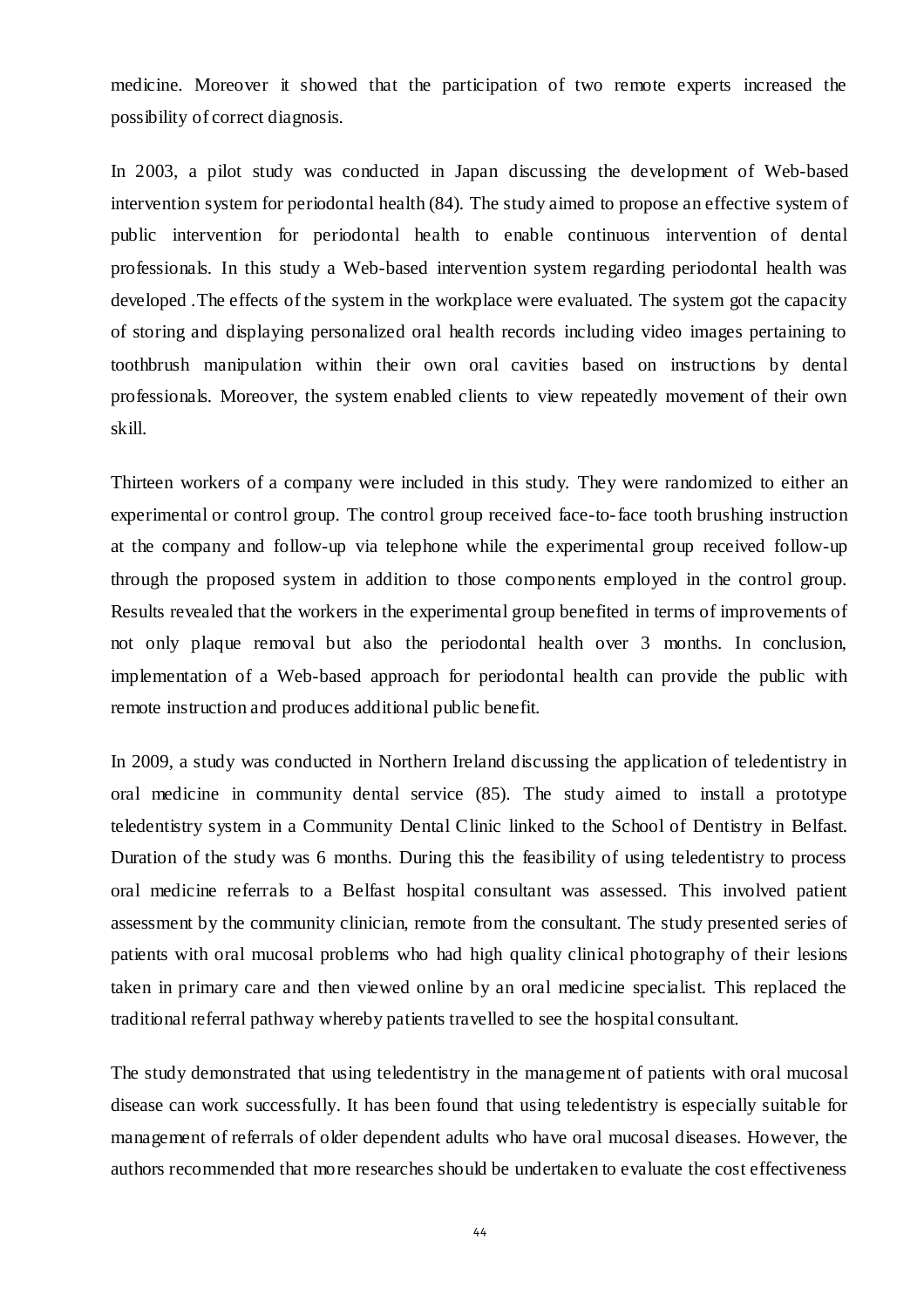medicine. Moreover it showed that the participation of two remote experts increased the possibility of correct diagnosis.

In 2003, a pilot study was conducted in Japan discussing the development of Web-based intervention system for periodontal health (84). The study aimed to propose an effective system of public intervention for periodontal health to enable continuous intervention of dental professionals. In this study a Web-based intervention system regarding periodontal health was developed .The effects of the system in the workplace were evaluated. The system got the capacity of storing and displaying personalized oral health records including video images pertaining to toothbrush manipulation within their own oral cavities based on instructions by dental professionals. Moreover, the system enabled clients to view repeatedly movement of their own skill.

Thirteen workers of a company were included in this study. They were randomized to either an experimental or control group. The control group received face-to-face tooth brushing instruction at the company and follow-up via telephone while the experimental group received follow-up through the proposed system in addition to those components employed in the control group. Results revealed that the workers in the experimental group benefited in terms of improvements of not only plaque removal but also the periodontal health over 3 months. In conclusion, implementation of a Web-based approach for periodontal health can provide the public with remote instruction and produces additional public benefit.

In 2009, a study was conducted in Northern Ireland discussing the application of teledentistry in oral medicine in community dental service (85). The study aimed to install a prototype teledentistry system in a Community Dental Clinic linked to the School of Dentistry in Belfast. Duration of the study was 6 months. During this the feasibility of using teledentistry to process oral medicine referrals to a Belfast hospital consultant was assessed. This involved patient assessment by the community clinician, remote from the consultant. The study presented series of patients with oral mucosal problems who had high quality clinical photography of their lesions taken in primary care and then viewed online by an oral medicine specialist. This replaced the traditional referral pathway whereby patients travelled to see the hospital consultant.

The study demonstrated that using teledentistry in the management of patients with oral mucosal disease can work successfully. It has been found that using teledentistry is especially suitable for management of referrals of older dependent adults who have oral mucosal diseases. However, the authors recommended that more researches should be undertaken to evaluate the cost effectiveness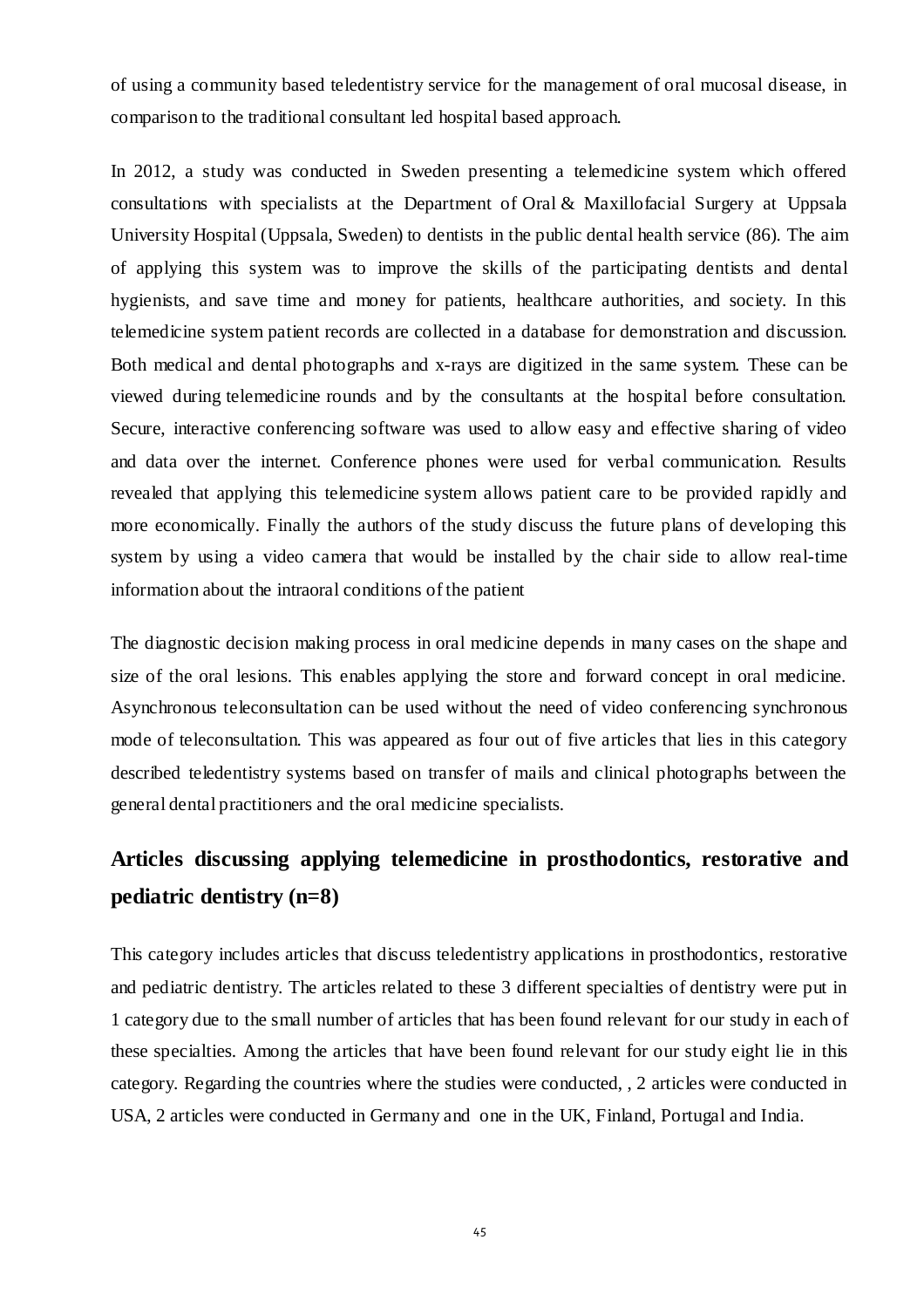of using a community based teledentistry service for the management of oral mucosal disease, in comparison to the traditional consultant led hospital based approach.

In 2012, a study was conducted in Sweden presenting a telemedicine system which offered consultations with specialists at the Department of Oral & Maxillofacial Surgery at Uppsala University Hospital (Uppsala, Sweden) to dentists in the public dental health service (86). The aim of applying this system was to improve the skills of the participating dentists and dental hygienists, and save time and money for patients, healthcare authorities, and society. In this telemedicine system patient records are collected in a database for demonstration and discussion. Both medical and dental photographs and x-rays are digitized in the same system. These can be viewed during telemedicine rounds and by the consultants at the hospital before consultation. Secure, interactive conferencing software was used to allow easy and effective sharing of video and data over the internet. Conference phones were used for verbal communication. Results revealed that applying this telemedicine system allows patient care to be provided rapidly and more economically. Finally the authors of the study discuss the future plans of developing this system by using a video camera that would be installed by the chair side to allow real-time information about the intraoral conditions of the patient

The diagnostic decision making process in oral medicine depends in many cases on the shape and size of the oral lesions. This enables applying the store and forward concept in oral medicine. Asynchronous teleconsultation can be used without the need of video conferencing synchronous mode of teleconsultation. This was appeared as four out of five articles that lies in this category described teledentistry systems based on transfer of mails and clinical photographs between the general dental practitioners and the oral medicine specialists.

## Articles discussing applying telemedicine in prosthodontics, restorative and pediatric dentistry (n=8)

This category includes articles that discuss teledentistry applications in prosthodontics, restorative and pediatric dentistry. The articles related to these 3 different specialties of dentistry were put in 1 category due to the small number of articles that has been found relevant for our study in each of these specialties. Among the articles that have been found relevant for our study eight lie in this category. Regarding the countries where the studies were conducted, , 2 articles were conducted in USA, 2 articles were conducted in Germany and one in the UK, Finland, Portugal and India.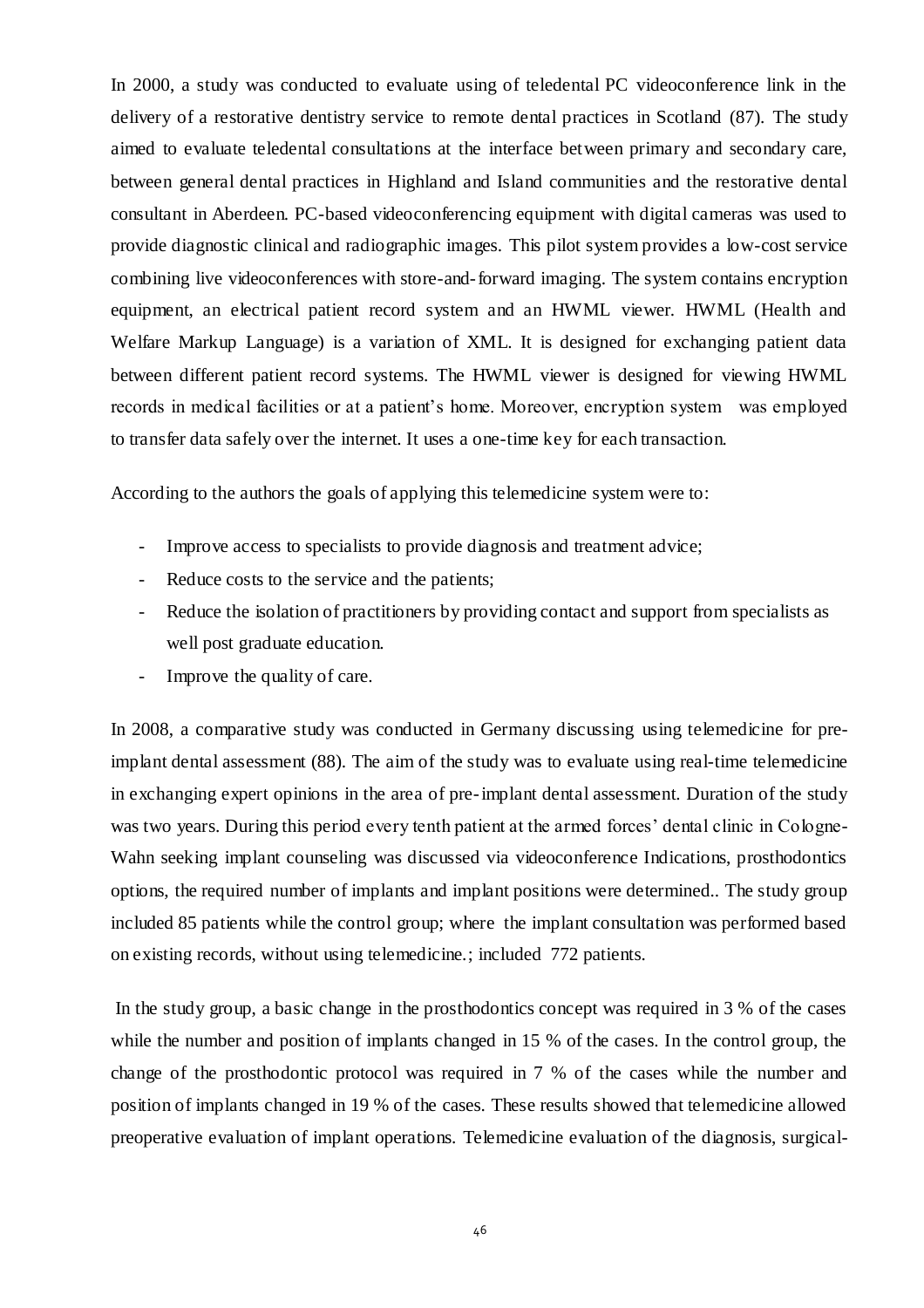In 2000, a study was conducted to evaluate using of teledental PC videoconference link in the delivery of a restorative dentistry service to remote dental practices in Scotland (87). The study aimed to evaluate teledental consultations at the interface between primary and secondary care, between general dental practices in Highland and Island communities and the restorative dental consultant in Aberdeen. PC-based videoconferencing equipment with digital cameras was used to provide diagnostic clinical and radiographic images. This pilot system provides a low-cost service combining live videoconferences with store-and-forward imaging. The system contains encryption equipment, an electrical patient record system and an HWML viewer. HWML (Health and Welfare Markup Language) is a variation of XML. It is designed for exchanging patient data between different patient record systems. The HWML viewer is designed for viewing HWML records in medical facilities or at a patient's home. Moreover, encryption system was employed to transfer data safely over the internet. It uses a one-time key for each transaction.

According to the authors the goals of applying this telemedicine system were to:

- Improve access to specialists to provide diagnosis and treatment advice;
- Reduce costs to the service and the patients;
- Reduce the isolation of practitioners by providing contact and support from specialists as well post graduate education.
- Improve the quality of care.

In 2008, a comparative study was conducted in Germany discussing using telemedicine for pre-implant dental assessment (88). The aim of the study was to evaluate using real-time telemedicine in exchanging expert opinions in the area of pre-implant dental assessment. Duration of the study was two years. During this period every tenth patient at the armed forces' dental clinic in Cologne-Wahn seeking implant counseling was discussed via videoconference Indications, prosthodontics options, the required number of implants and implant positions were determined.. The study group included 85 patients while the control group; where the implant consultation was performed based on existing records, without using telemedicine.; included 772 patients.

In the study group, a basic change in the prosthodontics concept was required in 3 % of the cases while the number and position of implants changed in 15 % of the cases. In the control group, the change of the prosthodontic protocol was required in 7 % of the cases while the number and position of implants changed in 19 % of the cases. These results showed that telemedicine allowed preoperative evaluation of implant operations. Telemedicine evaluation of the diagnosis, surgical-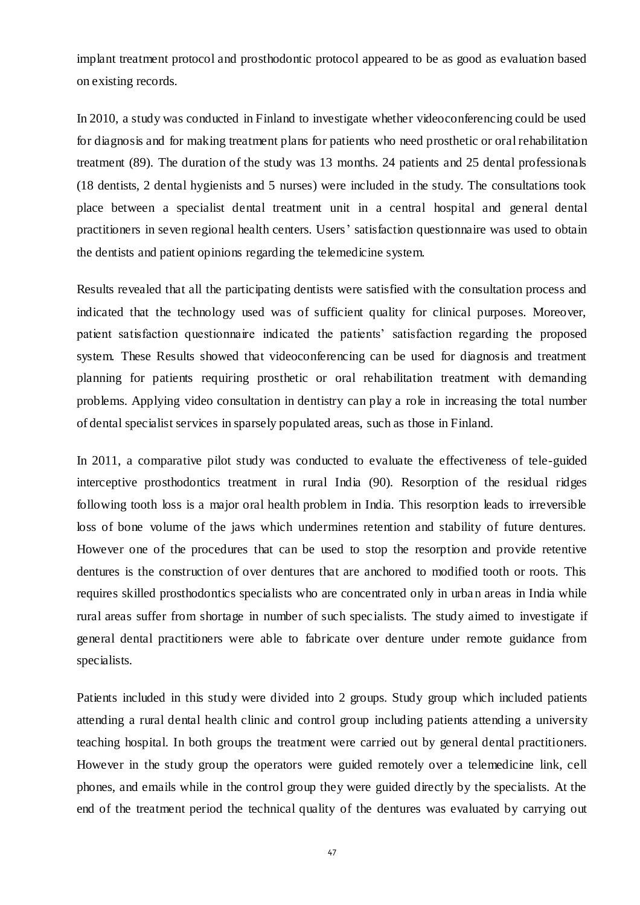implant treatment protocol and prosthodontic protocol appeared to be as good as evaluation based on existing records.

In 2010, a study was conducted in Finland to investigate whether videoconferencing could be used for diagnosis and for making treatment plans for patients who need prosthetic or oral rehabilitation treatment (89). The duration of the study was 13 months. 24 patients and 25 dental professionals (18 dentists, 2 dental hygienists and 5 nurses) were included in the study. The consultations took place between a specialist dental treatment unit in a central hospital and general dental practitioners in seven regional health centers. Users' satisfaction questionnaire was used to obtain the dentists and patient opinions regarding the telemedicine system.

Results revealed that all the participating dentists were satisfied with the consultation process and indicated that the technology used was of sufficient quality for clinical purposes. Moreover, patient satisfaction questionnaire indicated the patients' satisfaction regarding the proposed system. These Results showed that videoconferencing can be used for diagnosis and treatment planning for patients requiring prosthetic or oral rehabilitation treatment with demanding problems. Applying video consultation in dentistry can play a role in increasing the total number of dental specialist services in sparsely populated areas, such as those in Finland.

In 2011, a comparative pilot study was conducted to evaluate the effectiveness of tele-guided interceptive prosthodontics treatment in rural India (90). Resorption of the residual ridges following tooth loss is a major oral health problem in India. This resorption leads to irreversible loss of bone volume of the jaws which undermines retention and stability of future dentures. However one of the procedures that can be used to stop the resorption and provide retentive dentures is the construction of over dentures that are anchored to modified tooth or roots. This requires skilled prosthodontics specialists who are concentrated only in urban areas in India while rural areas suffer from shortage in number of such specialists. The study aimed to investigate if general dental practitioners were able to fabricate over denture under remote guidance from specialists.

Patients included in this study were divided into 2 groups. Study group which included patients attending a rural dental health clinic and control group including patients attending a university teaching hospital. In both groups the treatment were carried out by general dental practitioners. However in the study group the operators were guided remotely over a telemedicine link, cell phones, and emails while in the control group they were guided directly by the specialists. At the end of the treatment period the technical quality of the dentures was evaluated by carrying out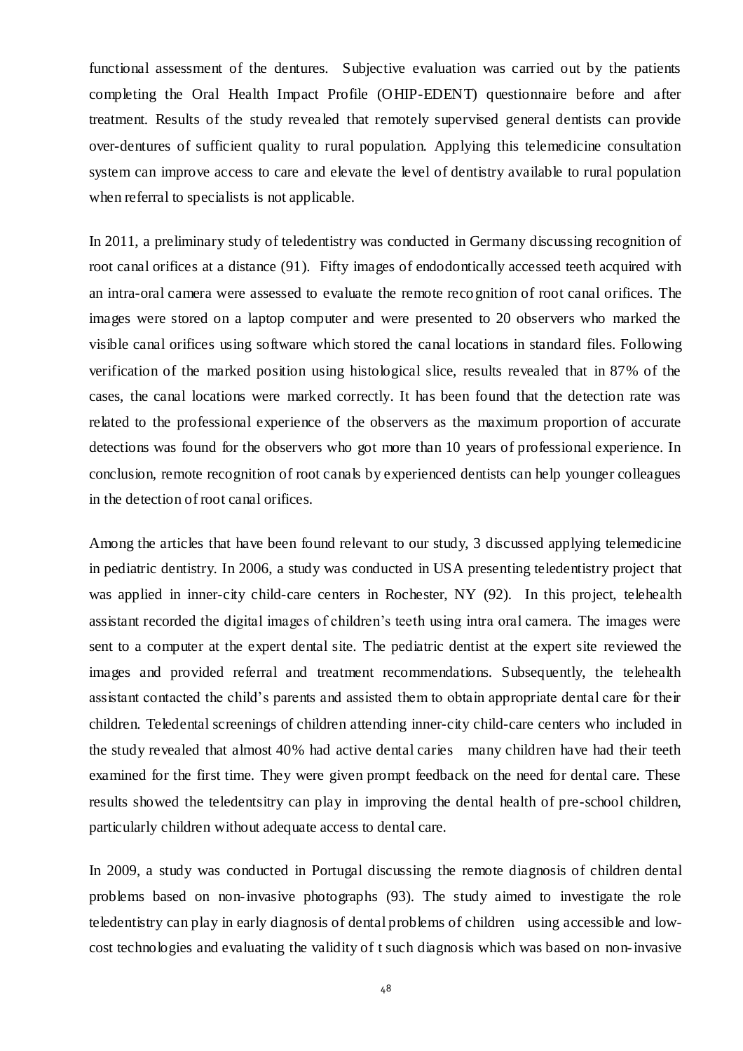functional assessment of the dentures. Subjective evaluation was carried out by the patients completing the Oral Health Impact Profile (OHIP-EDENT) questionnaire before and after treatment. Results of the study revealed that remotely supervised general dentists can provide over-dentures of sufficient quality to rural population. Applying this telemedicine consultation system can improve access to care and elevate the level of dentistry available to rural population when referral to specialists is not applicable.

In 2011, a preliminary study of teledentistry was conducted in Germany discussing recognition of root canal orifices at a distance (91). Fifty images of endodontically accessed teeth acquired with an intra-oral camera were assessed to evaluate the remote recognition of root canal orifices. The images were stored on a laptop computer and were presented to 20 observers who marked the visible canal orifices using software which stored the canal locations in standard files. Following verification of the marked position using histological slice, results revealed that in 87% of the cases, the canal locations were marked correctly. It has been found that the detection rate was related to the professional experience of the observers as the maximum proportion of accurate detections was found for the observers who got more than 10 years of professional experience. In conclusion, remote recognition of root canals by experienced dentists can help younger colleagues in the detection of root canal orifices.

Among the articles that have been found relevant to our study, 3 discussed applying telemedicine in pediatric dentistry. In 2006, a study was conducted in USA presenting teledentistry project that was applied in inner-city child-care centers in Rochester, NY (92). In this project, telehealth assistant recorded the digital images of children's teeth using intra oral camera. The images were sent to a computer at the expert dental site. The pediatric dentist at the expert site reviewed the images and provided referral and treatment recommendations. Subsequently, the telehealth assistant contacted the child's parents and assisted them to obtain appropriate dental care for their children. Teledental screenings of children attending inner-city child-care centers who included in the study revealed that almost 40% had active dental caries many children have had their teeth examined for the first time. They were given prompt feedback on the need for dental care. These results showed the teledentsitry can play in improving the dental health of pre-school children, particularly children without adequate access to dental care.

In 2009, a study was conducted in Portugal discussing the remote diagnosis of children dental problems based on non-invasive photographs (93). The study aimed to investigate the role teledentistry can play in early diagnosis of dental problems of children using accessible and low-cost technologies and evaluating the validity of t such diagnosis which was based on non-invasive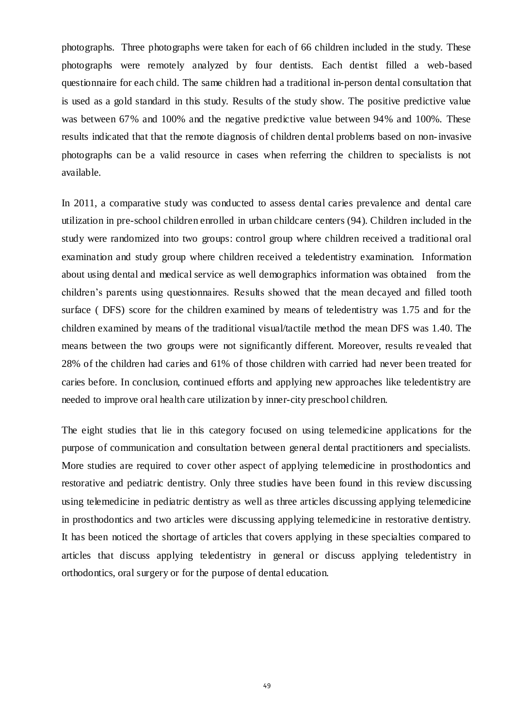photographs. Three photographs were taken for each of 66 children included in the study. These photographs were remotely analyzed by four dentists. Each dentist filled a web-based questionnaire for each child. The same children had a traditional in-person dental consultation that is used as a gold standard in this study. Results of the study show. The positive predictive value was between 67% and 100% and the negative predictive value between 94% and 100%. These results indicated that that the remote diagnosis of children dental problems based on non-invasive photographs can be a valid resource in cases when referring the children to specialists is not available.

In 2011, a comparative study was conducted to assess dental caries prevalence and dental care utilization in pre-school children enrolled in urban childcare centers (94). Children included in the study were randomized into two groups: control group where children received a traditional oral examination and study group where children received a teledentistry examination. Information about using dental and medical service as well demographics information was obtained from the children's parents using questionnaires. Results showed that the mean decayed and filled tooth surface ( DFS) score for the children examined by means of teledentistry was 1.75 and for the children examined by means of the traditional visual/tactile method the mean DFS was 1.40. The means between the two groups were not significantly different. Moreover, results revealed that 28% of the children had caries and 61% of those children with carried had never been treated for caries before. In conclusion, continued efforts and applying new approaches like teledentistry are needed to improve oral health care utilization by inner-city preschool children.

The eight studies that lie in this category focused on using telemedicine applications for the purpose of communication and consultation between general dental practitioners and specialists. More studies are required to cover other aspect of applying telemedicine in prosthodontics and restorative and pediatric dentistry. Only three studies have been found in this review discussing using telemedicine in pediatric dentistry as well as three articles discussing applying telemedicine in prosthodontics and two articles were discussing applying telemedicine in restorative dentistry. It has been noticed the shortage of articles that covers applying in these specialties compared to articles that discuss applying teledentistry in general or discuss applying teledentistry in orthodontics, oral surgery or for the purpose of dental education.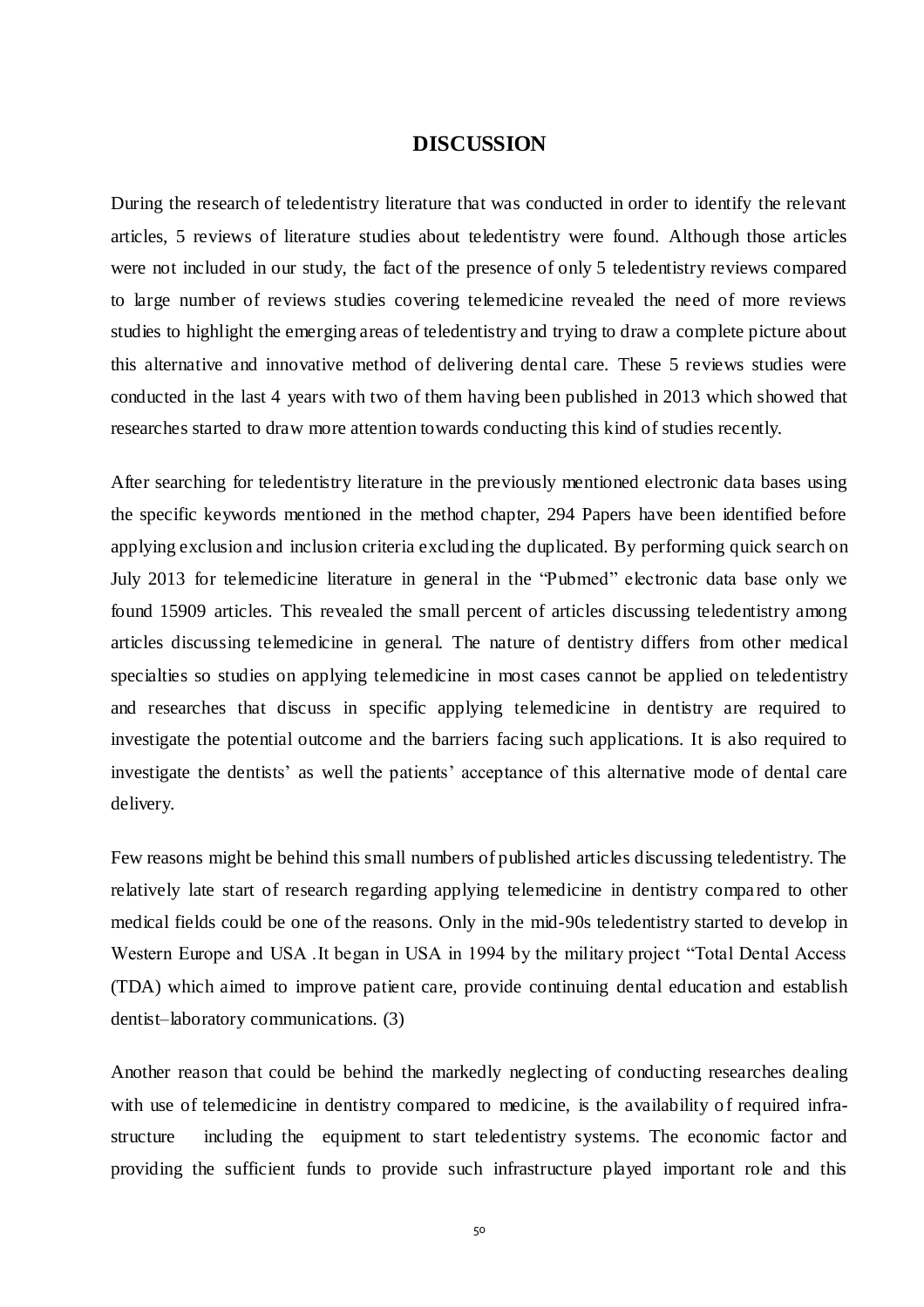# DISCUSSION

During the research of teledentistry literature that was conducted in order to identify the relevant articles, 5 reviews of literature studies about teledentistry were found. Although those articles were not included in our study, the fact of the presence of only 5 teledentistry reviews compared to large number of reviews studies covering telemedicine revealed the need of more reviews studies to highlight the emerging areas of teledentistry and trying to draw a complete picture about this alternative and innovative method of delivering dental care. These 5 reviews studies were conducted in the last 4 years with two of them having been published in 2013 which showed that researches started to draw more attention towards conducting this kind of studies recently.

After searching for teledentistry literature in the previously mentioned electronic data bases using the specific keywords mentioned in the method chapter, 294 Papers have been identified before applying exclusion and inclusion criteria excluding the duplicated. By performing quick search on July 2013 for telemedicine literature in general in the "Pubmed" electronic data base only we found 15909 articles. This revealed the small percent of articles discussing teledentistry among articles discussing telemedicine in general. The nature of dentistry differs from other medical specialties so studies on applying telemedicine in most cases cannot be applied on teledentistry and researches that discuss in specific applying telemedicine in dentistry are required to investigate the potential outcome and the barriers facing such applications. It is also required to investigate the dentists' as well the patients' acceptance of this alternative mode of dental care delivery.

Few reasons might be behind this small numbers of published articles discussing teledentistry. The relatively late start of research regarding applying telemedicine in dentistry compared to other medical fields could be one of the reasons. Only in the mid-90s teledentistry started to develop in Western Europe and USA .It began in USA in 1994 by the military project "Total Dental Access (TDA) which aimed to improve patient care, provide continuing dental education and establish dentist–laboratory communications. (3)

Another reason that could be behind the markedly neglecting of conducting researches dealing with use of telemedicine in dentistry compared to medicine, is the availability of required infra-structure including the equipment to start teledentistry systems. The economic factor and providing the sufficient funds to provide such infrastructure played important role and this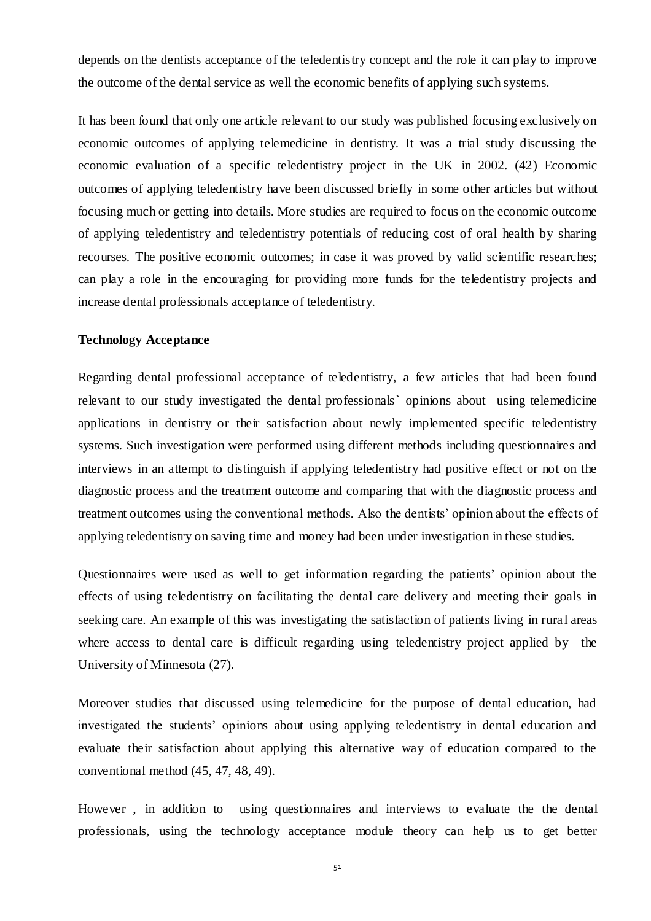depends on the dentists acceptance of the teledentistry concept and the role it can play to improve the outcome of the dental service as well the economic benefits of applying such systems.

It has been found that only one article relevant to our study was published focusing exclusively on economic outcomes of applying telemedicine in dentistry. It was a trial study discussing the economic evaluation of a specific teledentistry project in the UK in 2002. (42) Economic outcomes of applying teledentistry have been discussed briefly in some other articles but without focusing much or getting into details. More studies are required to focus on the economic outcome of applying teledentistry and teledentistry potentials of reducing cost of oral health by sharing recourses. The positive economic outcomes; in case it was proved by valid scientific researches; can play a role in the encouraging for providing more funds for the teledentistry projects and increase dental professionals acceptance of teledentistry.

**Technology Acceptance**

Regarding dental professional acceptance of teledentistry, a few articles that had been found relevant to our study investigated the dental professionals` opinions about using telemedicine applications in dentistry or their satisfaction about newly implemented specific teledentistry systems. Such investigation were performed using different methods including questionnaires and interviews in an attempt to distinguish if applying teledentistry had positive effect or not on the diagnostic process and the treatment outcome and comparing that with the diagnostic process and treatment outcomes using the conventional methods. Also the dentists' opinion about the effects of applying teledentistry on saving time and money had been under investigation in these studies.

Questionnaires were used as well to get information regarding the patients' opinion about the effects of using teledentistry on facilitating the dental care delivery and meeting their goals in seeking care. An example of this was investigating the satisfaction of patients living in rural areas where access to dental care is difficult regarding using teledentistry project applied by the University of Minnesota (27).

Moreover studies that discussed using telemedicine for the purpose of dental education, had investigated the students' opinions about using applying teledentistry in dental education and evaluate their satisfaction about applying this alternative way of education compared to the conventional method (45, 47, 48, 49).

However , in addition to using questionnaires and interviews to evaluate the the dental professionals, using the technology acceptance module theory can help us to get better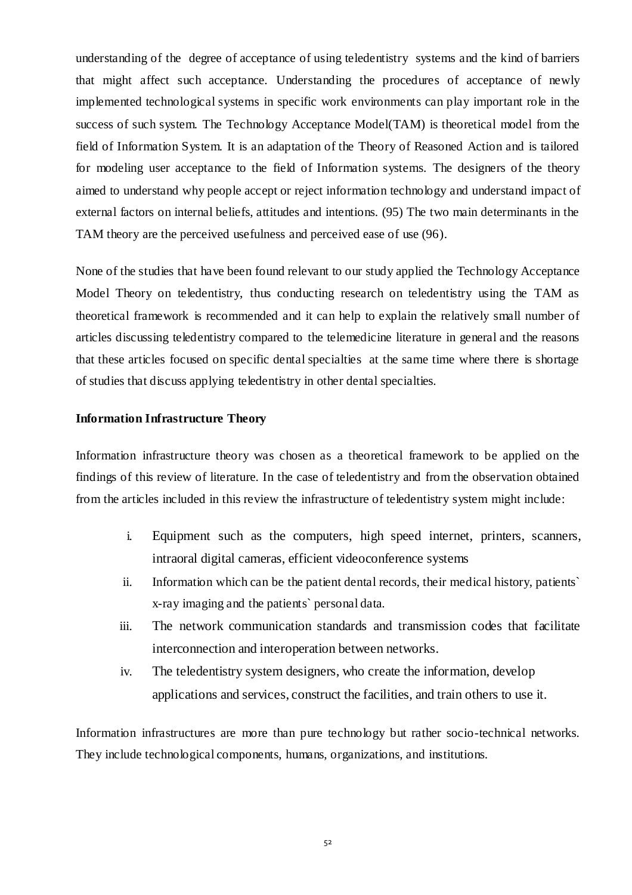understanding of the degree of acceptance of using teledentistry systems and the kind of barriers that might affect such acceptance. Understanding the procedures of acceptance of newly implemented technological systems in specific work environments can play important role in the success of such system. The Technology Acceptance Model(TAM) is theoretical model from the field of Information System. It is an adaptation of the Theory of Reasoned Action and is tailored for modeling user acceptance to the field of Information systems. The designers of the theory aimed to understand why people accept or reject information technology and understand impact of external factors on internal beliefs, attitudes and intentions. (95) The two main determinants in the TAM theory are the perceived usefulness and perceived ease of use (96).

None of the studies that have been found relevant to our study applied the Technology Acceptance Model Theory on teledentistry, thus conducting research on teledentistry using the TAM as theoretical framework is recommended and it can help to explain the relatively small number of articles discussing teledentistry compared to the telemedicine literature in general and the reasons that these articles focused on specific dental specialties at the same time where there is shortage of studies that discuss applying teledentistry in other dental specialties.

**Information Infrastructure Theory**

Information infrastructure theory was chosen as a theoretical framework to be applied on the findings of this review of literature. In the case of teledentistry and from the observation obtained from the articles included in this review the infrastructure of teledentistry system might include:

i. Equipment such as the computers, high speed internet, printers, scanners, intraoral digital cameras, efficient videoconference systems
ii. Information which can be the patient dental records, their medical history, patients` x-ray imaging and the patients` personal data.
iii. The network communication standards and transmission codes that facilitate interconnection and interoperation between networks.
iv. The teledentistry system designers, who create the information, develop applications and services, construct the facilities, and train others to use it.

Information infrastructures are more than pure technology but rather socio-technical networks. They include technological components, humans, organizations, and institutions.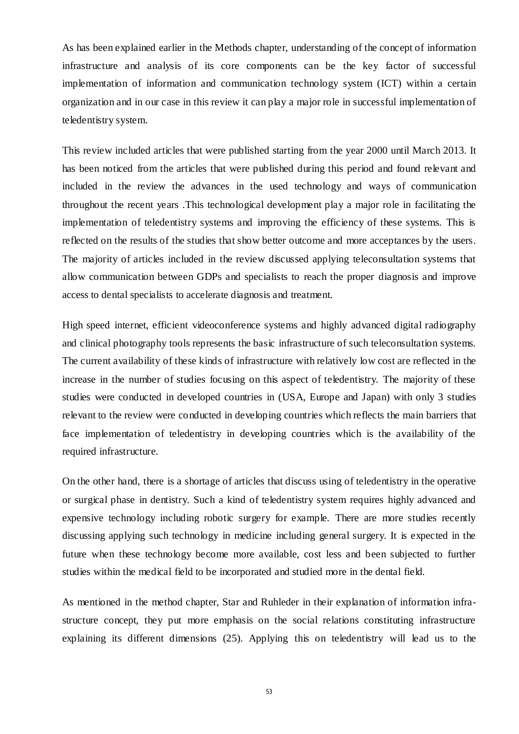As has been explained earlier in the Methods chapter, understanding of the concept of information infrastructure and analysis of its core components can be the key factor of successful implementation of information and communication technology system (ICT) within a certain organization and in our case in this review it can play a major role in successful implementation of teledentistry system.

This review included articles that were published starting from the year 2000 until March 2013. It has been noticed from the articles that were published during this period and found relevant and included in the review the advances in the used technology and ways of communication throughout the recent years .This technological development play a major role in facilitating the implementation of teledentistry systems and improving the efficiency of these systems. This is reflected on the results of the studies that show better outcome and more acceptances by the users. The majority of articles included in the review discussed applying teleconsultation systems that allow communication between GDPs and specialists to reach the proper diagnosis and improve access to dental specialists to accelerate diagnosis and treatment.

High speed internet, efficient videoconference systems and highly advanced digital radiography and clinical photography tools represents the basic infrastructure of such teleconsultation systems. The current availability of these kinds of infrastructure with relatively low cost are reflected in the increase in the number of studies focusing on this aspect of teledentistry. The majority of these studies were conducted in developed countries in (USA, Europe and Japan) with only 3 studies relevant to the review were conducted in developing countries which reflects the main barriers that face implementation of teledentistry in developing countries which is the availability of the required infrastructure.

On the other hand, there is a shortage of articles that discuss using of teledentistry in the operative or surgical phase in dentistry. Such a kind of teledentistry system requires highly advanced and expensive technology including robotic surgery for example. There are more studies recently discussing applying such technology in medicine including general surgery. It is expected in the future when these technology become more available, cost less and been subjected to further studies within the medical field to be incorporated and studied more in the dental field.

As mentioned in the method chapter, Star and Ruhleder in their explanation of information infra-structure concept, they put more emphasis on the social relations constituting infrastructure explaining its different dimensions (25). Applying this on teledentistry will lead us to the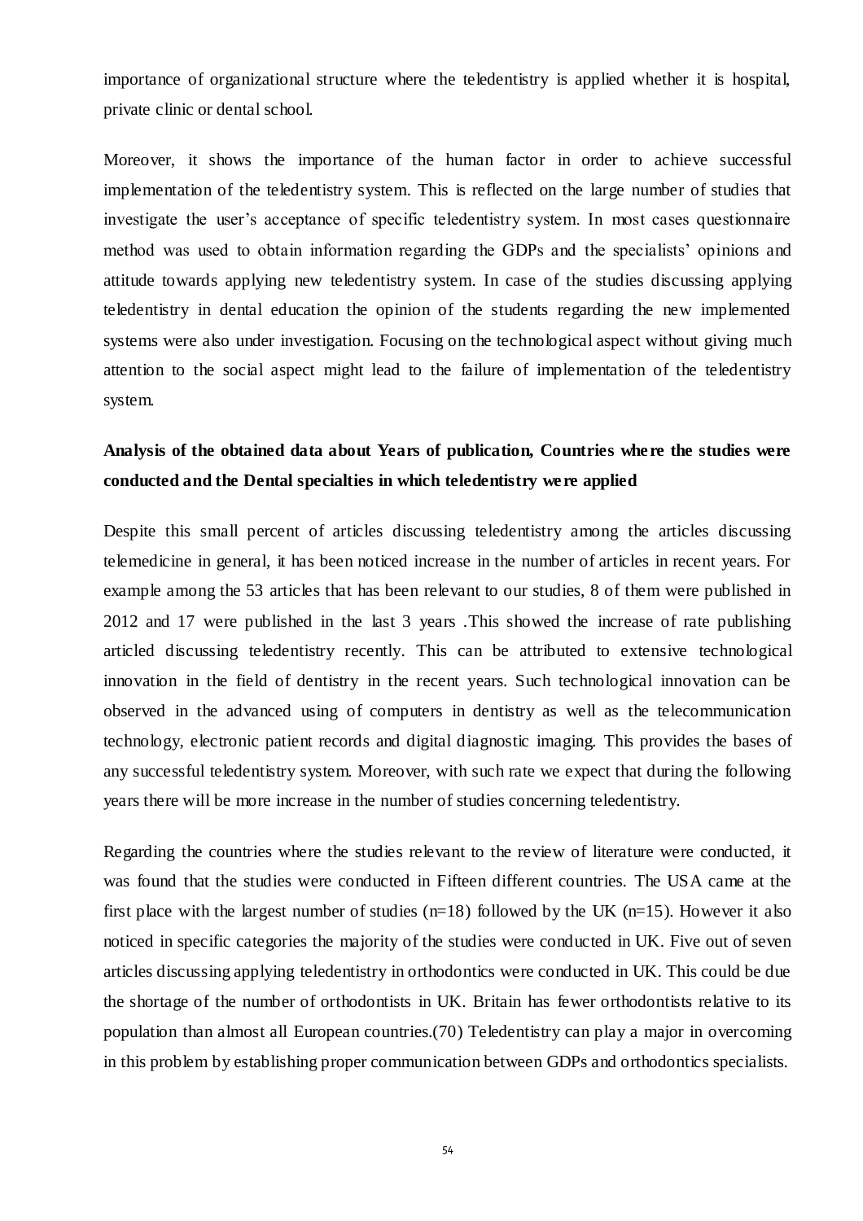importance of organizational structure where the teledentistry is applied whether it is hospital, private clinic or dental school.

Moreover, it shows the importance of the human factor in order to achieve successful implementation of the teledentistry system. This is reflected on the large number of studies that investigate the user's acceptance of specific teledentistry system. In most cases questionnaire method was used to obtain information regarding the GDPs and the specialists' opinions and attitude towards applying new teledentistry system. In case of the studies discussing applying teledentistry in dental education the opinion of the students regarding the new implemented systems were also under investigation. Focusing on the technological aspect without giving much attention to the social aspect might lead to the failure of implementation of the teledentistry system.

**Analysis of the obtained data about Years of publication, Countries where the studies were conducted and the Dental specialties in which teledentistry were applied**

Despite this small percent of articles discussing teledentistry among the articles discussing telemedicine in general, it has been noticed increase in the number of articles in recent years. For example among the 53 articles that has been relevant to our studies, 8 of them were published in 2012 and 17 were published in the last 3 years .This showed the increase of rate publishing articled discussing teledentistry recently. This can be attributed to extensive technological innovation in the field of dentistry in the recent years. Such technological innovation can be observed in the advanced using of computers in dentistry as well as the telecommunication technology, electronic patient records and digital diagnostic imaging. This provides the bases of any successful teledentistry system. Moreover, with such rate we expect that during the following years there will be more increase in the number of studies concerning teledentistry.

Regarding the countries where the studies relevant to the review of literature were conducted, it was found that the studies were conducted in Fifteen different countries. The USA came at the first place with the largest number of studies (n=18) followed by the UK (n=15). However it also noticed in specific categories the majority of the studies were conducted in UK. Five out of seven articles discussing applying teledentistry in orthodontics were conducted in UK. This could be due the shortage of the number of orthodontists in UK. Britain has fewer orthodontists relative to its population than almost all European countries.(70) Teledentistry can play a major in overcoming in this problem by establishing proper communication between GDPs and orthodontics specialists.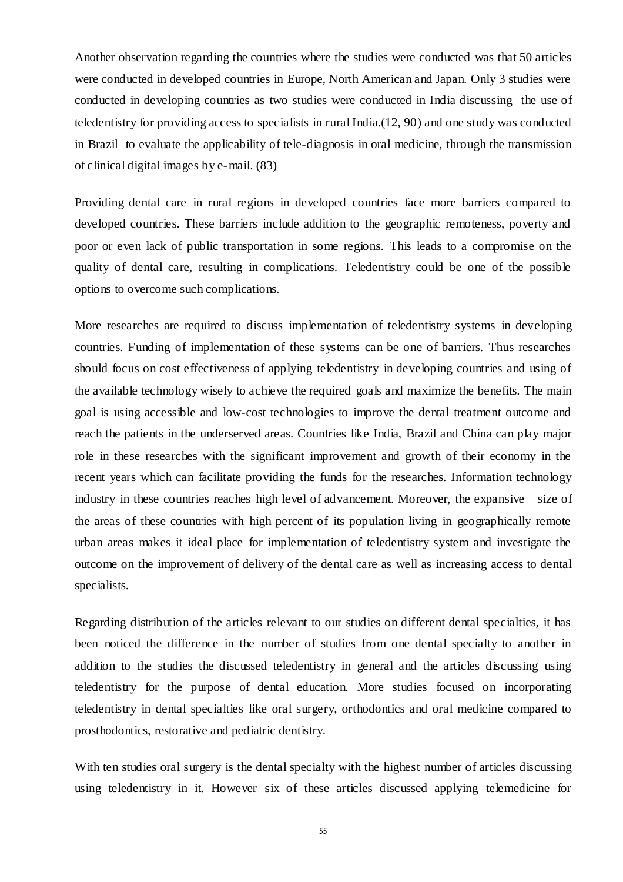Another observation regarding the countries where the studies were conducted was that 50 articles were conducted in developed countries in Europe, North American and Japan. Only 3 studies were conducted in developing countries as two studies were conducted in India discussing the use of teledentistry for providing access to specialists in rural India.(12, 90) and one study was conducted in Brazil to evaluate the applicability of tele-diagnosis in oral medicine, through the transmission of clinical digital images by e-mail. (83)

Providing dental care in rural regions in developed countries face more barriers compared to developed countries. These barriers include addition to the geographic remoteness, poverty and poor or even lack of public transportation in some regions. This leads to a compromise on the quality of dental care, resulting in complications. Teledentistry could be one of the possible options to overcome such complications.

More researches are required to discuss implementation of teledentistry systems in developing countries. Funding of implementation of these systems can be one of barriers. Thus researches should focus on cost effectiveness of applying teledentistry in developing countries and using of the available technology wisely to achieve the required goals and maximize the benefits. The main goal is using accessible and low-cost technologies to improve the dental treatment outcome and reach the patients in the underserved areas. Countries like India, Brazil and China can play major role in these researches with the significant improvement and growth of their economy in the recent years which can facilitate providing the funds for the researches. Information technology industry in these countries reaches high level of advancement. Moreover, the expansive size of the areas of these countries with high percent of its population living in geographically remote urban areas makes it ideal place for implementation of teledentistry system and investigate the outcome on the improvement of delivery of the dental care as well as increasing access to dental specialists.

Regarding distribution of the articles relevant to our studies on different dental specialties, it has been noticed the difference in the number of studies from one dental specialty to another in addition to the studies the discussed teledentistry in general and the articles discussing using teledentistry for the purpose of dental education. More studies focused on incorporating teledentistry in dental specialties like oral surgery, orthodontics and oral medicine compared to prosthodontics, restorative and pediatric dentistry.

With ten studies oral surgery is the dental specialty with the highest number of articles discussing using teledentistry in it. However six of these articles discussed applying telemedicine for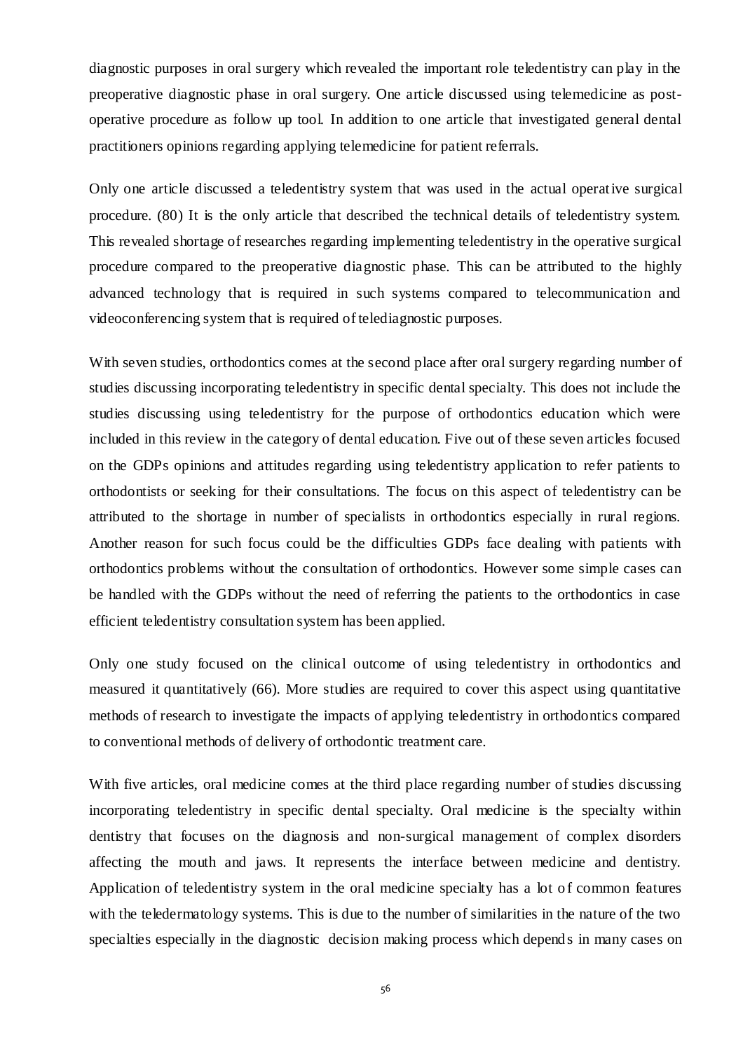diagnostic purposes in oral surgery which revealed the important role teledentistry can play in the preoperative diagnostic phase in oral surgery. One article discussed using telemedicine as post-operative procedure as follow up tool. In addition to one article that investigated general dental practitioners opinions regarding applying telemedicine for patient referrals.

Only one article discussed a teledentistry system that was used in the actual operative surgical procedure. (80) It is the only article that described the technical details of teledentistry system. This revealed shortage of researches regarding implementing teledentistry in the operative surgical procedure compared to the preoperative diagnostic phase. This can be attributed to the highly advanced technology that is required in such systems compared to telecommunication and videoconferencing system that is required of telediagnostic purposes.

With seven studies, orthodontics comes at the second place after oral surgery regarding number of studies discussing incorporating teledentistry in specific dental specialty. This does not include the studies discussing using teledentistry for the purpose of orthodontics education which were included in this review in the category of dental education. Five out of these seven articles focused on the GDPs opinions and attitudes regarding using teledentistry application to refer patients to orthodontists or seeking for their consultations. The focus on this aspect of teledentistry can be attributed to the shortage in number of specialists in orthodontics especially in rural regions. Another reason for such focus could be the difficulties GDPs face dealing with patients with orthodontics problems without the consultation of orthodontics. However some simple cases can be handled with the GDPs without the need of referring the patients to the orthodontics in case efficient teledentistry consultation system has been applied.

Only one study focused on the clinical outcome of using teledentistry in orthodontics and measured it quantitatively (66). More studies are required to cover this aspect using quantitative methods of research to investigate the impacts of applying teledentistry in orthodontics compared to conventional methods of delivery of orthodontic treatment care.

With five articles, oral medicine comes at the third place regarding number of studies discussing incorporating teledentistry in specific dental specialty. Oral medicine is the specialty within dentistry that focuses on the diagnosis and non-surgical management of complex disorders affecting the mouth and jaws. It represents the interface between medicine and dentistry. Application of teledentistry system in the oral medicine specialty has a lot of common features with the teledermatology systems. This is due to the number of similarities in the nature of the two specialties especially in the diagnostic decision making process which depends in many cases on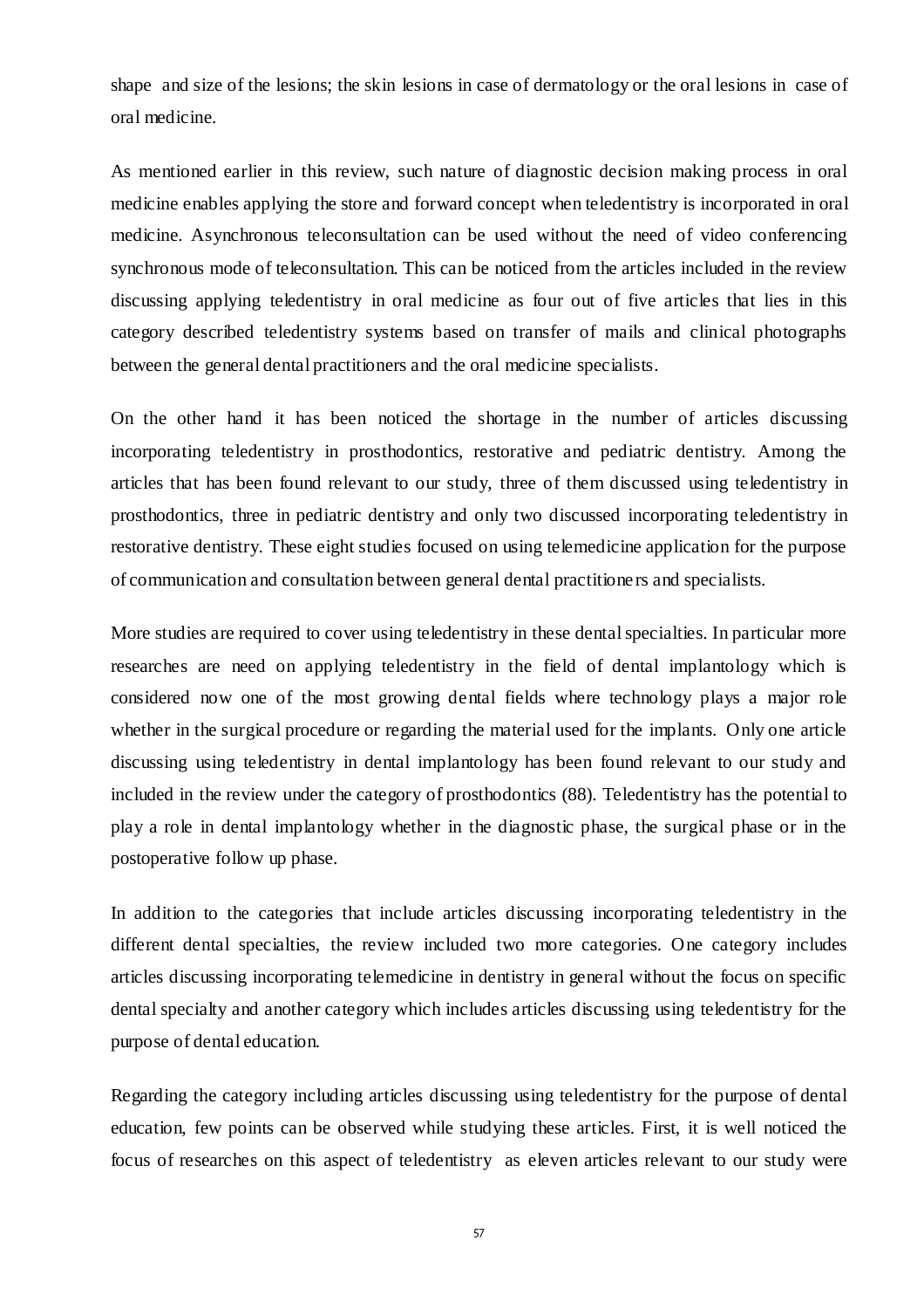shape and size of the lesions; the skin lesions in case of dermatology or the oral lesions in case of oral medicine.

As mentioned earlier in this review, such nature of diagnostic decision making process in oral medicine enables applying the store and forward concept when teledentistry is incorporated in oral medicine. Asynchronous teleconsultation can be used without the need of video conferencing synchronous mode of teleconsultation. This can be noticed from the articles included in the review discussing applying teledentistry in oral medicine as four out of five articles that lies in this category described teledentistry systems based on transfer of mails and clinical photographs between the general dental practitioners and the oral medicine specialists.

On the other hand it has been noticed the shortage in the number of articles discussing incorporating teledentistry in prosthodontics, restorative and pediatric dentistry. Among the articles that has been found relevant to our study, three of them discussed using teledentistry in prosthodontics, three in pediatric dentistry and only two discussed incorporating teledentistry in restorative dentistry. These eight studies focused on using telemedicine application for the purpose of communication and consultation between general dental practitioners and specialists.

More studies are required to cover using teledentistry in these dental specialties. In particular more researches are need on applying teledentistry in the field of dental implantology which is considered now one of the most growing dental fields where technology plays a major role whether in the surgical procedure or regarding the material used for the implants. Only one article discussing using teledentistry in dental implantology has been found relevant to our study and included in the review under the category of prosthodontics (88). Teledentistry has the potential to play a role in dental implantology whether in the diagnostic phase, the surgical phase or in the postoperative follow up phase.

In addition to the categories that include articles discussing incorporating teledentistry in the different dental specialties, the review included two more categories. One category includes articles discussing incorporating telemedicine in dentistry in general without the focus on specific dental specialty and another category which includes articles discussing using teledentistry for the purpose of dental education.

Regarding the category including articles discussing using teledentistry for the purpose of dental education, few points can be observed while studying these articles. First, it is well noticed the focus of researches on this aspect of teledentistry as eleven articles relevant to our study were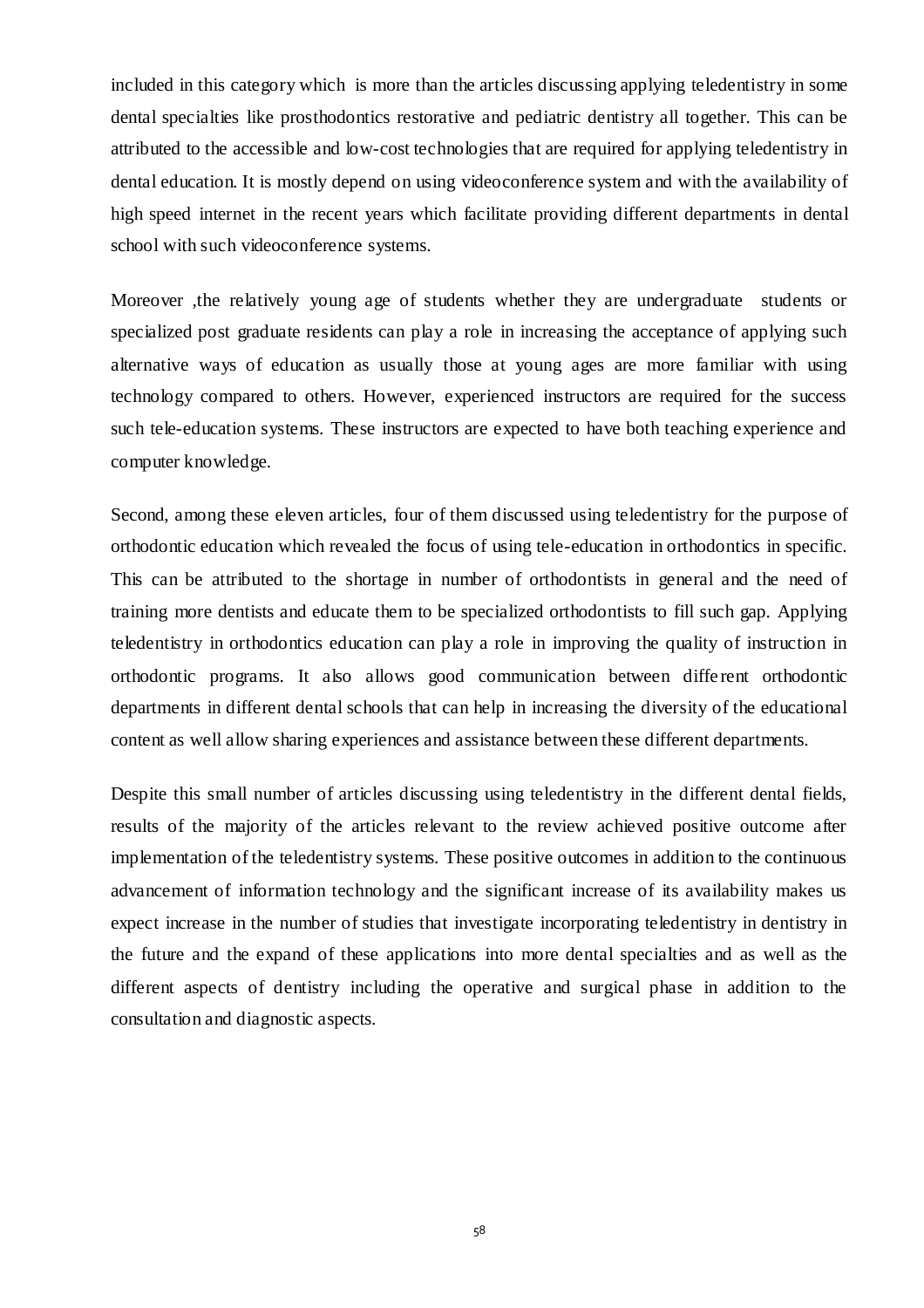included in this category which is more than the articles discussing applying teledentistry in some dental specialties like prosthodontics restorative and pediatric dentistry all together. This can be attributed to the accessible and low-cost technologies that are required for applying teledentistry in dental education. It is mostly depend on using videoconference system and with the availability of high speed internet in the recent years which facilitate providing different departments in dental school with such videoconference systems.

Moreover ,the relatively young age of students whether they are undergraduate students or specialized post graduate residents can play a role in increasing the acceptance of applying such alternative ways of education as usually those at young ages are more familiar with using technology compared to others. However, experienced instructors are required for the success such tele-education systems. These instructors are expected to have both teaching experience and computer knowledge.

Second, among these eleven articles, four of them discussed using teledentistry for the purpose of orthodontic education which revealed the focus of using tele-education in orthodontics in specific. This can be attributed to the shortage in number of orthodontists in general and the need of training more dentists and educate them to be specialized orthodontists to fill such gap. Applying teledentistry in orthodontics education can play a role in improving the quality of instruction in orthodontic programs. It also allows good communication between different orthodontic departments in different dental schools that can help in increasing the diversity of the educational content as well allow sharing experiences and assistance between these different departments.

Despite this small number of articles discussing using teledentistry in the different dental fields, results of the majority of the articles relevant to the review achieved positive outcome after implementation of the teledentistry systems. These positive outcomes in addition to the continuous advancement of information technology and the significant increase of its availability makes us expect increase in the number of studies that investigate incorporating teledentistry in dentistry in the future and the expand of these applications into more dental specialties and as well as the different aspects of dentistry including the operative and surgical phase in addition to the consultation and diagnostic aspects.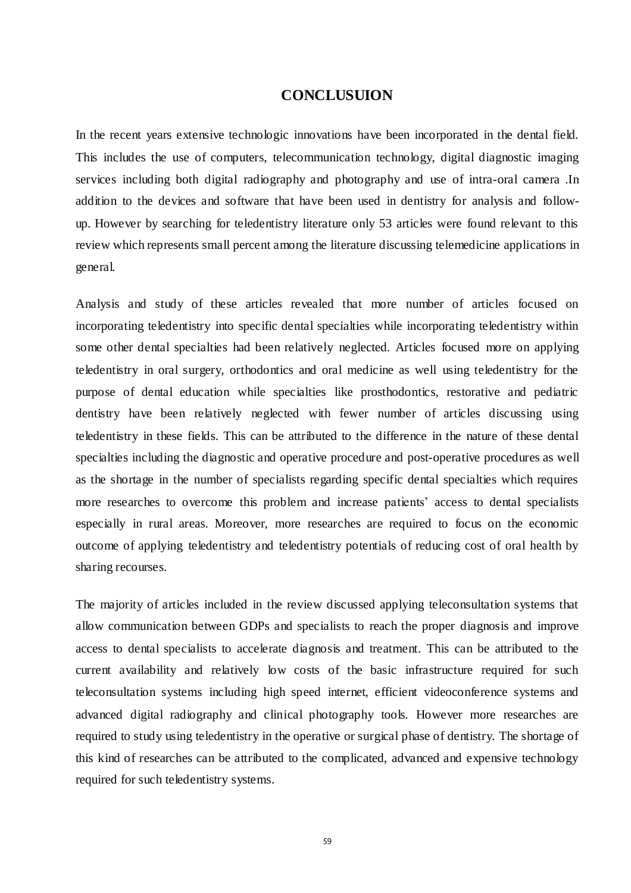# CONCLUSUION

In the recent years extensive technologic innovations have been incorporated in the dental field. This includes the use of computers, telecommunication technology, digital diagnostic imaging services including both digital radiography and photography and use of intra-oral camera .In addition to the devices and software that have been used in dentistry for analysis and follow-up. However by searching for teledentistry literature only 53 articles were found relevant to this review which represents small percent among the literature discussing telemedicine applications in general.

Analysis and study of these articles revealed that more number of articles focused on incorporating teledentistry into specific dental specialties while incorporating teledentistry within some other dental specialties had been relatively neglected. Articles focused more on applying teledentistry in oral surgery, orthodontics and oral medicine as well using teledentistry for the purpose of dental education while specialties like prosthodontics, restorative and pediatric dentistry have been relatively neglected with fewer number of articles discussing using teledentistry in these fields. This can be attributed to the difference in the nature of these dental specialties including the diagnostic and operative procedure and post-operative procedures as well as the shortage in the number of specialists regarding specific dental specialties which requires more researches to overcome this problem and increase patients' access to dental specialists especially in rural areas. Moreover, more researches are required to focus on the economic outcome of applying teledentistry and teledentistry potentials of reducing cost of oral health by sharing recourses.

The majority of articles included in the review discussed applying teleconsultation systems that allow communication between GDPs and specialists to reach the proper diagnosis and improve access to dental specialists to accelerate diagnosis and treatment. This can be attributed to the current availability and relatively low costs of the basic infrastructure required for such teleconsultation systems including high speed internet, efficient videoconference systems and advanced digital radiography and clinical photography tools. However more researches are required to study using teledentistry in the operative or surgical phase of dentistry. The shortage of this kind of researches can be attributed to the complicated, advanced and expensive technology required for such teledentistry systems.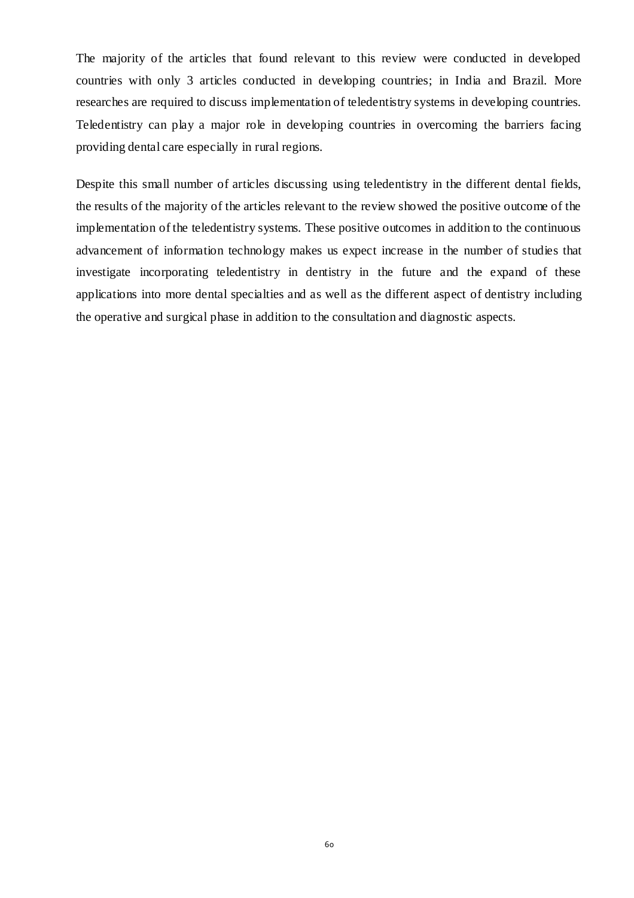The majority of the articles that found relevant to this review were conducted in developed countries with only 3 articles conducted in developing countries; in India and Brazil. More researches are required to discuss implementation of teledentistry systems in developing countries. Teledentistry can play a major role in developing countries in overcoming the barriers facing providing dental care especially in rural regions.

Despite this small number of articles discussing using teledentistry in the different dental fields, the results of the majority of the articles relevant to the review showed the positive outcome of the implementation of the teledentistry systems. These positive outcomes in addition to the continuous advancement of information technology makes us expect increase in the number of studies that investigate incorporating teledentistry in dentistry in the future and the expand of these applications into more dental specialties and as well as the different aspect of dentistry including the operative and surgical phase in addition to the consultation and diagnostic aspects.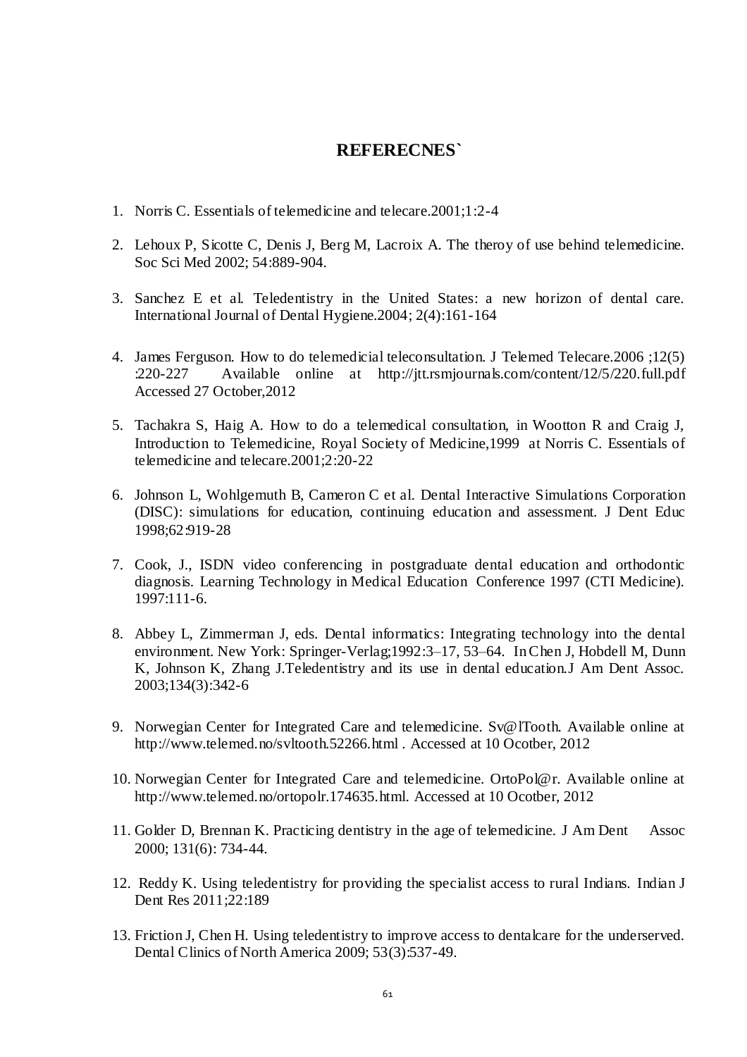# REFERECNES`

1. Norris C. Essentials of telemedicine and telecare.2001;1:2-4

2. Lehoux P, Sicotte C, Denis J, Berg M, Lacroix A. The theroy of use behind telemedicine. Soc Sci Med 2002; 54:889-904.

3. Sanchez E et al. Teledentistry in the United States: a new horizon of dental care. International Journal of Dental Hygiene.2004; 2(4):161-164

4. James Ferguson. How to do telemedicial teleconsultation. J Telemed Telecare.2006 ;12(5) :220-227 Available online at http://jtt.rsmjournals.com/content/12/5/220.full.pdf Accessed 27 October,2012

5. Tachakra S, Haig A. How to do a telemedical consultation, in Wootton R and Craig J, Introduction to Telemedicine, Royal Society of Medicine,1999 at Norris C. Essentials of telemedicine and telecare.2001;2:20-22

6. Johnson L, Wohlgemuth B, Cameron C et al. Dental Interactive Simulations Corporation (DISC): simulations for education, continuing education and assessment. J Dent Educ 1998;62:919-28

7. Cook, J., ISDN video conferencing in postgraduate dental education and orthodontic diagnosis. Learning Technology in Medical Education Conference 1997 (CTI Medicine). 1997:111-6.

8. Abbey L, Zimmerman J, eds. Dental informatics: Integrating technology into the dental environment. New York: Springer-Verlag;1992:3–17, 53–64. In Chen J, Hobdell M, Dunn K, Johnson K, Zhang J.Teledentistry and its use in dental education.J Am Dent Assoc. 2003;134(3):342-6

9. Norwegian Center for Integrated Care and telemedicine. Sv@lTooth. Available online at http://www.telemed.no/svltooth.52266.html . Accessed at 10 Ocotber, 2012

10. Norwegian Center for Integrated Care and telemedicine. OrtoPol@r. Available online at http://www.telemed.no/ortopolr.174635.html. Accessed at 10 Ocotber, 2012

11. Golder D, Brennan K. Practicing dentistry in the age of telemedicine. J Am Dent Assoc 2000; 131(6): 734-44.

12. Reddy K. Using teledentistry for providing the specialist access to rural Indians. Indian J Dent Res 2011;22:189

13. Friction J, Chen H. Using teledentistry to improve access to dentalcare for the underserved. Dental Clinics of North America 2009; 53(3):537-49.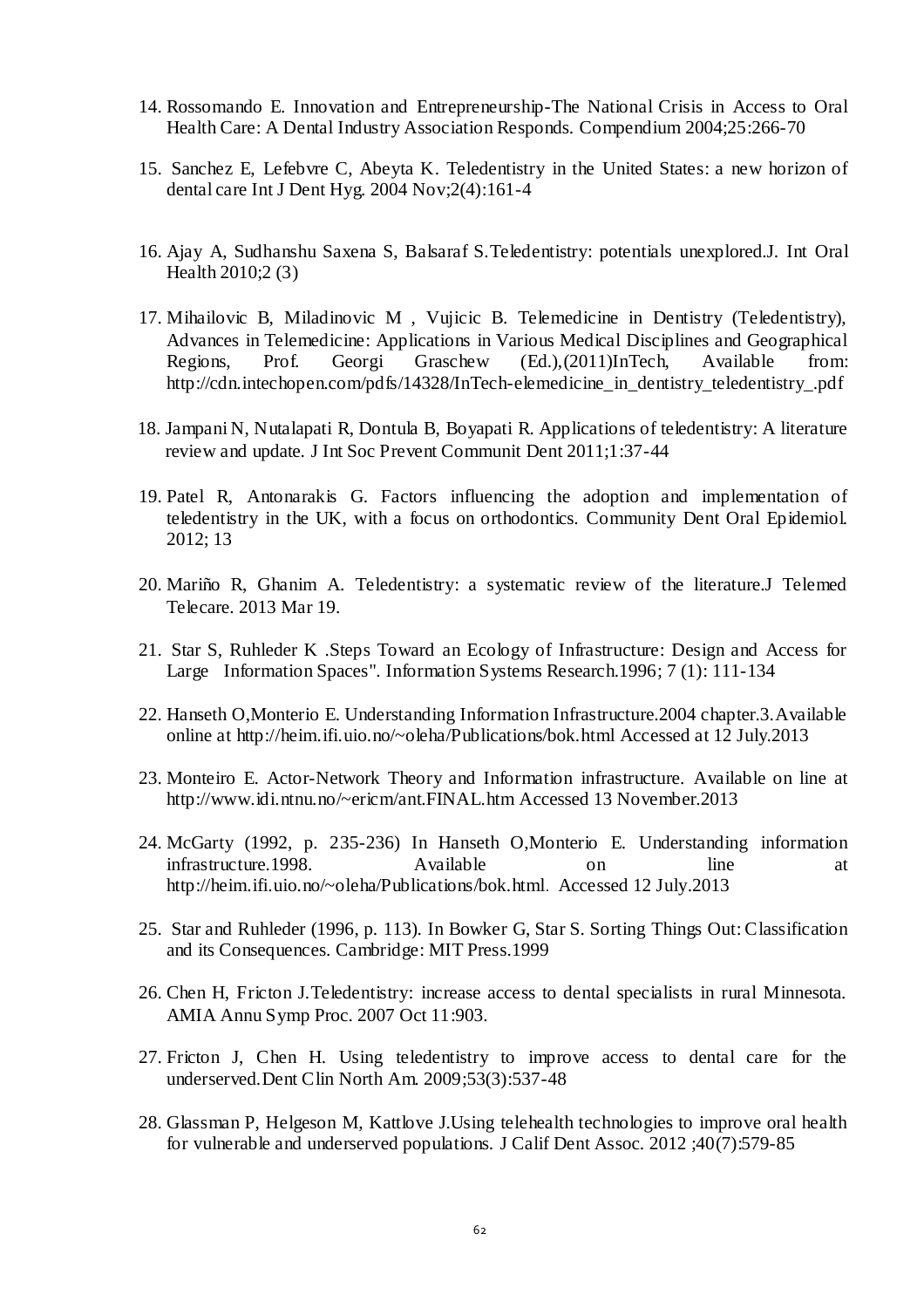14. Rossomando E. Innovation and Entrepreneurship-The National Crisis in Access to Oral Health Care: A Dental Industry Association Responds. Compendium 2004;25:266-70

15. Sanchez E, Lefebvre C, Abeyta K. Teledentistry in the United States: a new horizon of dental care Int J Dent Hyg. 2004 Nov;2(4):161-4

16. Ajay A, Sudhanshu Saxena S, Balsaraf S.Teledentistry: potentials unexplored.J. Int Oral Health 2010;2 (3)

17. Mihailovic B, Miladinovic M , Vujicic B. Telemedicine in Dentistry (Teledentistry), Advances in Telemedicine: Applications in Various Medical Disciplines and Geographical Regions, Prof. Georgi Graschew (Ed.),(2011)InTech, Available from: http://cdn.intechopen.com/pdfs/14328/InTech-elemedicine_in_dentistry_teledentistry_.pdf

18. Jampani N, Nutalapati R, Dontula B, Boyapati R. Applications of teledentistry: A literature review and update. J Int Soc Prevent Communit Dent 2011;1:37-44

19. Patel R, Antonarakis G. Factors influencing the adoption and implementation of teledentistry in the UK, with a focus on orthodontics. Community Dent Oral Epidemiol. 2012; 13

20. Mariño R, Ghanim A. Teledentistry: a systematic review of the literature.J Telemed Telecare. 2013 Mar 19.

21. Star S, Ruhleder K .Steps Toward an Ecology of Infrastructure: Design and Access for Large Information Spaces". Information Systems Research.1996; 7 (1): 111-134

22. Hanseth O,Monterio E. Understanding Information Infrastructure.2004 chapter.3.Available online at http://heim.ifi.uio.no/~oleha/Publications/bok.html Accessed at 12 July.2013

23. Monteiro E. Actor-Network Theory and Information infrastructure. Available on line at http://www.idi.ntnu.no/~ericm/ant.FINAL.htm Accessed 13 November.2013

24. McGarty (1992, p. 235-236) In Hanseth O,Monterio E. Understanding information infrastructure.1998. Available on line at http://heim.ifi.uio.no/~oleha/Publications/bok.html. Accessed 12 July.2013

25. Star and Ruhleder (1996, p. 113). In Bowker G, Star S. Sorting Things Out: Classification and its Consequences. Cambridge: MIT Press.1999

26. Chen H, Fricton J.Teledentistry: increase access to dental specialists in rural Minnesota. AMIA Annu Symp Proc. 2007 Oct 11:903.

27. Fricton J, Chen H. Using teledentistry to improve access to dental care for the underserved.Dent Clin North Am. 2009;53(3):537-48

28. Glassman P, Helgeson M, Kattlove J.Using telehealth technologies to improve oral health for vulnerable and underserved populations. J Calif Dent Assoc. 2012 ;40(7):579-85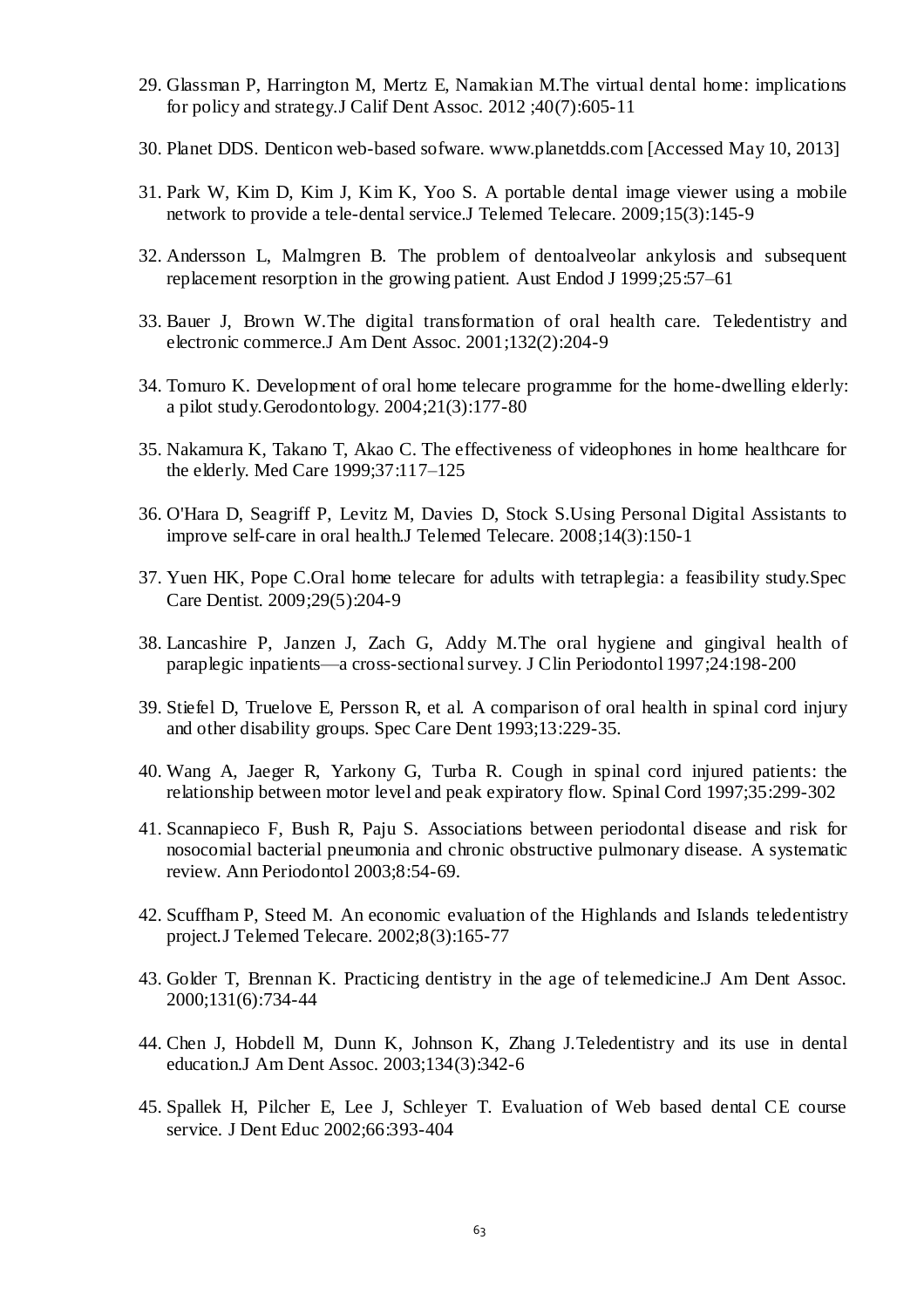29. Glassman P, Harrington M, Mertz E, Namakian M.The virtual dental home: implications for policy and strategy.J Calif Dent Assoc. 2012 ;40(7):605-11

30. Planet DDS. Denticon web-based sofware. www.planetdds.com [Accessed May 10, 2013]

31. Park W, Kim D, Kim J, Kim K, Yoo S. A portable dental image viewer using a mobile network to provide a tele-dental service.J Telemed Telecare. 2009;15(3):145-9

32. Andersson L, Malmgren B. The problem of dentoalveolar ankylosis and subsequent replacement resorption in the growing patient. Aust Endod J 1999;25:57–61

33. Bauer J, Brown W.The digital transformation of oral health care. Teledentistry and electronic commerce.J Am Dent Assoc. 2001;132(2):204-9

34. Tomuro K. Development of oral home telecare programme for the home-dwelling elderly: a pilot study.Gerodontology. 2004;21(3):177-80

35. Nakamura K, Takano T, Akao C. The effectiveness of videophones in home healthcare for the elderly. Med Care 1999;37:117–125

36. O'Hara D, Seagriff P, Levitz M, Davies D, Stock S.Using Personal Digital Assistants to improve self-care in oral health.J Telemed Telecare. 2008;14(3):150-1

37. Yuen HK, Pope C.Oral home telecare for adults with tetraplegia: a feasibility study.Spec Care Dentist. 2009;29(5):204-9

38. Lancashire P, Janzen J, Zach G, Addy M.The oral hygiene and gingival health of paraplegic inpatients—a cross-sectional survey. J Clin Periodontol 1997;24:198-200

39. Stiefel D, Truelove E, Persson R, et al. A comparison of oral health in spinal cord injury and other disability groups. Spec Care Dent 1993;13:229-35.

40. Wang A, Jaeger R, Yarkony G, Turba R. Cough in spinal cord injured patients: the relationship between motor level and peak expiratory flow. Spinal Cord 1997;35:299-302

41. Scannapieco F, Bush R, Paju S. Associations between periodontal disease and risk for nosocomial bacterial pneumonia and chronic obstructive pulmonary disease. A systematic review. Ann Periodontol 2003;8:54-69.

42. Scuffham P, Steed M. An economic evaluation of the Highlands and Islands teledentistry project.J Telemed Telecare. 2002;8(3):165-77

43. Golder T, Brennan K. Practicing dentistry in the age of telemedicine.J Am Dent Assoc. 2000;131(6):734-44

44. Chen J, Hobdell M, Dunn K, Johnson K, Zhang J.Teledentistry and its use in dental education.J Am Dent Assoc. 2003;134(3):342-6

45. Spallek H, Pilcher E, Lee J, Schleyer T. Evaluation of Web based dental CE course service. J Dent Educ 2002;66:393-404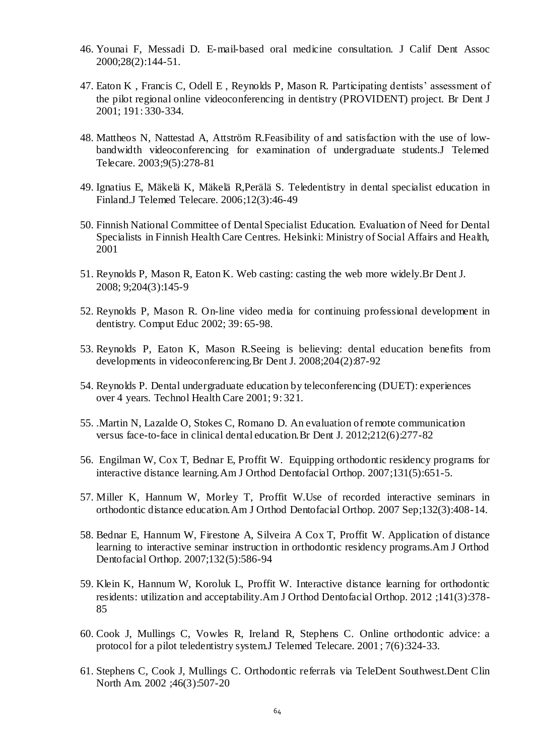46. Younai F, Messadi D. E-mail-based oral medicine consultation. J Calif Dent Assoc 2000;28(2):144-51.

47. Eaton K , Francis C, Odell E , Reynolds P, Mason R. Participating dentists' assessment of the pilot regional online videoconferencing in dentistry (PROVIDENT) project. Br Dent J 2001; 191: 330-334.

48. Mattheos N, Nattestad A, Attström R.Feasibility of and satisfaction with the use of low-bandwidth videoconferencing for examination of undergraduate students.J Telemed Telecare. 2003;9(5):278-81

49. Ignatius E, Mäkelä K, Mäkelä R,Perälä S. Teledentistry in dental specialist education in Finland.J Telemed Telecare. 2006;12(3):46-49

50. Finnish National Committee of Dental Specialist Education. Evaluation of Need for Dental Specialists in Finnish Health Care Centres. Helsinki: Ministry of Social Affairs and Health, 2001

51. Reynolds P, Mason R, Eaton K. Web casting: casting the web more widely.Br Dent J. 2008; 9;204(3):145-9

52. Reynolds P, Mason R. On-line video media for continuing professional development in dentistry. Comput Educ 2002; 39: 65-98.

53. Reynolds P, Eaton K, Mason R.Seeing is believing: dental education benefits from developments in videoconferencing.Br Dent J. 2008;204(2):87-92

54. Reynolds P. Dental undergraduate education by teleconferencing (DUET): experiences over 4 years. Technol Health Care 2001; 9: 321.

55. .Martin N, Lazalde O, Stokes C, Romano D. An evaluation of remote communication versus face-to-face in clinical dental education.Br Dent J. 2012;212(6):277-82

56. Engilman W, Cox T, Bednar E, Proffit W. Equipping orthodontic residency programs for interactive distance learning.Am J Orthod Dentofacial Orthop. 2007;131(5):651-5.

57. Miller K, Hannum W, Morley T, Proffit W.Use of recorded interactive seminars in orthodontic distance education.Am J Orthod Dentofacial Orthop. 2007 Sep;132(3):408-14.

58. Bednar E, Hannum W, Firestone A, Silveira A Cox T, Proffit W. Application of distance learning to interactive seminar instruction in orthodontic residency programs.Am J Orthod Dentofacial Orthop. 2007;132(5):586-94

59. Klein K, Hannum W, Koroluk L, Proffit W. Interactive distance learning for orthodontic residents: utilization and acceptability.Am J Orthod Dentofacial Orthop. 2012 ;141(3):378-85

60. Cook J, Mullings C, Vowles R, Ireland R, Stephens C. Online orthodontic advice: a protocol for a pilot teledentistry system.J Telemed Telecare. 2001; 7(6):324-33.

61. Stephens C, Cook J, Mullings C. Orthodontic referrals via TeleDent Southwest.Dent Clin North Am. 2002 ;46(3):507-20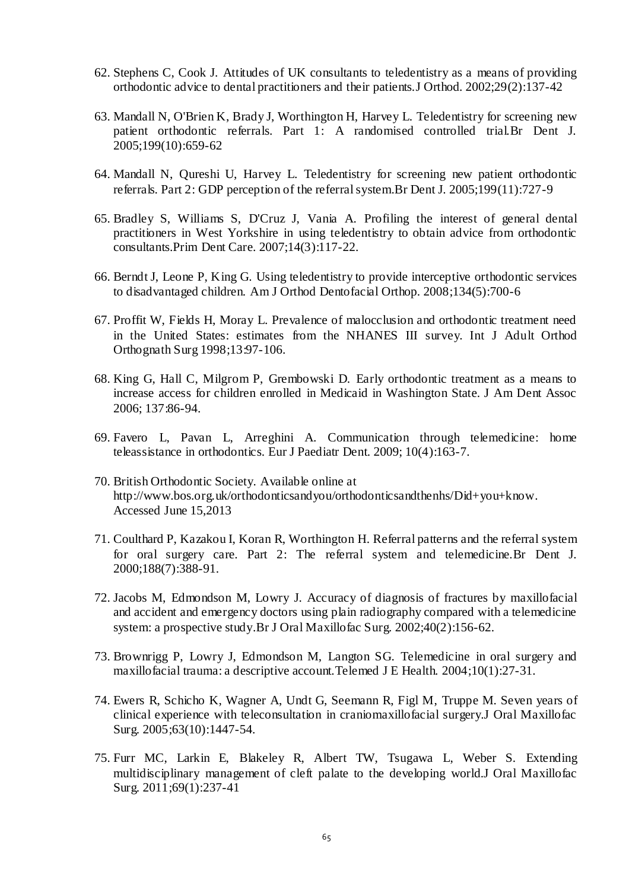62. Stephens C, Cook J. Attitudes of UK consultants to teledentistry as a means of providing orthodontic advice to dental practitioners and their patients.J Orthod. 2002;29(2):137-42

63. Mandall N, O'Brien K, Brady J, Worthington H, Harvey L. Teledentistry for screening new patient orthodontic referrals. Part 1: A randomised controlled trial.Br Dent J. 2005;199(10):659-62

64. Mandall N, Qureshi U, Harvey L. Teledentistry for screening new patient orthodontic referrals. Part 2: GDP perception of the referral system.Br Dent J. 2005;199(11):727-9

65. Bradley S, Williams S, D'Cruz J, Vania A. Profiling the interest of general dental practitioners in West Yorkshire in using teledentistry to obtain advice from orthodontic consultants.Prim Dent Care. 2007;14(3):117-22.

66. Berndt J, Leone P, King G. Using teledentistry to provide interceptive orthodontic services to disadvantaged children. Am J Orthod Dentofacial Orthop. 2008;134(5):700-6

67. Proffit W, Fields H, Moray L. Prevalence of malocclusion and orthodontic treatment need in the United States: estimates from the NHANES III survey. Int J Adult Orthod Orthognath Surg 1998;13:97-106.

68. King G, Hall C, Milgrom P, Grembowski D. Early orthodontic treatment as a means to increase access for children enrolled in Medicaid in Washington State. J Am Dent Assoc 2006; 137:86-94.

69. Favero L, Pavan L, Arreghini A. Communication through telemedicine: home teleassistance in orthodontics. Eur J Paediatr Dent. 2009; 10(4):163-7.

70. British Orthodontic Society. Available online at http://www.bos.org.uk/orthodonticsandyou/orthodonticsandthenhs/Did+you+know. Accessed June 15,2013

71. Coulthard P, Kazakou I, Koran R, Worthington H. Referral patterns and the referral system for oral surgery care. Part 2: The referral system and telemedicine.Br Dent J. 2000;188(7):388-91.

72. Jacobs M, Edmondson M, Lowry J. Accuracy of diagnosis of fractures by maxillofacial and accident and emergency doctors using plain radiography compared with a telemedicine system: a prospective study.Br J Oral Maxillofac Surg. 2002;40(2):156-62.

73. Brownrigg P, Lowry J, Edmondson M, Langton SG. Telemedicine in oral surgery and maxillofacial trauma: a descriptive account.Telemed J E Health. 2004;10(1):27-31.

74. Ewers R, Schicho K, Wagner A, Undt G, Seemann R, Figl M, Truppe M. Seven years of clinical experience with teleconsultation in craniomaxillofacial surgery.J Oral Maxillofac Surg. 2005;63(10):1447-54.

75. Furr MC, Larkin E, Blakeley R, Albert TW, Tsugawa L, Weber S. Extending multidisciplinary management of cleft palate to the developing world.J Oral Maxillofac Surg. 2011;69(1):237-41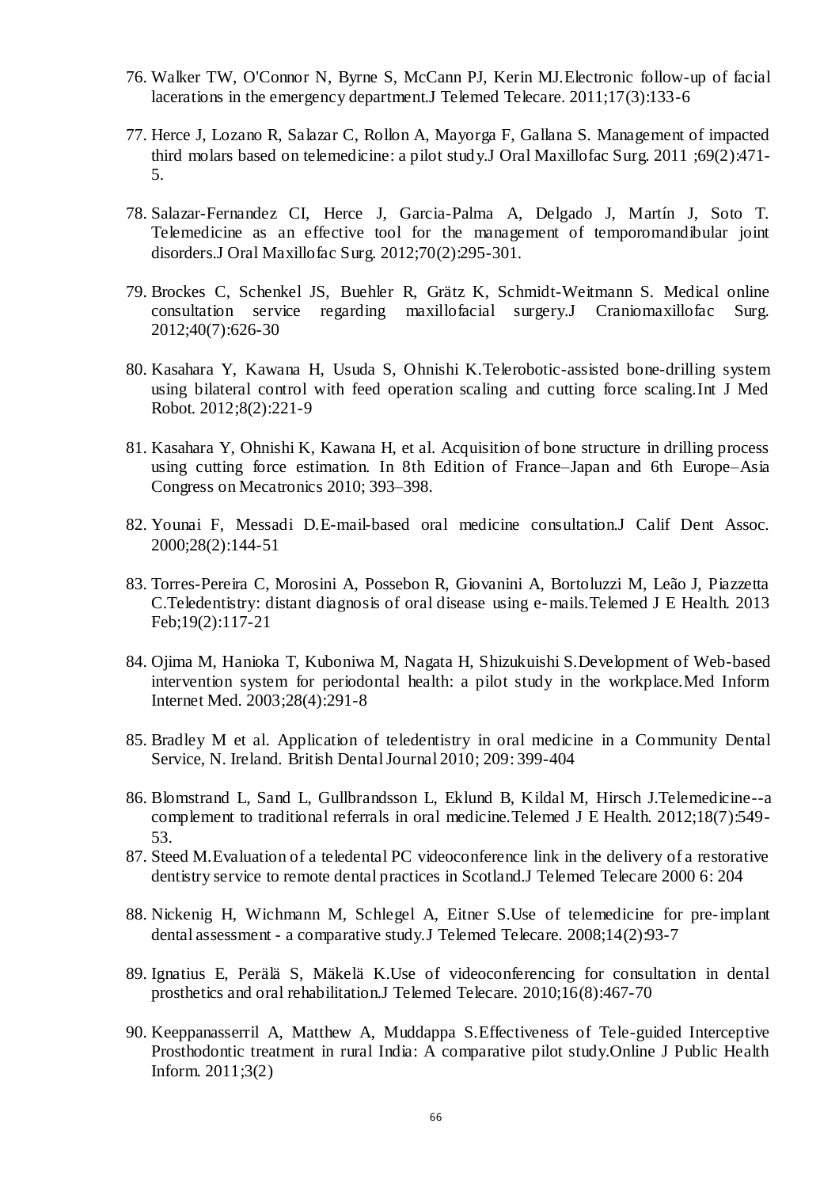76. Walker TW, O'Connor N, Byrne S, McCann PJ, Kerin MJ.Electronic follow-up of facial lacerations in the emergency department.J Telemed Telecare. 2011;17(3):133-6

77. Herce J, Lozano R, Salazar C, Rollon A, Mayorga F, Gallana S. Management of impacted third molars based on telemedicine: a pilot study.J Oral Maxillofac Surg. 2011 ;69(2):471-5.

78. Salazar-Fernandez CI, Herce J, Garcia-Palma A, Delgado J, Martín J, Soto T. Telemedicine as an effective tool for the management of temporomandibular joint disorders.J Oral Maxillofac Surg. 2012;70(2):295-301.

79. Brockes C, Schenkel JS, Buehler R, Grätz K, Schmidt-Weitmann S. Medical online consultation service regarding maxillofacial surgery.J Craniomaxillofac Surg. 2012;40(7):626-30

80. Kasahara Y, Kawana H, Usuda S, Ohnishi K.Telerobotic-assisted bone-drilling system using bilateral control with feed operation scaling and cutting force scaling.Int J Med Robot. 2012;8(2):221-9

81. Kasahara Y, Ohnishi K, Kawana H, et al. Acquisition of bone structure in drilling process using cutting force estimation. In 8th Edition of France–Japan and 6th Europe–Asia Congress on Mecatronics 2010; 393–398.

82. Younai F, Messadi D.E-mail-based oral medicine consultation.J Calif Dent Assoc. 2000;28(2):144-51

83. Torres-Pereira C, Morosini A, Possebon R, Giovanini A, Bortoluzzi M, Leão J, Piazzetta C.Teledentistry: distant diagnosis of oral disease using e-mails.Telemed J E Health. 2013 Feb;19(2):117-21

84. Ojima M, Hanioka T, Kuboniwa M, Nagata H, Shizukuishi S.Development of Web-based intervention system for periodontal health: a pilot study in the workplace.Med Inform Internet Med. 2003;28(4):291-8

85. Bradley M et al. Application of teledentistry in oral medicine in a Community Dental Service, N. Ireland. British Dental Journal 2010; 209: 399-404

86. Blomstrand L, Sand L, Gullbrandsson L, Eklund B, Kildal M, Hirsch J.Telemedicine--a complement to traditional referrals in oral medicine.Telemed J E Health. 2012;18(7):549-53.

87. Steed M.Evaluation of a teledental PC videoconference link in the delivery of a restorative dentistry service to remote dental practices in Scotland.J Telemed Telecare 2000 6: 204

88. Nickenig H, Wichmann M, Schlegel A, Eitner S.Use of telemedicine for pre-implant dental assessment - a comparative study.J Telemed Telecare. 2008;14(2):93-7

89. Ignatius E, Perälä S, Mäkelä K.Use of videoconferencing for consultation in dental prosthetics and oral rehabilitation.J Telemed Telecare. 2010;16(8):467-70

90. Keeppanasserril A, Matthew A, Muddappa S.Effectiveness of Tele-guided Interceptive Prosthodontic treatment in rural India: A comparative pilot study.Online J Public Health Inform. 2011;3(2)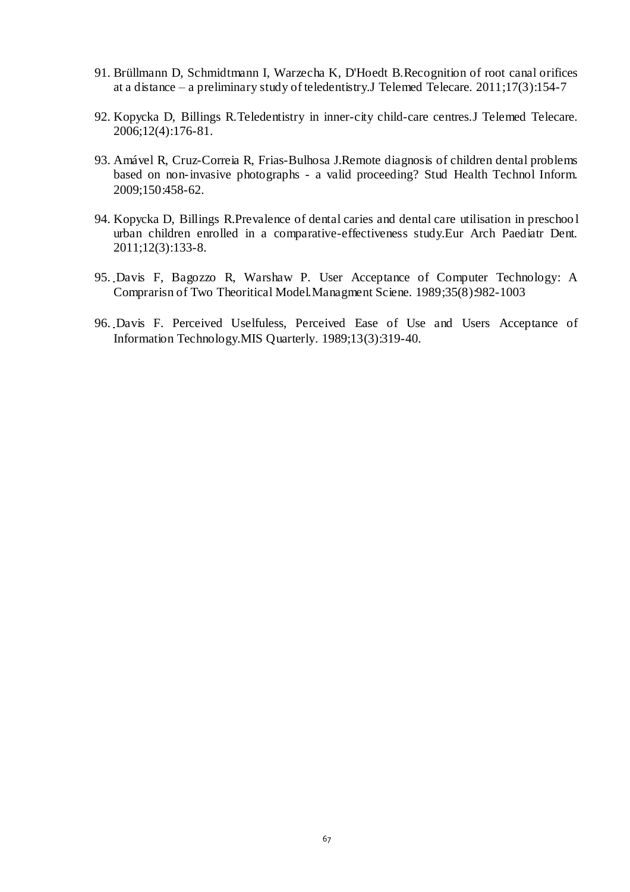91. Brüllmann D, Schmidtmann I, Warzecha K, D'Hoedt B.Recognition of root canal orifices at a distance – a preliminary study of teledentistry.J Telemed Telecare. 2011;17(3):154-7

92. Kopycka D, Billings R.Teledentistry in inner-city child-care centres.J Telemed Telecare. 2006;12(4):176-81.

93. Amável R, Cruz-Correia R, Frias-Bulhosa J.Remote diagnosis of children dental problems based on non-invasive photographs - a valid proceeding? Stud Health Technol Inform. 2009;150:458-62.

94. Kopycka D, Billings R.Prevalence of dental caries and dental care utilisation in preschool urban children enrolled in a comparative-effectiveness study.Eur Arch Paediatr Dent. 2011;12(3):133-8.

95. Davis F, Bagozzo R, Warshaw P. User Acceptance of Computer Technology: A Comprarisn of Two Theoritical Model.Managment Sciene. 1989;35(8):982-1003

96. Davis F. Perceived Uselfuless, Perceived Ease of Use and Users Acceptance of Information Technology.MIS Quarterly. 1989;13(3):319-40.